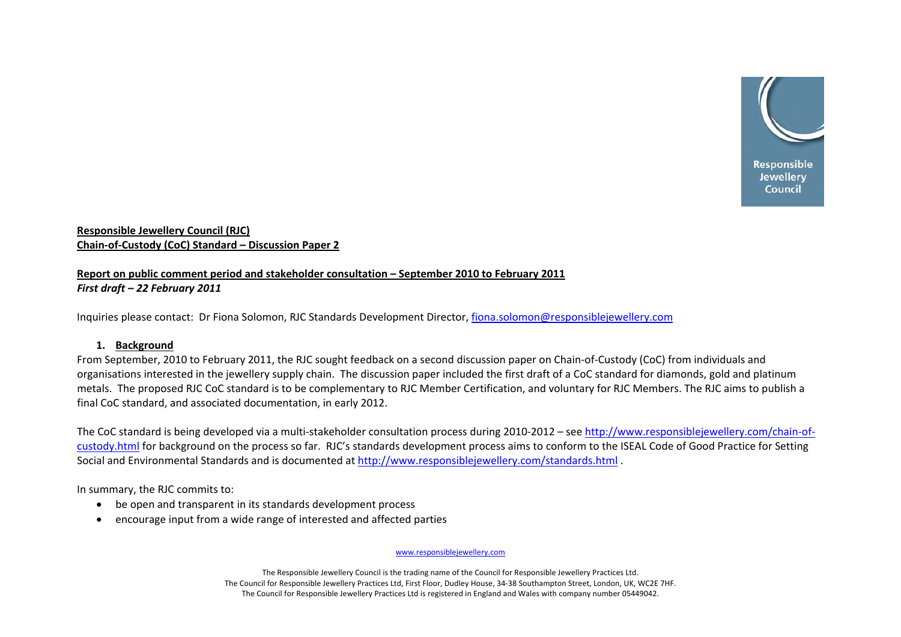**Responsible Jewellery Council (RJC)**
**Chain-of-Custody (CoC) Standard – Discussion Paper 2**

**Report on public comment period and stakeholder consultation – September 2010 to February 2011**
***First draft – 22 February 2011***

Inquiries please contact: Dr Fiona Solomon, RJC Standards Development Director, fiona.solomon@responsiblejewellery.com

## 1. Background

From September, 2010 to February 2011, the RJC sought feedback on a second discussion paper on Chain-of-Custody (CoC) from individuals and organisations interested in the jewellery supply chain. The discussion paper included the first draft of a CoC standard for diamonds, gold and platinum metals. The proposed RJC CoC standard is to be complementary to RJC Member Certification, and voluntary for RJC Members. The RJC aims to publish a final CoC standard, and associated documentation, in early 2012.

The CoC standard is being developed via a multi-stakeholder consultation process during 2010-2012 – see http://www.responsiblejewellery.com/chain-of-custody.html for background on the process so far. RJC's standards development process aims to conform to the ISEAL Code of Good Practice for Setting Social and Environmental Standards and is documented at http://www.responsiblejewellery.com/standards.html .

In summary, the RJC commits to:

- be open and transparent in its standards development process
- encourage input from a wide range of interested and affected parties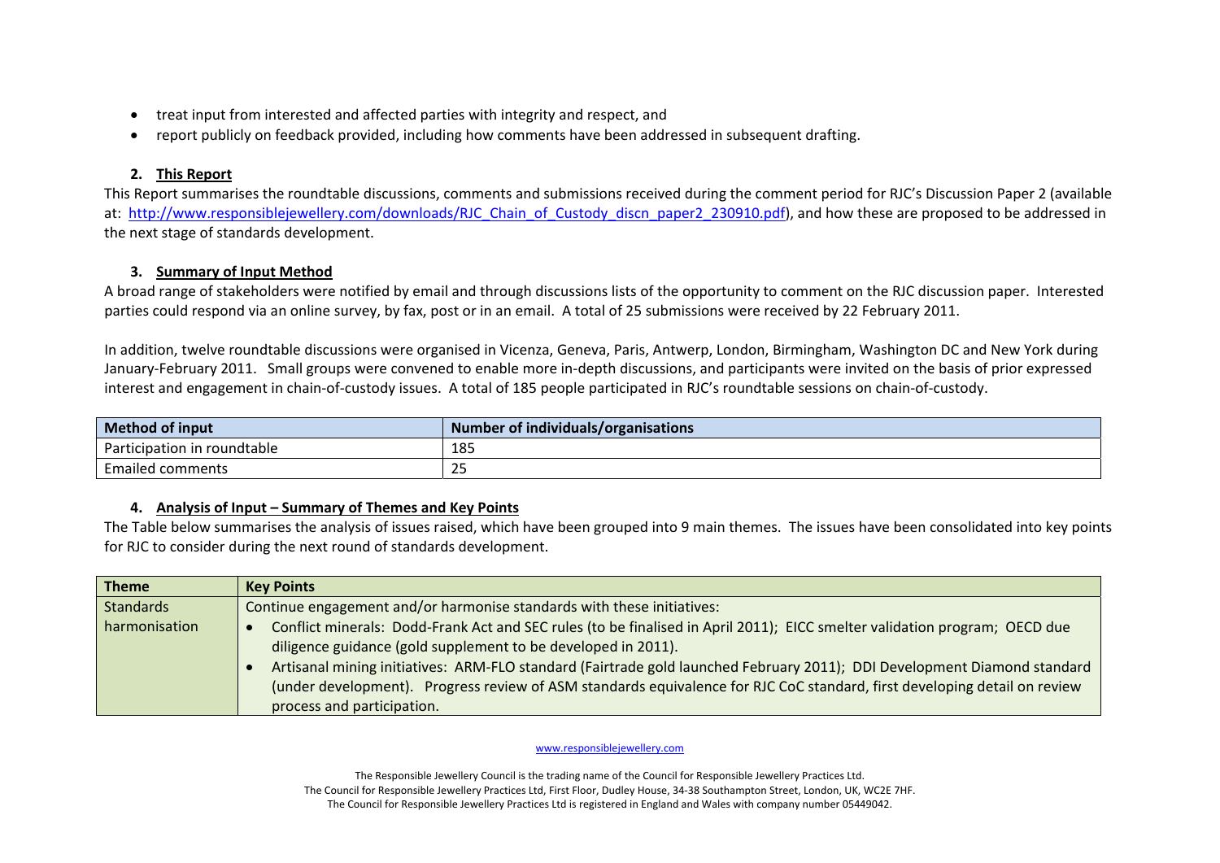- treat input from interested and affected parties with integrity and respect, and
- report publicly on feedback provided, including how comments have been addressed in subsequent drafting.

## 2. This Report

This Report summarises the roundtable discussions, comments and submissions received during the comment period for RJC's Discussion Paper 2 (available at: http://www.responsiblejewellery.com/downloads/RJC_Chain_of_Custody_discn_paper2_230910.pdf), and how these are proposed to be addressed in the next stage of standards development.

## 3. Summary of Input Method

A broad range of stakeholders were notified by email and through discussions lists of the opportunity to comment on the RJC discussion paper. Interested parties could respond via an online survey, by fax, post or in an email. A total of 25 submissions were received by 22 February 2011.

In addition, twelve roundtable discussions were organised in Vicenza, Geneva, Paris, Antwerp, London, Birmingham, Washington DC and New York during January-February 2011. Small groups were convened to enable more in-depth discussions, and participants were invited on the basis of prior expressed interest and engagement in chain-of-custody issues. A total of 185 people participated in RJC's roundtable sessions on chain-of-custody.

| Method of input | Number of individuals/organisations |
|---|---|
| Participation in roundtable | 185 |
| Emailed comments | 25 |

## 4. Analysis of Input – Summary of Themes and Key Points

The Table below summarises the analysis of issues raised, which have been grouped into 9 main themes. The issues have been consolidated into key points for RJC to consider during the next round of standards development.

| Theme | Key Points |
|---|---|
| Standards harmonisation | Continue engagement and/or harmonise standards with these initiatives:<br>• Conflict minerals: Dodd-Frank Act and SEC rules (to be finalised in April 2011); EICC smelter validation program; OECD due diligence guidance (gold supplement to be developed in 2011).<br>• Artisanal mining initiatives: ARM-FLO standard (Fairtrade gold launched February 2011); DDI Development Diamond standard (under development). Progress review of ASM standards equivalence for RJC CoC standard, first developing detail on review process and participation. |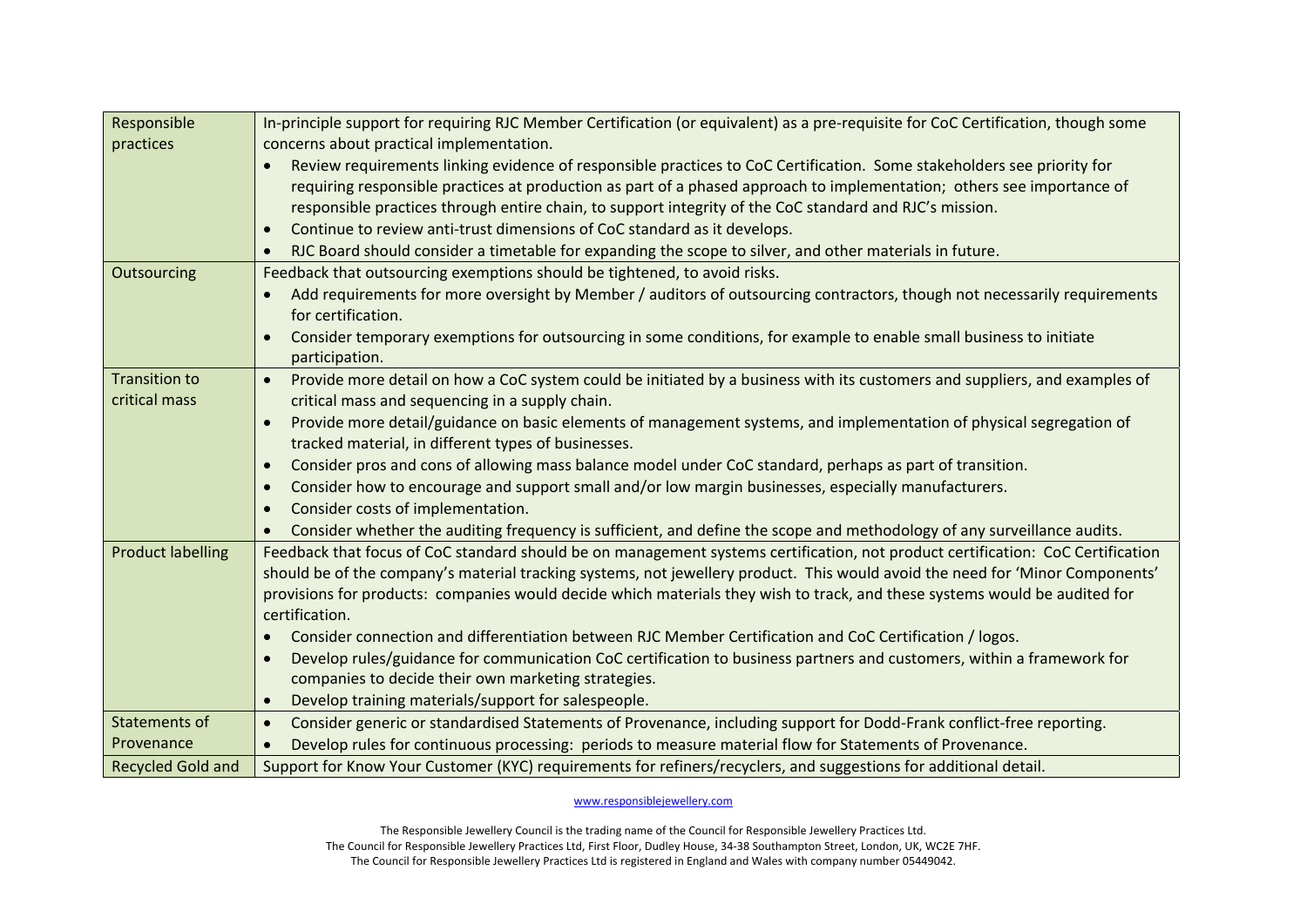| | |
|---|---|
| Responsible practices | In-principle support for requiring RJC Member Certification (or equivalent) as a pre-requisite for CoC Certification, though some concerns about practical implementation.<br>• Review requirements linking evidence of responsible practices to CoC Certification. Some stakeholders see priority for requiring responsible practices at production as part of a phased approach to implementation; others see importance of responsible practices through entire chain, to support integrity of the CoC standard and RJC's mission.<br>• Continue to review anti-trust dimensions of CoC standard as it develops.<br>• RJC Board should consider a timetable for expanding the scope to silver, and other materials in future. |
| Outsourcing | Feedback that outsourcing exemptions should be tightened, to avoid risks.<br>• Add requirements for more oversight by Member / auditors of outsourcing contractors, though not necessarily requirements for certification.<br>• Consider temporary exemptions for outsourcing in some conditions, for example to enable small business to initiate participation. |
| Transition to critical mass | • Provide more detail on how a CoC system could be initiated by a business with its customers and suppliers, and examples of critical mass and sequencing in a supply chain.<br>• Provide more detail/guidance on basic elements of management systems, and implementation of physical segregation of tracked material, in different types of businesses.<br>• Consider pros and cons of allowing mass balance model under CoC standard, perhaps as part of transition.<br>• Consider how to encourage and support small and/or low margin businesses, especially manufacturers.<br>• Consider costs of implementation.<br>• Consider whether the auditing frequency is sufficient, and define the scope and methodology of any surveillance audits. |
| Product labelling | Feedback that focus of CoC standard should be on management systems certification, not product certification: CoC Certification should be of the company's material tracking systems, not jewellery product. This would avoid the need for 'Minor Components' provisions for products: companies would decide which materials they wish to track, and these systems would be audited for certification.<br>• Consider connection and differentiation between RJC Member Certification and CoC Certification / logos.<br>• Develop rules/guidance for communication CoC certification to business partners and customers, within a framework for companies to decide their own marketing strategies.<br>• Develop training materials/support for salespeople. |
| Statements of Provenance | • Consider generic or standardised Statements of Provenance, including support for Dodd-Frank conflict-free reporting.<br>• Develop rules for continuous processing: periods to measure material flow for Statements of Provenance. |
| Recycled Gold and | Support for Know Your Customer (KYC) requirements for refiners/recyclers, and suggestions for additional detail. |

www.responsiblejewellery.com

The Responsible Jewellery Council is the trading name of the Council for Responsible Jewellery Practices Ltd.
The Council for Responsible Jewellery Practices Ltd, First Floor, Dudley House, 34-38 Southampton Street, London, UK, WC2E 7HF.
The Council for Responsible Jewellery Practices Ltd is registered in England and Wales with company number 05449042.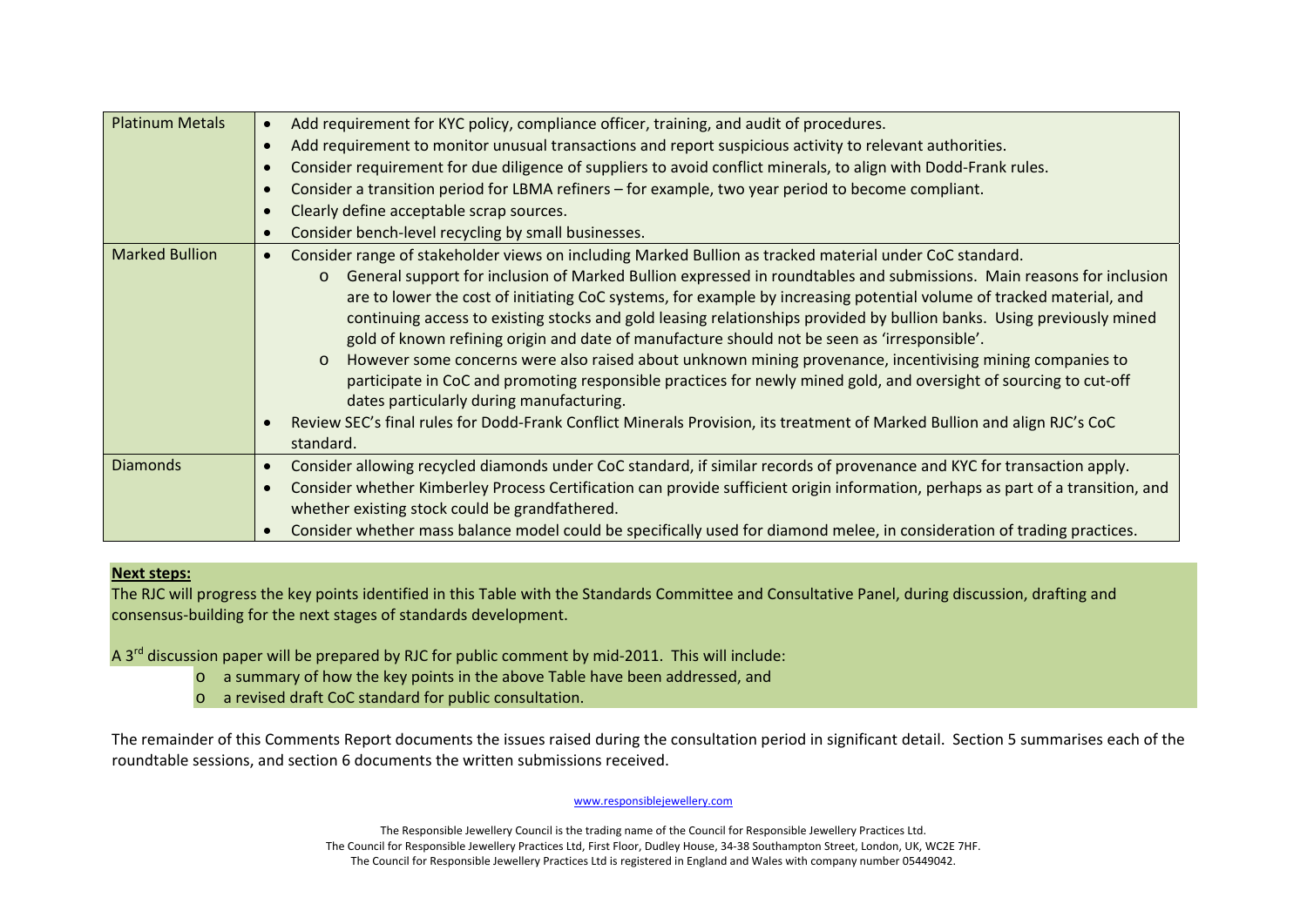| | |
|---|---|
| Platinum Metals | • Add requirement for KYC policy, compliance officer, training, and audit of procedures.<br>• Add requirement to monitor unusual transactions and report suspicious activity to relevant authorities.<br>• Consider requirement for due diligence of suppliers to avoid conflict minerals, to align with Dodd-Frank rules.<br>• Consider a transition period for LBMA refiners – for example, two year period to become compliant.<br>• Clearly define acceptable scrap sources.<br>• Consider bench-level recycling by small businesses. |
| Marked Bullion | • Consider range of stakeholder views on including Marked Bullion as tracked material under CoC standard.<br>  o General support for inclusion of Marked Bullion expressed in roundtables and submissions. Main reasons for inclusion are to lower the cost of initiating CoC systems, for example by increasing potential volume of tracked material, and continuing access to existing stocks and gold leasing relationships provided by bullion banks. Using previously mined gold of known refining origin and date of manufacture should not be seen as 'irresponsible'.<br>  o However some concerns were also raised about unknown mining provenance, incentivising mining companies to participate in CoC and promoting responsible practices for newly mined gold, and oversight of sourcing to cut-off dates particularly during manufacturing.<br>• Review SEC's final rules for Dodd-Frank Conflict Minerals Provision, its treatment of Marked Bullion and align RJC's CoC standard. |
| Diamonds | • Consider allowing recycled diamonds under CoC standard, if similar records of provenance and KYC for transaction apply.<br>• Consider whether Kimberley Process Certification can provide sufficient origin information, perhaps as part of a transition, and whether existing stock could be grandfathered.<br>• Consider whether mass balance model could be specifically used for diamond melee, in consideration of trading practices. |

**Next steps:**

The RJC will progress the key points identified in this Table with the Standards Committee and Consultative Panel, during discussion, drafting and consensus-building for the next stages of standards development.

A 3rd discussion paper will be prepared by RJC for public comment by mid-2011. This will include:

- a summary of how the key points in the above Table have been addressed, and
- a revised draft CoC standard for public consultation.

The remainder of this Comments Report documents the issues raised during the consultation period in significant detail. Section 5 summarises each of the roundtable sessions, and section 6 documents the written submissions received.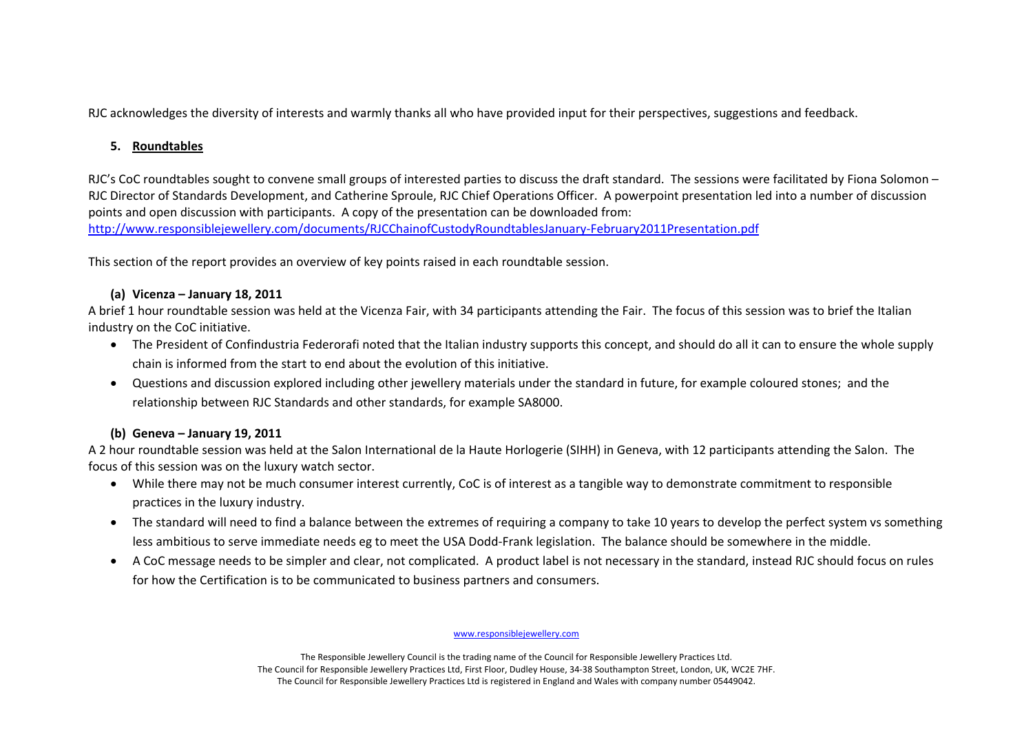RJC acknowledges the diversity of interests and warmly thanks all who have provided input for their perspectives, suggestions and feedback.

## 5. Roundtables

RJC's CoC roundtables sought to convene small groups of interested parties to discuss the draft standard. The sessions were facilitated by Fiona Solomon – RJC Director of Standards Development, and Catherine Sproule, RJC Chief Operations Officer. A powerpoint presentation led into a number of discussion points and open discussion with participants. A copy of the presentation can be downloaded from: http://www.responsiblejewellery.com/documents/RJCChainofCustodyRoundtablesJanuary-February2011Presentation.pdf

This section of the report provides an overview of key points raised in each roundtable session.

### (a) Vicenza – January 18, 2011

A brief 1 hour roundtable session was held at the Vicenza Fair, with 34 participants attending the Fair. The focus of this session was to brief the Italian industry on the CoC initiative.

- The President of Confindustria Federorafi noted that the Italian industry supports this concept, and should do all it can to ensure the whole supply chain is informed from the start to end about the evolution of this initiative.
- Questions and discussion explored including other jewellery materials under the standard in future, for example coloured stones; and the relationship between RJC Standards and other standards, for example SA8000.

### (b) Geneva – January 19, 2011

A 2 hour roundtable session was held at the Salon International de la Haute Horlogerie (SIHH) in Geneva, with 12 participants attending the Salon. The focus of this session was on the luxury watch sector.

- While there may not be much consumer interest currently, CoC is of interest as a tangible way to demonstrate commitment to responsible practices in the luxury industry.
- The standard will need to find a balance between the extremes of requiring a company to take 10 years to develop the perfect system vs something less ambitious to serve immediate needs eg to meet the USA Dodd-Frank legislation. The balance should be somewhere in the middle.
- A CoC message needs to be simpler and clear, not complicated. A product label is not necessary in the standard, instead RJC should focus on rules for how the Certification is to be communicated to business partners and consumers.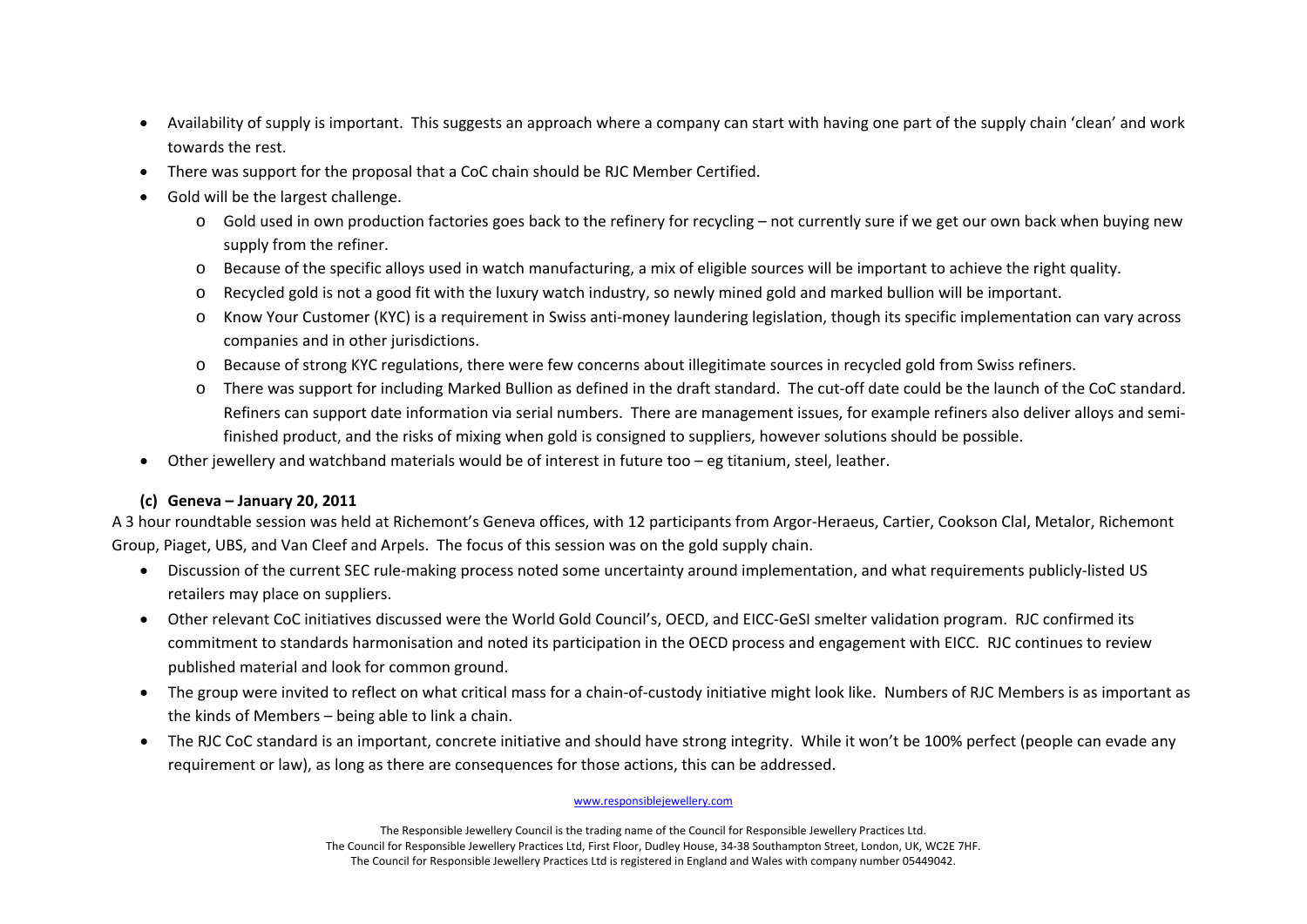- Availability of supply is important. This suggests an approach where a company can start with having one part of the supply chain 'clean' and work towards the rest.
- There was support for the proposal that a CoC chain should be RJC Member Certified.
- Gold will be the largest challenge.
  - Gold used in own production factories goes back to the refinery for recycling – not currently sure if we get our own back when buying new supply from the refiner.
  - Because of the specific alloys used in watch manufacturing, a mix of eligible sources will be important to achieve the right quality.
  - Recycled gold is not a good fit with the luxury watch industry, so newly mined gold and marked bullion will be important.
  - Know Your Customer (KYC) is a requirement in Swiss anti-money laundering legislation, though its specific implementation can vary across companies and in other jurisdictions.
  - Because of strong KYC regulations, there were few concerns about illegitimate sources in recycled gold from Swiss refiners.
  - There was support for including Marked Bullion as defined in the draft standard. The cut-off date could be the launch of the CoC standard. Refiners can support date information via serial numbers. There are management issues, for example refiners also deliver alloys and semi-finished product, and the risks of mixing when gold is consigned to suppliers, however solutions should be possible.
- Other jewellery and watchband materials would be of interest in future too – eg titanium, steel, leather.

### (c) Geneva – January 20, 2011

A 3 hour roundtable session was held at Richemont's Geneva offices, with 12 participants from Argor-Heraeus, Cartier, Cookson Clal, Metalor, Richemont Group, Piaget, UBS, and Van Cleef and Arpels. The focus of this session was on the gold supply chain.

- Discussion of the current SEC rule-making process noted some uncertainty around implementation, and what requirements publicly-listed US retailers may place on suppliers.
- Other relevant CoC initiatives discussed were the World Gold Council's, OECD, and EICC-GeSI smelter validation program. RJC confirmed its commitment to standards harmonisation and noted its participation in the OECD process and engagement with EICC. RJC continues to review published material and look for common ground.
- The group were invited to reflect on what critical mass for a chain-of-custody initiative might look like. Numbers of RJC Members is as important as the kinds of Members – being able to link a chain.
- The RJC CoC standard is an important, concrete initiative and should have strong integrity. While it won't be 100% perfect (people can evade any requirement or law), as long as there are consequences for those actions, this can be addressed.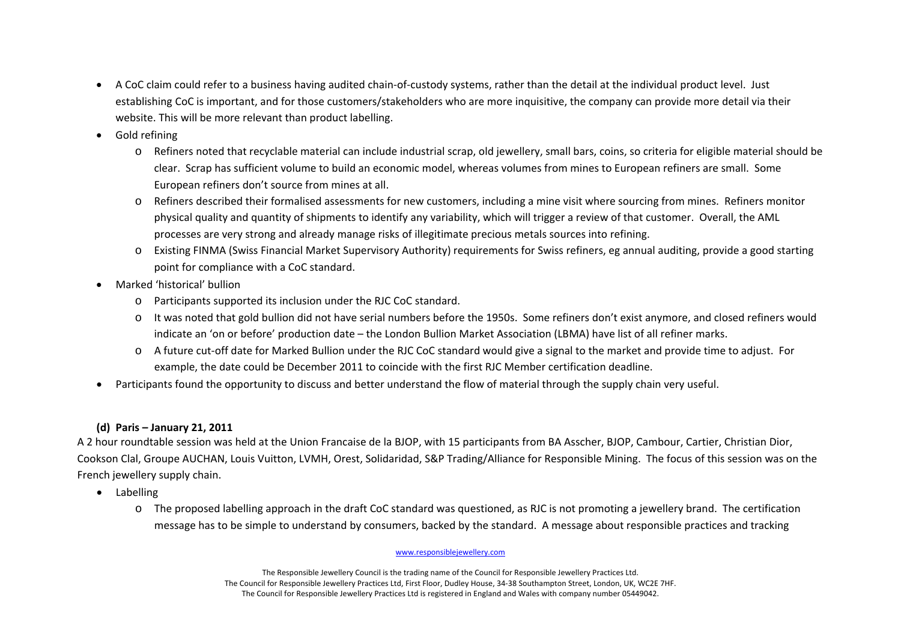- A CoC claim could refer to a business having audited chain-of-custody systems, rather than the detail at the individual product level. Just establishing CoC is important, and for those customers/stakeholders who are more inquisitive, the company can provide more detail via their website. This will be more relevant than product labelling.
- Gold refining
  - Refiners noted that recyclable material can include industrial scrap, old jewellery, small bars, coins, so criteria for eligible material should be clear. Scrap has sufficient volume to build an economic model, whereas volumes from mines to European refiners are small. Some European refiners don't source from mines at all.
  - Refiners described their formalised assessments for new customers, including a mine visit where sourcing from mines. Refiners monitor physical quality and quantity of shipments to identify any variability, which will trigger a review of that customer. Overall, the AML processes are very strong and already manage risks of illegitimate precious metals sources into refining.
  - Existing FINMA (Swiss Financial Market Supervisory Authority) requirements for Swiss refiners, eg annual auditing, provide a good starting point for compliance with a CoC standard.
- Marked 'historical' bullion
  - Participants supported its inclusion under the RJC CoC standard.
  - It was noted that gold bullion did not have serial numbers before the 1950s. Some refiners don't exist anymore, and closed refiners would indicate an 'on or before' production date – the London Bullion Market Association (LBMA) have list of all refiner marks.
  - A future cut-off date for Marked Bullion under the RJC CoC standard would give a signal to the market and provide time to adjust. For example, the date could be December 2011 to coincide with the first RJC Member certification deadline.
- Participants found the opportunity to discuss and better understand the flow of material through the supply chain very useful.

**(d) Paris – January 21, 2011**

A 2 hour roundtable session was held at the Union Francaise de la BJOP, with 15 participants from BA Asscher, BJOP, Cambour, Cartier, Christian Dior, Cookson Clal, Groupe AUCHAN, Louis Vuitton, LVMH, Orest, Solidaridad, S&P Trading/Alliance for Responsible Mining. The focus of this session was on the French jewellery supply chain.

- Labelling
  - The proposed labelling approach in the draft CoC standard was questioned, as RJC is not promoting a jewellery brand. The certification message has to be simple to understand by consumers, backed by the standard. A message about responsible practices and tracking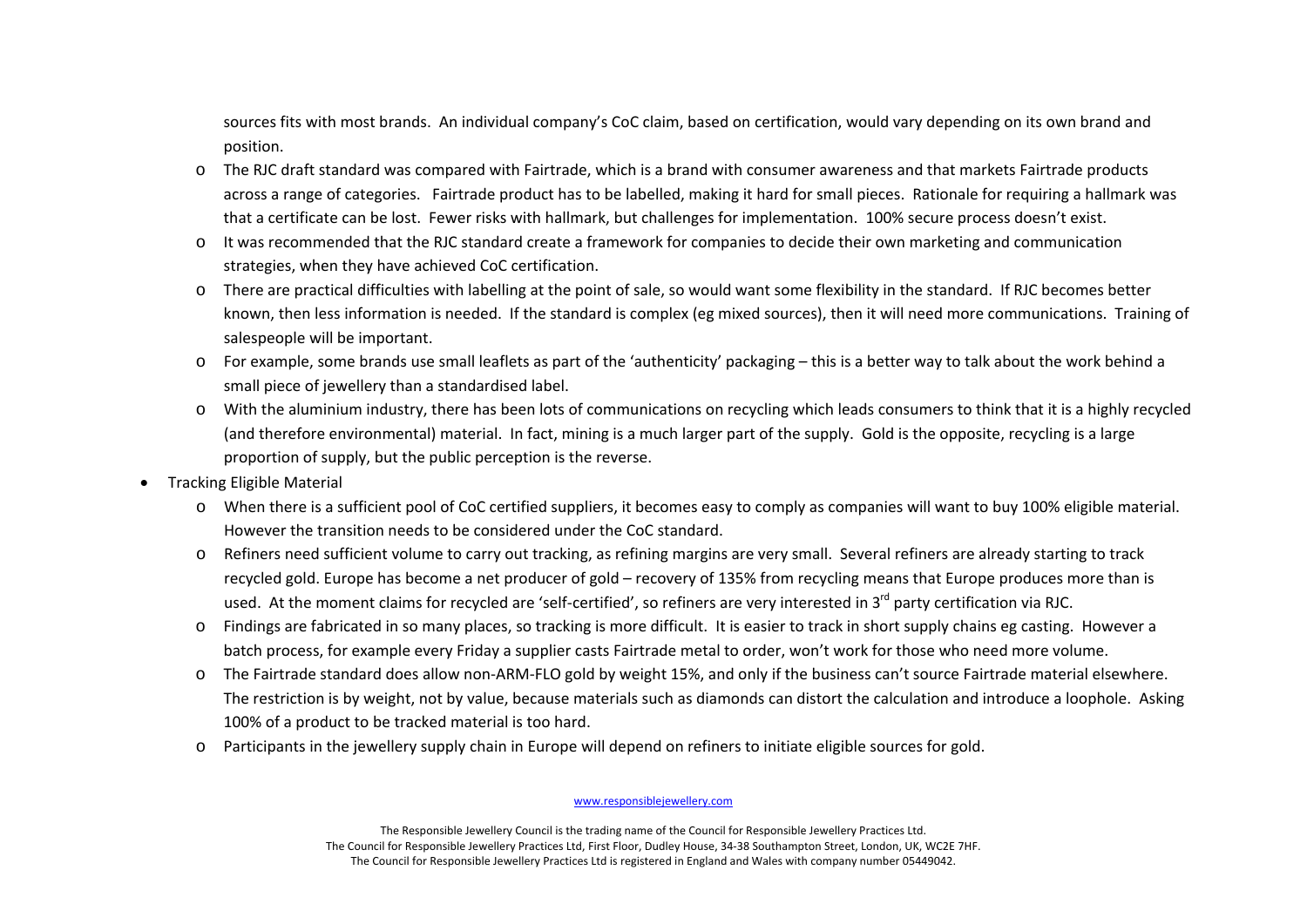sources fits with most brands. An individual company's CoC claim, based on certification, would vary depending on its own brand and position.

- The RJC draft standard was compared with Fairtrade, which is a brand with consumer awareness and that markets Fairtrade products across a range of categories. Fairtrade product has to be labelled, making it hard for small pieces. Rationale for requiring a hallmark was that a certificate can be lost. Fewer risks with hallmark, but challenges for implementation. 100% secure process doesn't exist.
- It was recommended that the RJC standard create a framework for companies to decide their own marketing and communication strategies, when they have achieved CoC certification.
- There are practical difficulties with labelling at the point of sale, so would want some flexibility in the standard. If RJC becomes better known, then less information is needed. If the standard is complex (eg mixed sources), then it will need more communications. Training of salespeople will be important.
- For example, some brands use small leaflets as part of the 'authenticity' packaging – this is a better way to talk about the work behind a small piece of jewellery than a standardised label.
- With the aluminium industry, there has been lots of communications on recycling which leads consumers to think that it is a highly recycled (and therefore environmental) material. In fact, mining is a much larger part of the supply. Gold is the opposite, recycling is a large proportion of supply, but the public perception is the reverse.

- Tracking Eligible Material
  - When there is a sufficient pool of CoC certified suppliers, it becomes easy to comply as companies will want to buy 100% eligible material. However the transition needs to be considered under the CoC standard.
  - Refiners need sufficient volume to carry out tracking, as refining margins are very small. Several refiners are already starting to track recycled gold. Europe has become a net producer of gold – recovery of 135% from recycling means that Europe produces more than is used. At the moment claims for recycled are 'self-certified', so refiners are very interested in 3rd party certification via RJC.
  - Findings are fabricated in so many places, so tracking is more difficult. It is easier to track in short supply chains eg casting. However a batch process, for example every Friday a supplier casts Fairtrade metal to order, won't work for those who need more volume.
  - The Fairtrade standard does allow non-ARM-FLO gold by weight 15%, and only if the business can't source Fairtrade material elsewhere. The restriction is by weight, not by value, because materials such as diamonds can distort the calculation and introduce a loophole. Asking 100% of a product to be tracked material is too hard.
  - Participants in the jewellery supply chain in Europe will depend on refiners to initiate eligible sources for gold.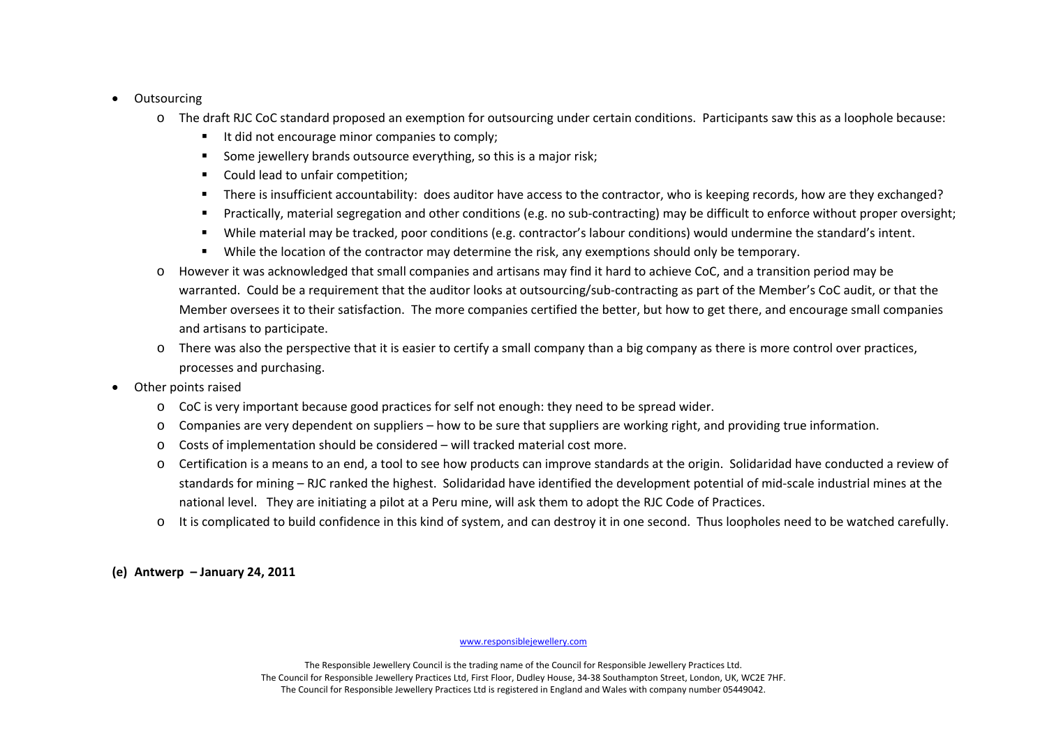- Outsourcing
  - The draft RJC CoC standard proposed an exemption for outsourcing under certain conditions. Participants saw this as a loophole because:
    - It did not encourage minor companies to comply;
    - Some jewellery brands outsource everything, so this is a major risk;
    - Could lead to unfair competition;
    - There is insufficient accountability: does auditor have access to the contractor, who is keeping records, how are they exchanged?
    - Practically, material segregation and other conditions (e.g. no sub-contracting) may be difficult to enforce without proper oversight;
    - While material may be tracked, poor conditions (e.g. contractor's labour conditions) would undermine the standard's intent.
    - While the location of the contractor may determine the risk, any exemptions should only be temporary.
  - However it was acknowledged that small companies and artisans may find it hard to achieve CoC, and a transition period may be warranted. Could be a requirement that the auditor looks at outsourcing/sub-contracting as part of the Member's CoC audit, or that the Member oversees it to their satisfaction. The more companies certified the better, but how to get there, and encourage small companies and artisans to participate.
  - There was also the perspective that it is easier to certify a small company than a big company as there is more control over practices, processes and purchasing.
- Other points raised
  - CoC is very important because good practices for self not enough: they need to be spread wider.
  - Companies are very dependent on suppliers – how to be sure that suppliers are working right, and providing true information.
  - Costs of implementation should be considered – will tracked material cost more.
  - Certification is a means to an end, a tool to see how products can improve standards at the origin. Solidaridad have conducted a review of standards for mining – RJC ranked the highest. Solidaridad have identified the development potential of mid-scale industrial mines at the national level. They are initiating a pilot at a Peru mine, will ask them to adopt the RJC Code of Practices.
  - It is complicated to build confidence in this kind of system, and can destroy it in one second. Thus loopholes need to be watched carefully.

**(e) Antwerp – January 24, 2011**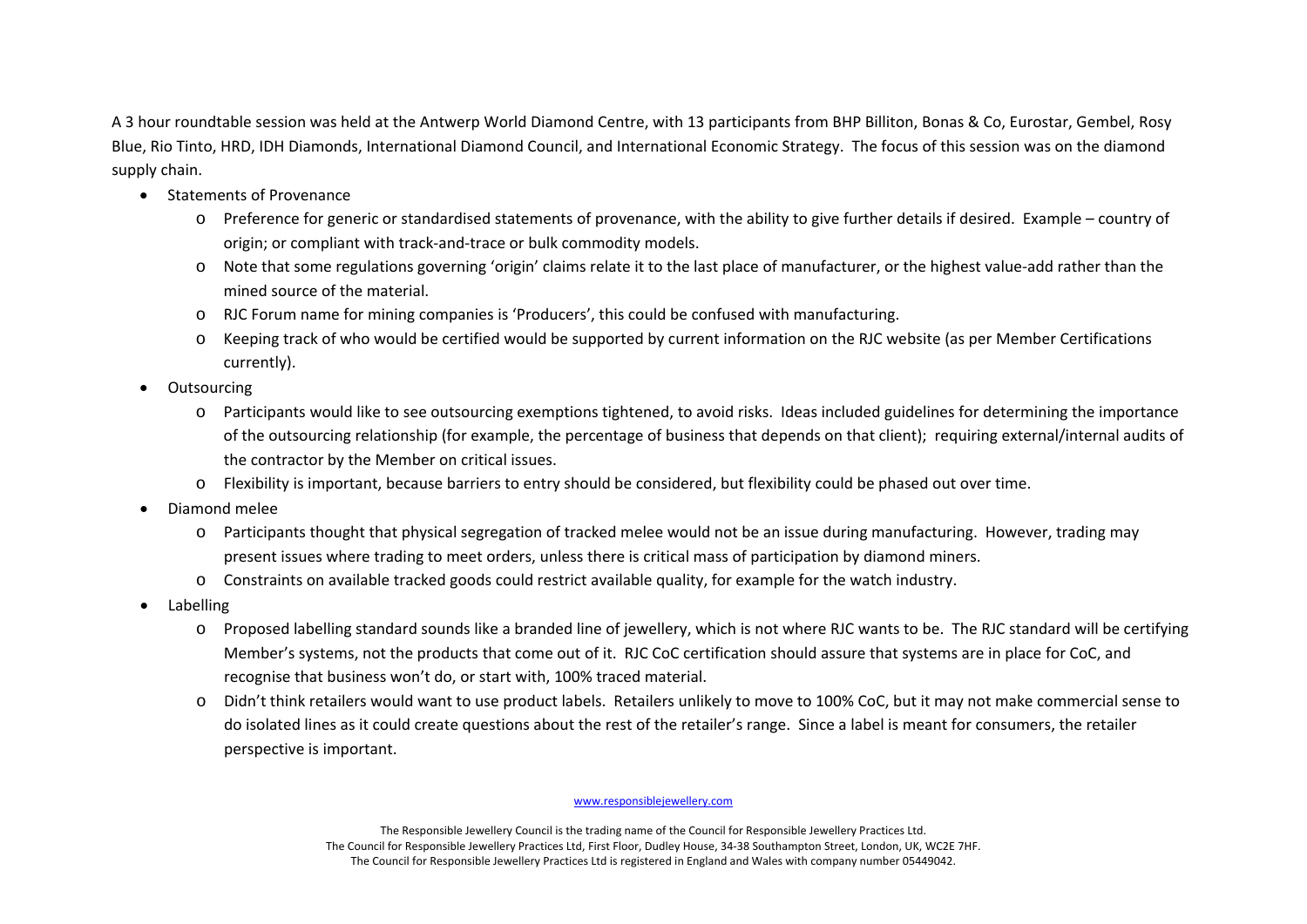A 3 hour roundtable session was held at the Antwerp World Diamond Centre, with 13 participants from BHP Billiton, Bonas & Co, Eurostar, Gembel, Rosy Blue, Rio Tinto, HRD, IDH Diamonds, International Diamond Council, and International Economic Strategy. The focus of this session was on the diamond supply chain.

- Statements of Provenance
  - Preference for generic or standardised statements of provenance, with the ability to give further details if desired. Example – country of origin; or compliant with track-and-trace or bulk commodity models.
  - Note that some regulations governing 'origin' claims relate it to the last place of manufacturer, or the highest value-add rather than the mined source of the material.
  - RJC Forum name for mining companies is 'Producers', this could be confused with manufacturing.
  - Keeping track of who would be certified would be supported by current information on the RJC website (as per Member Certifications currently).
- Outsourcing
  - Participants would like to see outsourcing exemptions tightened, to avoid risks. Ideas included guidelines for determining the importance of the outsourcing relationship (for example, the percentage of business that depends on that client); requiring external/internal audits of the contractor by the Member on critical issues.
  - Flexibility is important, because barriers to entry should be considered, but flexibility could be phased out over time.
- Diamond melee
  - Participants thought that physical segregation of tracked melee would not be an issue during manufacturing. However, trading may present issues where trading to meet orders, unless there is critical mass of participation by diamond miners.
  - Constraints on available tracked goods could restrict available quality, for example for the watch industry.
- Labelling
  - Proposed labelling standard sounds like a branded line of jewellery, which is not where RJC wants to be. The RJC standard will be certifying Member's systems, not the products that come out of it. RJC CoC certification should assure that systems are in place for CoC, and recognise that business won't do, or start with, 100% traced material.
  - Didn't think retailers would want to use product labels. Retailers unlikely to move to 100% CoC, but it may not make commercial sense to do isolated lines as it could create questions about the rest of the retailer's range. Since a label is meant for consumers, the retailer perspective is important.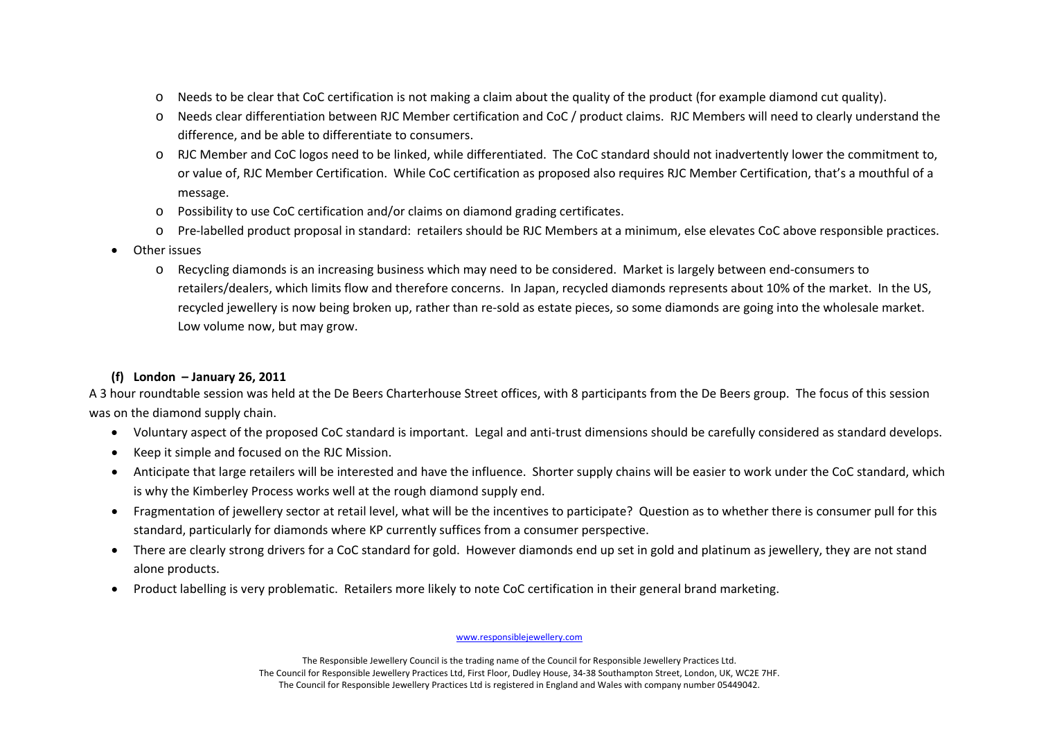- Needs to be clear that CoC certification is not making a claim about the quality of the product (for example diamond cut quality).
  - Needs clear differentiation between RJC Member certification and CoC / product claims. RJC Members will need to clearly understand the difference, and be able to differentiate to consumers.
  - RJC Member and CoC logos need to be linked, while differentiated. The CoC standard should not inadvertently lower the commitment to, or value of, RJC Member Certification. While CoC certification as proposed also requires RJC Member Certification, that's a mouthful of a message.
  - Possibility to use CoC certification and/or claims on diamond grading certificates.
  - Pre-labelled product proposal in standard: retailers should be RJC Members at a minimum, else elevates CoC above responsible practices.
- Other issues
  - Recycling diamonds is an increasing business which may need to be considered. Market is largely between end-consumers to retailers/dealers, which limits flow and therefore concerns. In Japan, recycled diamonds represents about 10% of the market. In the US, recycled jewellery is now being broken up, rather than re-sold as estate pieces, so some diamonds are going into the wholesale market. Low volume now, but may grow.

**(f) London – January 26, 2011**

A 3 hour roundtable session was held at the De Beers Charterhouse Street offices, with 8 participants from the De Beers group. The focus of this session was on the diamond supply chain.

- Voluntary aspect of the proposed CoC standard is important. Legal and anti-trust dimensions should be carefully considered as standard develops.
- Keep it simple and focused on the RJC Mission.
- Anticipate that large retailers will be interested and have the influence. Shorter supply chains will be easier to work under the CoC standard, which is why the Kimberley Process works well at the rough diamond supply end.
- Fragmentation of jewellery sector at retail level, what will be the incentives to participate? Question as to whether there is consumer pull for this standard, particularly for diamonds where KP currently suffices from a consumer perspective.
- There are clearly strong drivers for a CoC standard for gold. However diamonds end up set in gold and platinum as jewellery, they are not stand alone products.
- Product labelling is very problematic. Retailers more likely to note CoC certification in their general brand marketing.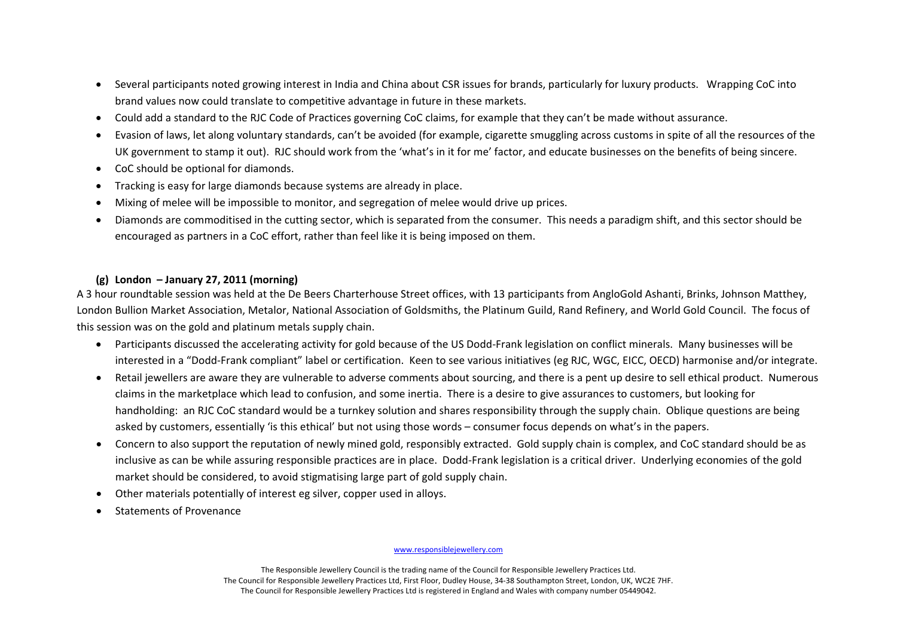- Several participants noted growing interest in India and China about CSR issues for brands, particularly for luxury products. Wrapping CoC into brand values now could translate to competitive advantage in future in these markets.
- Could add a standard to the RJC Code of Practices governing CoC claims, for example that they can't be made without assurance.
- Evasion of laws, let along voluntary standards, can't be avoided (for example, cigarette smuggling across customs in spite of all the resources of the UK government to stamp it out). RJC should work from the 'what's in it for me' factor, and educate businesses on the benefits of being sincere.
- CoC should be optional for diamonds.
- Tracking is easy for large diamonds because systems are already in place.
- Mixing of melee will be impossible to monitor, and segregation of melee would drive up prices.
- Diamonds are commoditised in the cutting sector, which is separated from the consumer. This needs a paradigm shift, and this sector should be encouraged as partners in a CoC effort, rather than feel like it is being imposed on them.

**(g) London – January 27, 2011 (morning)**

A 3 hour roundtable session was held at the De Beers Charterhouse Street offices, with 13 participants from AngloGold Ashanti, Brinks, Johnson Matthey, London Bullion Market Association, Metalor, National Association of Goldsmiths, the Platinum Guild, Rand Refinery, and World Gold Council. The focus of this session was on the gold and platinum metals supply chain.

- Participants discussed the accelerating activity for gold because of the US Dodd-Frank legislation on conflict minerals. Many businesses will be interested in a "Dodd-Frank compliant" label or certification. Keen to see various initiatives (eg RJC, WGC, EICC, OECD) harmonise and/or integrate.
- Retail jewellers are aware they are vulnerable to adverse comments about sourcing, and there is a pent up desire to sell ethical product. Numerous claims in the marketplace which lead to confusion, and some inertia. There is a desire to give assurances to customers, but looking for handholding: an RJC CoC standard would be a turnkey solution and shares responsibility through the supply chain. Oblique questions are being asked by customers, essentially 'is this ethical' but not using those words – consumer focus depends on what's in the papers.
- Concern to also support the reputation of newly mined gold, responsibly extracted. Gold supply chain is complex, and CoC standard should be as inclusive as can be while assuring responsible practices are in place. Dodd-Frank legislation is a critical driver. Underlying economies of the gold market should be considered, to avoid stigmatising large part of gold supply chain.
- Other materials potentially of interest eg silver, copper used in alloys.
- Statements of Provenance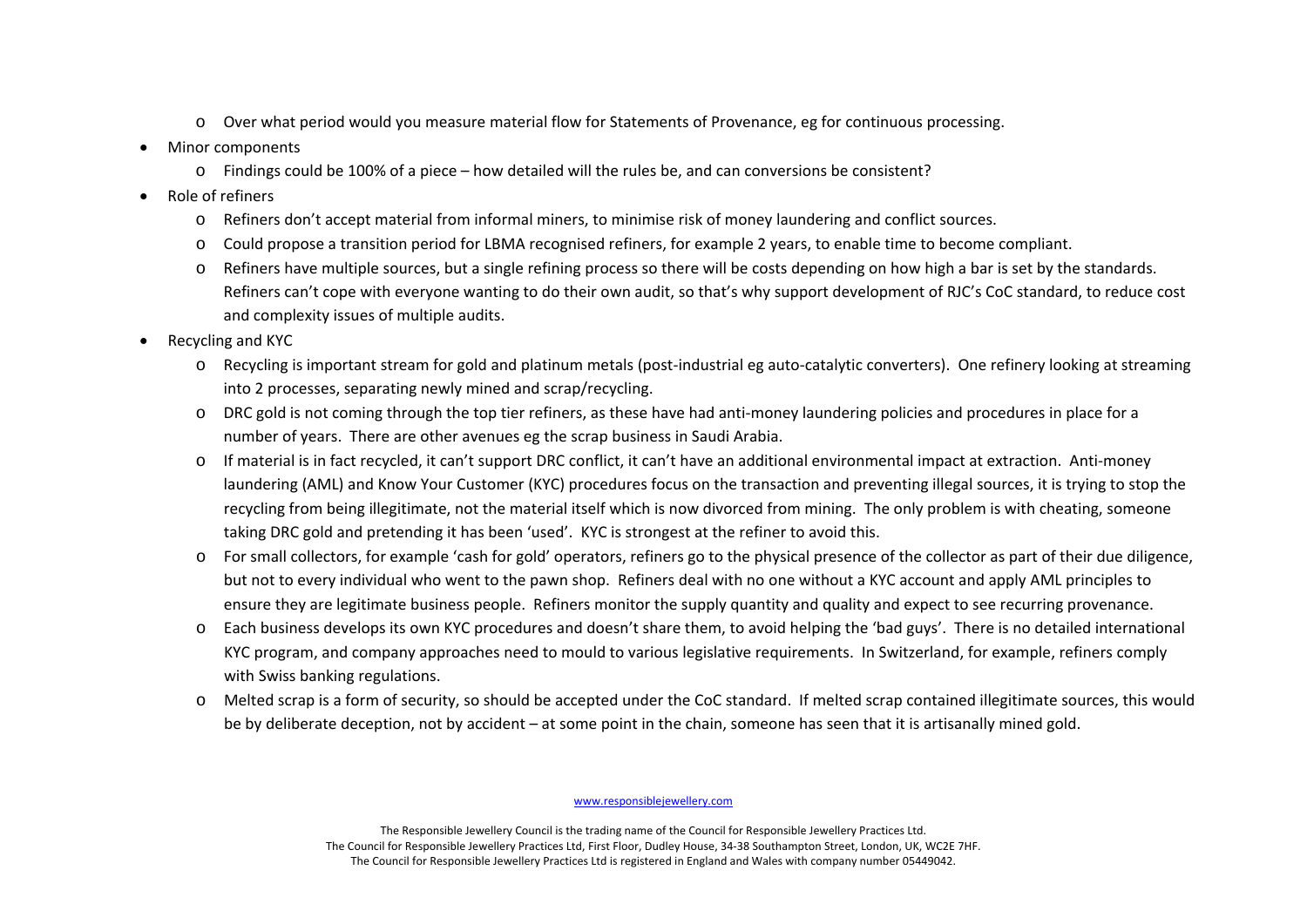- Over what period would you measure material flow for Statements of Provenance, eg for continuous processing.
- Minor components
  - Findings could be 100% of a piece – how detailed will the rules be, and can conversions be consistent?
- Role of refiners
  - Refiners don't accept material from informal miners, to minimise risk of money laundering and conflict sources.
  - Could propose a transition period for LBMA recognised refiners, for example 2 years, to enable time to become compliant.
  - Refiners have multiple sources, but a single refining process so there will be costs depending on how high a bar is set by the standards. Refiners can't cope with everyone wanting to do their own audit, so that's why support development of RJC's CoC standard, to reduce cost and complexity issues of multiple audits.
- Recycling and KYC
  - Recycling is important stream for gold and platinum metals (post-industrial eg auto-catalytic converters). One refinery looking at streaming into 2 processes, separating newly mined and scrap/recycling.
  - DRC gold is not coming through the top tier refiners, as these have had anti-money laundering policies and procedures in place for a number of years. There are other avenues eg the scrap business in Saudi Arabia.
  - If material is in fact recycled, it can't support DRC conflict, it can't have an additional environmental impact at extraction. Anti-money laundering (AML) and Know Your Customer (KYC) procedures focus on the transaction and preventing illegal sources, it is trying to stop the recycling from being illegitimate, not the material itself which is now divorced from mining. The only problem is with cheating, someone taking DRC gold and pretending it has been 'used'. KYC is strongest at the refiner to avoid this.
  - For small collectors, for example 'cash for gold' operators, refiners go to the physical presence of the collector as part of their due diligence, but not to every individual who went to the pawn shop. Refiners deal with no one without a KYC account and apply AML principles to ensure they are legitimate business people. Refiners monitor the supply quantity and quality and expect to see recurring provenance.
  - Each business develops its own KYC procedures and doesn't share them, to avoid helping the 'bad guys'. There is no detailed international KYC program, and company approaches need to mould to various legislative requirements. In Switzerland, for example, refiners comply with Swiss banking regulations.
  - Melted scrap is a form of security, so should be accepted under the CoC standard. If melted scrap contained illegitimate sources, this would be by deliberate deception, not by accident – at some point in the chain, someone has seen that it is artisanally mined gold.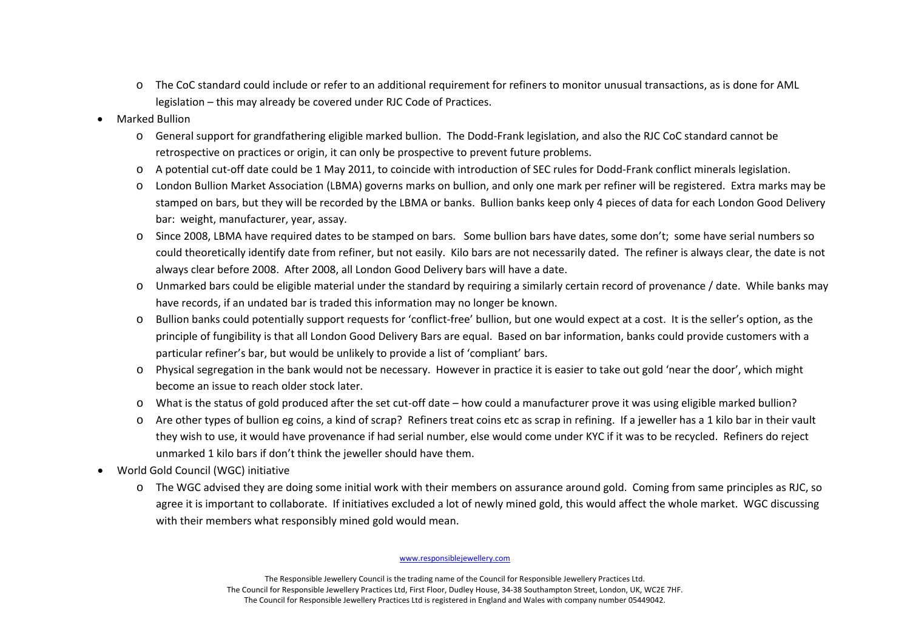- The CoC standard could include or refer to an additional requirement for refiners to monitor unusual transactions, as is done for AML legislation – this may already be covered under RJC Code of Practices.

- Marked Bullion
  - General support for grandfathering eligible marked bullion. The Dodd-Frank legislation, and also the RJC CoC standard cannot be retrospective on practices or origin, it can only be prospective to prevent future problems.
  - A potential cut-off date could be 1 May 2011, to coincide with introduction of SEC rules for Dodd-Frank conflict minerals legislation.
  - London Bullion Market Association (LBMA) governs marks on bullion, and only one mark per refiner will be registered. Extra marks may be stamped on bars, but they will be recorded by the LBMA or banks. Bullion banks keep only 4 pieces of data for each London Good Delivery bar: weight, manufacturer, year, assay.
  - Since 2008, LBMA have required dates to be stamped on bars. Some bullion bars have dates, some don't; some have serial numbers so could theoretically identify date from refiner, but not easily. Kilo bars are not necessarily dated. The refiner is always clear, the date is not always clear before 2008. After 2008, all London Good Delivery bars will have a date.
  - Unmarked bars could be eligible material under the standard by requiring a similarly certain record of provenance / date. While banks may have records, if an undated bar is traded this information may no longer be known.
  - Bullion banks could potentially support requests for 'conflict-free' bullion, but one would expect at a cost. It is the seller's option, as the principle of fungibility is that all London Good Delivery Bars are equal. Based on bar information, banks could provide customers with a particular refiner's bar, but would be unlikely to provide a list of 'compliant' bars.
  - Physical segregation in the bank would not be necessary. However in practice it is easier to take out gold 'near the door', which might become an issue to reach older stock later.
  - What is the status of gold produced after the set cut-off date – how could a manufacturer prove it was using eligible marked bullion?
  - Are other types of bullion eg coins, a kind of scrap? Refiners treat coins etc as scrap in refining. If a jeweller has a 1 kilo bar in their vault they wish to use, it would have provenance if had serial number, else would come under KYC if it was to be recycled. Refiners do reject unmarked 1 kilo bars if don't think the jeweller should have them.

- World Gold Council (WGC) initiative
  - The WGC advised they are doing some initial work with their members on assurance around gold. Coming from same principles as RJC, so agree it is important to collaborate. If initiatives excluded a lot of newly mined gold, this would affect the whole market. WGC discussing with their members what responsibly mined gold would mean.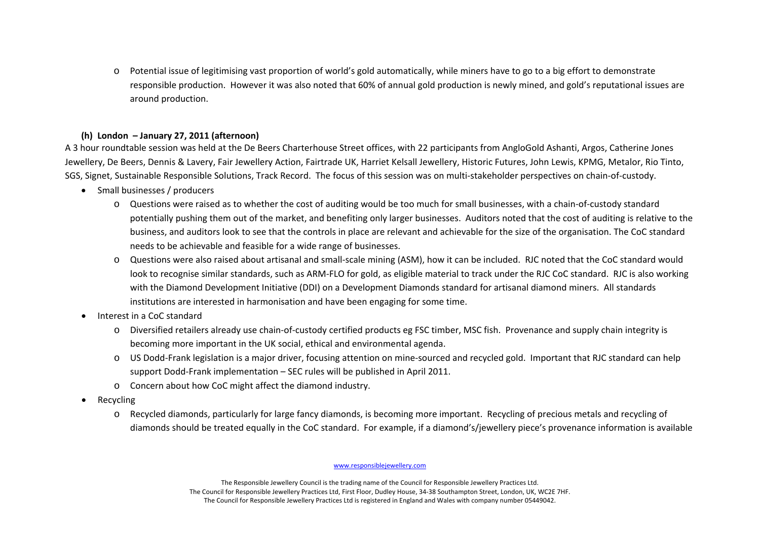- Potential issue of legitimising vast proportion of world's gold automatically, while miners have to go to a big effort to demonstrate responsible production. However it was also noted that 60% of annual gold production is newly mined, and gold's reputational issues are around production.

**(h) London – January 27, 2011 (afternoon)**

A 3 hour roundtable session was held at the De Beers Charterhouse Street offices, with 22 participants from AngloGold Ashanti, Argos, Catherine Jones Jewellery, De Beers, Dennis & Lavery, Fair Jewellery Action, Fairtrade UK, Harriet Kelsall Jewellery, Historic Futures, John Lewis, KPMG, Metalor, Rio Tinto, SGS, Signet, Sustainable Responsible Solutions, Track Record. The focus of this session was on multi-stakeholder perspectives on chain-of-custody.

- Small businesses / producers
  - Questions were raised as to whether the cost of auditing would be too much for small businesses, with a chain-of-custody standard potentially pushing them out of the market, and benefiting only larger businesses. Auditors noted that the cost of auditing is relative to the business, and auditors look to see that the controls in place are relevant and achievable for the size of the organisation. The CoC standard needs to be achievable and feasible for a wide range of businesses.
  - Questions were also raised about artisanal and small-scale mining (ASM), how it can be included. RJC noted that the CoC standard would look to recognise similar standards, such as ARM-FLO for gold, as eligible material to track under the RJC CoC standard. RJC is also working with the Diamond Development Initiative (DDI) on a Development Diamonds standard for artisanal diamond miners. All standards institutions are interested in harmonisation and have been engaging for some time.
- Interest in a CoC standard
  - Diversified retailers already use chain-of-custody certified products eg FSC timber, MSC fish. Provenance and supply chain integrity is becoming more important in the UK social, ethical and environmental agenda.
  - US Dodd-Frank legislation is a major driver, focusing attention on mine-sourced and recycled gold. Important that RJC standard can help support Dodd-Frank implementation – SEC rules will be published in April 2011.
  - Concern about how CoC might affect the diamond industry.
- Recycling
  - Recycled diamonds, particularly for large fancy diamonds, is becoming more important. Recycling of precious metals and recycling of diamonds should be treated equally in the CoC standard. For example, if a diamond's/jewellery piece's provenance information is available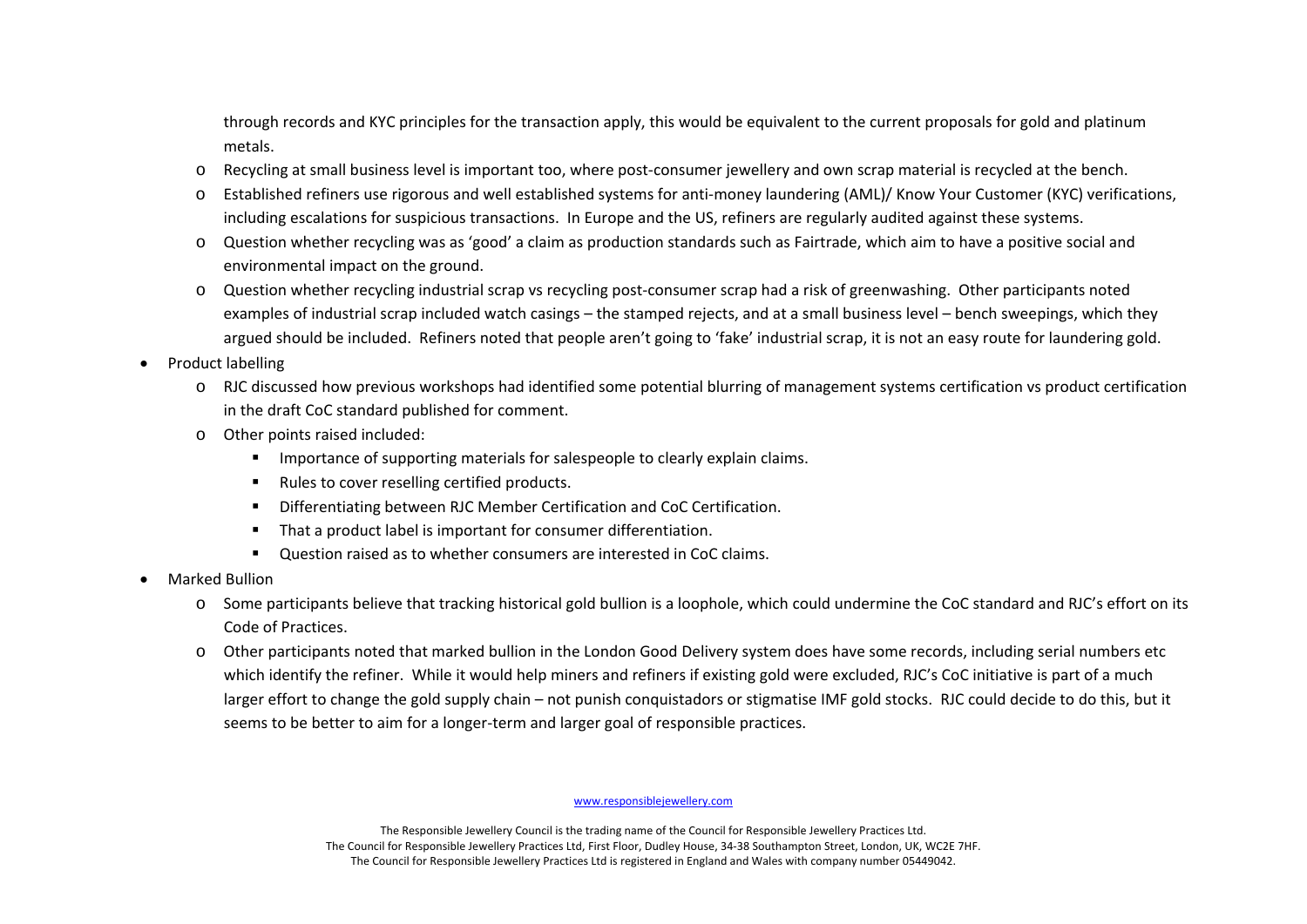through records and KYC principles for the transaction apply, this would be equivalent to the current proposals for gold and platinum metals.

- Recycling at small business level is important too, where post-consumer jewellery and own scrap material is recycled at the bench.
- Established refiners use rigorous and well established systems for anti-money laundering (AML)/ Know Your Customer (KYC) verifications, including escalations for suspicious transactions. In Europe and the US, refiners are regularly audited against these systems.
- Question whether recycling was as 'good' a claim as production standards such as Fairtrade, which aim to have a positive social and environmental impact on the ground.
- Question whether recycling industrial scrap vs recycling post-consumer scrap had a risk of greenwashing. Other participants noted examples of industrial scrap included watch casings – the stamped rejects, and at a small business level – bench sweepings, which they argued should be included. Refiners noted that people aren't going to 'fake' industrial scrap, it is not an easy route for laundering gold.

- Product labelling
  - RJC discussed how previous workshops had identified some potential blurring of management systems certification vs product certification in the draft CoC standard published for comment.
  - Other points raised included:
    - Importance of supporting materials for salespeople to clearly explain claims.
    - Rules to cover reselling certified products.
    - Differentiating between RJC Member Certification and CoC Certification.
    - That a product label is important for consumer differentiation.
    - Question raised as to whether consumers are interested in CoC claims.
- Marked Bullion
  - Some participants believe that tracking historical gold bullion is a loophole, which could undermine the CoC standard and RJC's effort on its Code of Practices.
  - Other participants noted that marked bullion in the London Good Delivery system does have some records, including serial numbers etc which identify the refiner. While it would help miners and refiners if existing gold were excluded, RJC's CoC initiative is part of a much larger effort to change the gold supply chain – not punish conquistadors or stigmatise IMF gold stocks. RJC could decide to do this, but it seems to be better to aim for a longer-term and larger goal of responsible practices.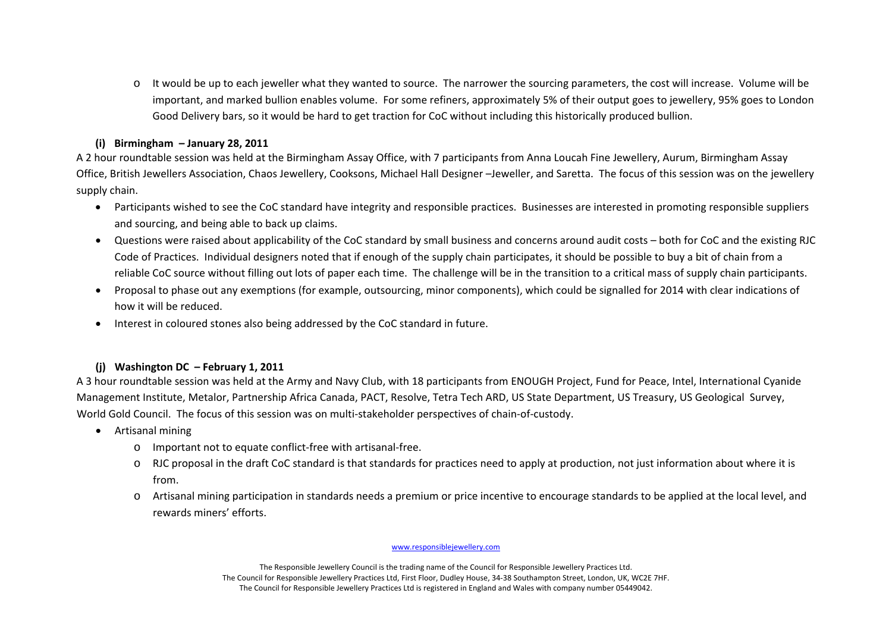- It would be up to each jeweller what they wanted to source. The narrower the sourcing parameters, the cost will increase. Volume will be important, and marked bullion enables volume. For some refiners, approximately 5% of their output goes to jewellery, 95% goes to London Good Delivery bars, so it would be hard to get traction for CoC without including this historically produced bullion.

### (i) Birmingham – January 28, 2011

A 2 hour roundtable session was held at the Birmingham Assay Office, with 7 participants from Anna Loucah Fine Jewellery, Aurum, Birmingham Assay Office, British Jewellers Association, Chaos Jewellery, Cooksons, Michael Hall Designer –Jeweller, and Saretta. The focus of this session was on the jewellery supply chain.

- Participants wished to see the CoC standard have integrity and responsible practices. Businesses are interested in promoting responsible suppliers and sourcing, and being able to back up claims.
- Questions were raised about applicability of the CoC standard by small business and concerns around audit costs – both for CoC and the existing RJC Code of Practices. Individual designers noted that if enough of the supply chain participates, it should be possible to buy a bit of chain from a reliable CoC source without filling out lots of paper each time. The challenge will be in the transition to a critical mass of supply chain participants.
- Proposal to phase out any exemptions (for example, outsourcing, minor components), which could be signalled for 2014 with clear indications of how it will be reduced.
- Interest in coloured stones also being addressed by the CoC standard in future.

### (j) Washington DC – February 1, 2011

A 3 hour roundtable session was held at the Army and Navy Club, with 18 participants from ENOUGH Project, Fund for Peace, Intel, International Cyanide Management Institute, Metalor, Partnership Africa Canada, PACT, Resolve, Tetra Tech ARD, US State Department, US Treasury, US Geological Survey, World Gold Council. The focus of this session was on multi-stakeholder perspectives of chain-of-custody.

- Artisanal mining
  - Important not to equate conflict-free with artisanal-free.
  - RJC proposal in the draft CoC standard is that standards for practices need to apply at production, not just information about where it is from.
  - Artisanal mining participation in standards needs a premium or price incentive to encourage standards to be applied at the local level, and rewards miners' efforts.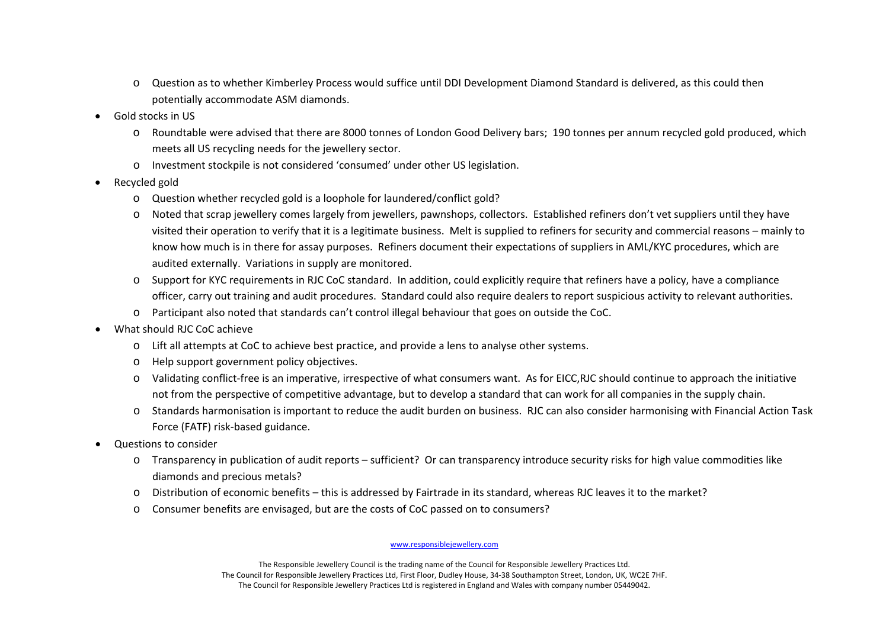- Question as to whether Kimberley Process would suffice until DDI Development Diamond Standard is delivered, as this could then potentially accommodate ASM diamonds.
- Gold stocks in US
  - Roundtable were advised that there are 8000 tonnes of London Good Delivery bars; 190 tonnes per annum recycled gold produced, which meets all US recycling needs for the jewellery sector.
  - Investment stockpile is not considered 'consumed' under other US legislation.
- Recycled gold
  - Question whether recycled gold is a loophole for laundered/conflict gold?
  - Noted that scrap jewellery comes largely from jewellers, pawnshops, collectors. Established refiners don't vet suppliers until they have visited their operation to verify that it is a legitimate business. Melt is supplied to refiners for security and commercial reasons – mainly to know how much is in there for assay purposes. Refiners document their expectations of suppliers in AML/KYC procedures, which are audited externally. Variations in supply are monitored.
  - Support for KYC requirements in RJC CoC standard. In addition, could explicitly require that refiners have a policy, have a compliance officer, carry out training and audit procedures. Standard could also require dealers to report suspicious activity to relevant authorities.
  - Participant also noted that standards can't control illegal behaviour that goes on outside the CoC.
- What should RJC CoC achieve
  - Lift all attempts at CoC to achieve best practice, and provide a lens to analyse other systems.
  - Help support government policy objectives.
  - Validating conflict-free is an imperative, irrespective of what consumers want. As for EICC,RJC should continue to approach the initiative not from the perspective of competitive advantage, but to develop a standard that can work for all companies in the supply chain.
  - Standards harmonisation is important to reduce the audit burden on business. RJC can also consider harmonising with Financial Action Task Force (FATF) risk-based guidance.
- Questions to consider
  - Transparency in publication of audit reports – sufficient? Or can transparency introduce security risks for high value commodities like diamonds and precious metals?
  - Distribution of economic benefits – this is addressed by Fairtrade in its standard, whereas RJC leaves it to the market?
  - Consumer benefits are envisaged, but are the costs of CoC passed on to consumers?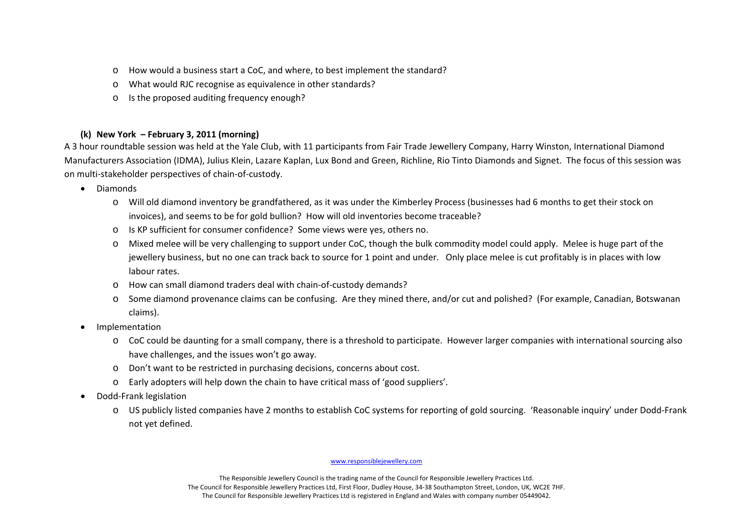- How would a business start a CoC, and where, to best implement the standard?
- What would RJC recognise as equivalence in other standards?
- Is the proposed auditing frequency enough?

**(k) New York – February 3, 2011 (morning)**

A 3 hour roundtable session was held at the Yale Club, with 11 participants from Fair Trade Jewellery Company, Harry Winston, International Diamond Manufacturers Association (IDMA), Julius Klein, Lazare Kaplan, Lux Bond and Green, Richline, Rio Tinto Diamonds and Signet. The focus of this session was on multi-stakeholder perspectives of chain-of-custody.

- Diamonds
  - Will old diamond inventory be grandfathered, as it was under the Kimberley Process (businesses had 6 months to get their stock on invoices), and seems to be for gold bullion? How will old inventories become traceable?
  - Is KP sufficient for consumer confidence? Some views were yes, others no.
  - Mixed melee will be very challenging to support under CoC, though the bulk commodity model could apply. Melee is huge part of the jewellery business, but no one can track back to source for 1 point and under. Only place melee is cut profitably is in places with low labour rates.
  - How can small diamond traders deal with chain-of-custody demands?
  - Some diamond provenance claims can be confusing. Are they mined there, and/or cut and polished? (For example, Canadian, Botswanan claims).
- Implementation
  - CoC could be daunting for a small company, there is a threshold to participate. However larger companies with international sourcing also have challenges, and the issues won't go away.
  - Don't want to be restricted in purchasing decisions, concerns about cost.
  - Early adopters will help down the chain to have critical mass of 'good suppliers'.
- Dodd-Frank legislation
  - US publicly listed companies have 2 months to establish CoC systems for reporting of gold sourcing. 'Reasonable inquiry' under Dodd-Frank not yet defined.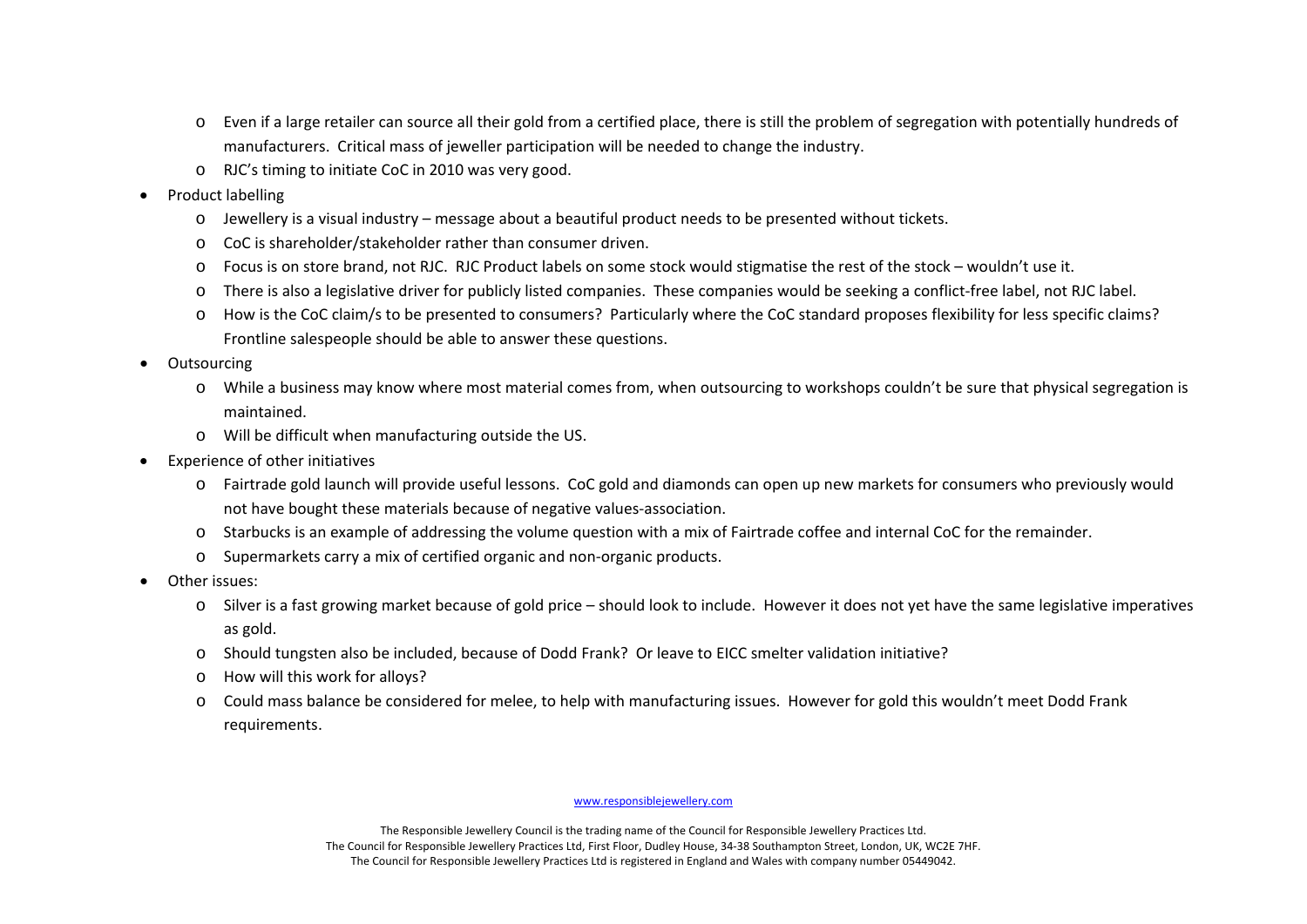- Even if a large retailer can source all their gold from a certified place, there is still the problem of segregation with potentially hundreds of manufacturers. Critical mass of jeweller participation will be needed to change the industry.
  - RJC's timing to initiate CoC in 2010 was very good.
- Product labelling
  - Jewellery is a visual industry – message about a beautiful product needs to be presented without tickets.
  - CoC is shareholder/stakeholder rather than consumer driven.
  - Focus is on store brand, not RJC. RJC Product labels on some stock would stigmatise the rest of the stock – wouldn't use it.
  - There is also a legislative driver for publicly listed companies. These companies would be seeking a conflict-free label, not RJC label.
  - How is the CoC claim/s to be presented to consumers? Particularly where the CoC standard proposes flexibility for less specific claims? Frontline salespeople should be able to answer these questions.
- Outsourcing
  - While a business may know where most material comes from, when outsourcing to workshops couldn't be sure that physical segregation is maintained.
  - Will be difficult when manufacturing outside the US.
- Experience of other initiatives
  - Fairtrade gold launch will provide useful lessons. CoC gold and diamonds can open up new markets for consumers who previously would not have bought these materials because of negative values-association.
  - Starbucks is an example of addressing the volume question with a mix of Fairtrade coffee and internal CoC for the remainder.
  - Supermarkets carry a mix of certified organic and non-organic products.
- Other issues:
  - Silver is a fast growing market because of gold price – should look to include. However it does not yet have the same legislative imperatives as gold.
  - Should tungsten also be included, because of Dodd Frank? Or leave to EICC smelter validation initiative?
  - How will this work for alloys?
  - Could mass balance be considered for melee, to help with manufacturing issues. However for gold this wouldn't meet Dodd Frank requirements.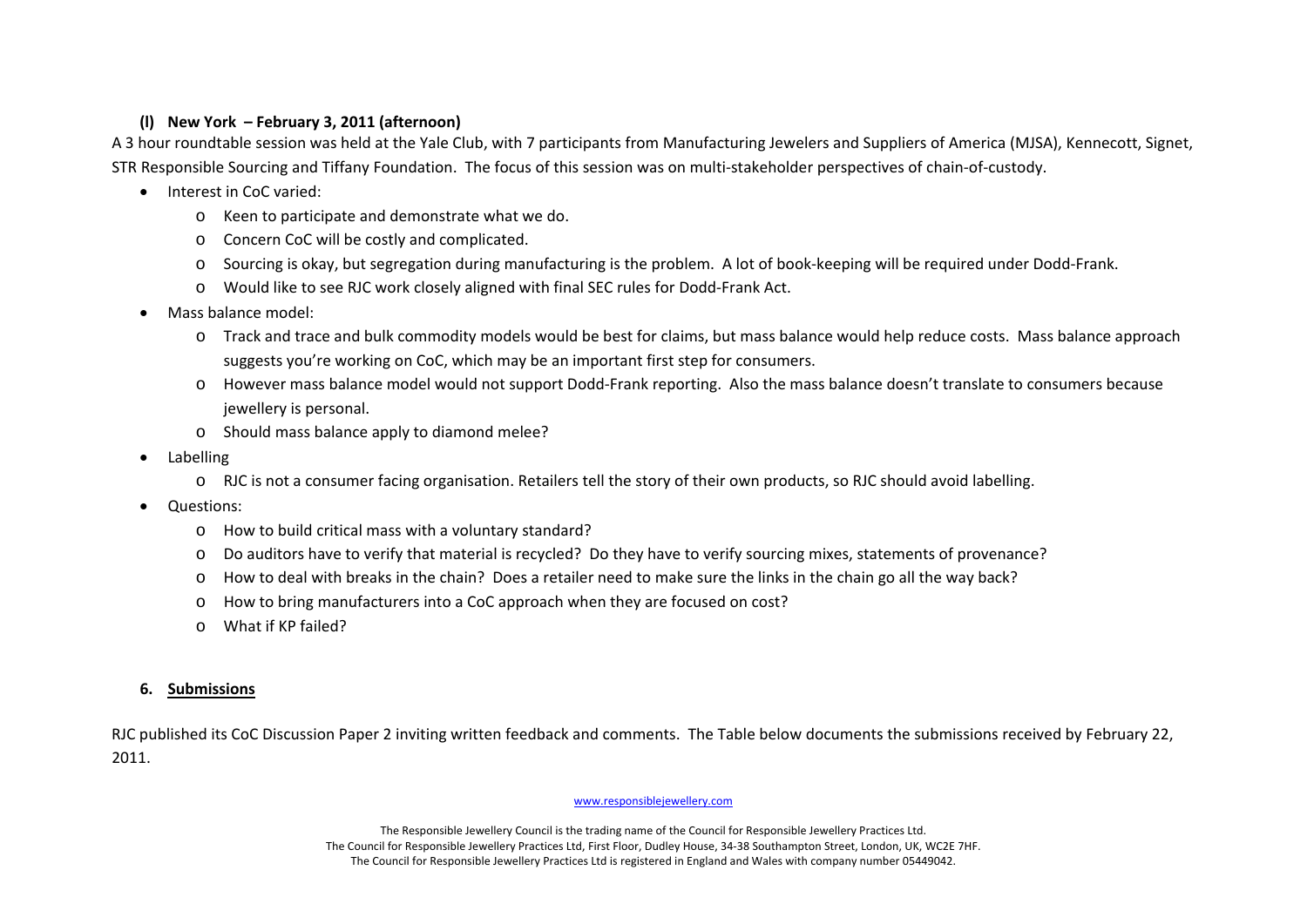### (l) New York – February 3, 2011 (afternoon)

A 3 hour roundtable session was held at the Yale Club, with 7 participants from Manufacturing Jewelers and Suppliers of America (MJSA), Kennecott, Signet, STR Responsible Sourcing and Tiffany Foundation. The focus of this session was on multi-stakeholder perspectives of chain-of-custody.

- Interest in CoC varied:
  - Keen to participate and demonstrate what we do.
  - Concern CoC will be costly and complicated.
  - Sourcing is okay, but segregation during manufacturing is the problem. A lot of book-keeping will be required under Dodd-Frank.
  - Would like to see RJC work closely aligned with final SEC rules for Dodd-Frank Act.
- Mass balance model:
  - Track and trace and bulk commodity models would be best for claims, but mass balance would help reduce costs. Mass balance approach suggests you're working on CoC, which may be an important first step for consumers.
  - However mass balance model would not support Dodd-Frank reporting. Also the mass balance doesn't translate to consumers because jewellery is personal.
  - Should mass balance apply to diamond melee?
- Labelling
  - RJC is not a consumer facing organisation. Retailers tell the story of their own products, so RJC should avoid labelling.
- Questions:
  - How to build critical mass with a voluntary standard?
  - Do auditors have to verify that material is recycled? Do they have to verify sourcing mixes, statements of provenance?
  - How to deal with breaks in the chain? Does a retailer need to make sure the links in the chain go all the way back?
  - How to bring manufacturers into a CoC approach when they are focused on cost?
  - What if KP failed?

## 6. Submissions

RJC published its CoC Discussion Paper 2 inviting written feedback and comments. The Table below documents the submissions received by February 22, 2011.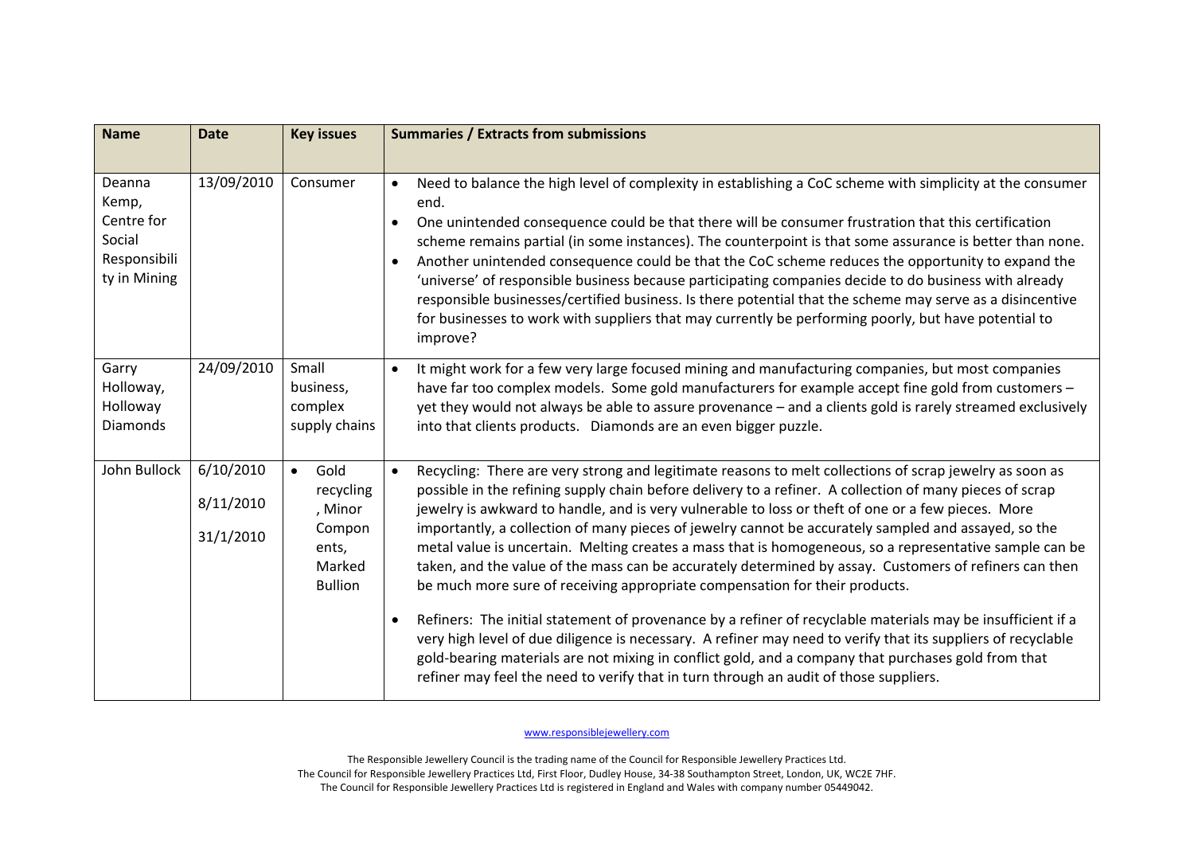| Name | Date | Key issues | Summaries / Extracts from submissions |
|---|---|---|---|
| Deanna Kemp, Centre for Social Responsibility in Mining | 13/09/2010 | Consumer | • Need to balance the high level of complexity in establishing a CoC scheme with simplicity at the consumer end.<br>• One unintended consequence could be that there will be consumer frustration that this certification scheme remains partial (in some instances). The counterpoint is that some assurance is better than none.<br>• Another unintended consequence could be that the CoC scheme reduces the opportunity to expand the 'universe' of responsible business because participating companies decide to do business with already responsible businesses/certified business. Is there potential that the scheme may serve as a disincentive for businesses to work with suppliers that may currently be performing poorly, but have potential to improve? |
| Garry Holloway, Holloway Diamonds | 24/09/2010 | Small business, complex supply chains | • It might work for a few very large focused mining and manufacturing companies, but most companies have far too complex models. Some gold manufacturers for example accept fine gold from customers – yet they would not always be able to assure provenance – and a clients gold is rarely streamed exclusively into that clients products. Diamonds are an even bigger puzzle. |
| John Bullock | 6/10/2010<br>8/11/2010<br>31/1/2010 | • Gold recycling, Minor Components, Marked Bullion | • Recycling: There are very strong and legitimate reasons to melt collections of scrap jewelry as soon as possible in the refining supply chain before delivery to a refiner. A collection of many pieces of scrap jewelry is awkward to handle, and is very vulnerable to loss or theft of one or a few pieces. More importantly, a collection of many pieces of jewelry cannot be accurately sampled and assayed, so the metal value is uncertain. Melting creates a mass that is homogeneous, so a representative sample can be taken, and the value of the mass can be accurately determined by assay. Customers of refiners can then be much more sure of receiving appropriate compensation for their products.<br>• Refiners: The initial statement of provenance by a refiner of recyclable materials may be insufficient if a very high level of due diligence is necessary. A refiner may need to verify that its suppliers of recyclable gold-bearing materials are not mixing in conflict gold, and a company that purchases gold from that refiner may feel the need to verify that in turn through an audit of those suppliers. |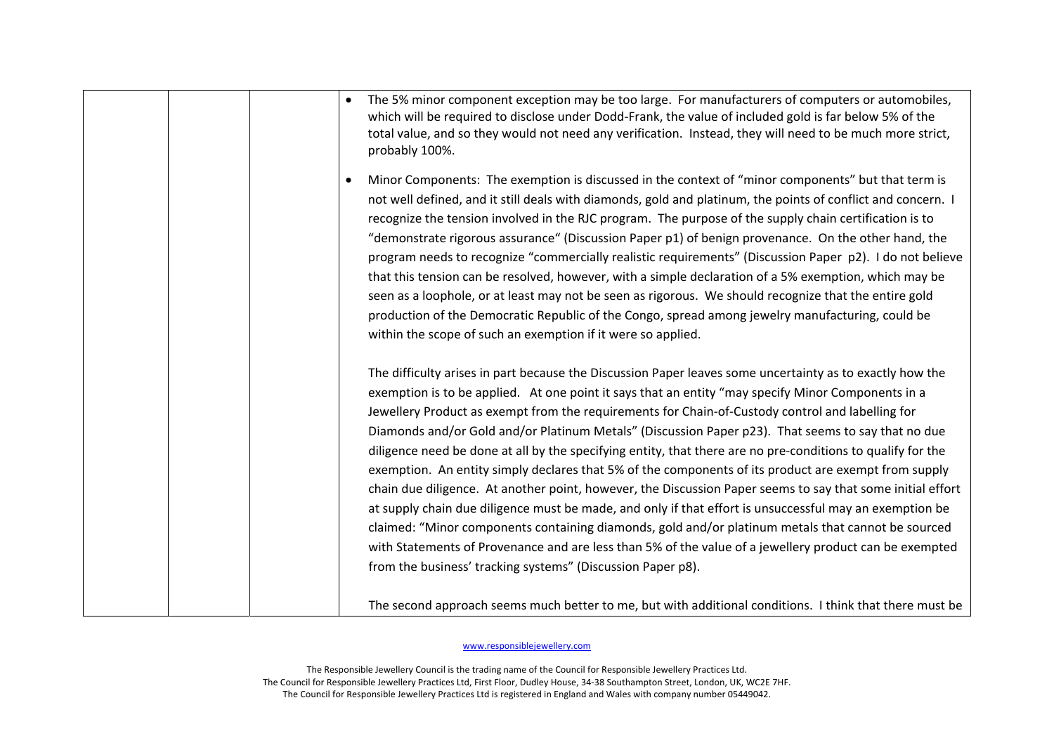| | | | |
|---|---|---|---|
| | | | • The 5% minor component exception may be too large. For manufacturers of computers or automobiles, which will be required to disclose under Dodd-Frank, the value of included gold is far below 5% of the total value, and so they would not need any verification. Instead, they will need to be much more strict, probably 100%.<br><br>• Minor Components: The exemption is discussed in the context of "minor components" but that term is not well defined, and it still deals with diamonds, gold and platinum, the points of conflict and concern. I recognize the tension involved in the RJC program. The purpose of the supply chain certification is to "demonstrate rigorous assurance" (Discussion Paper p1) of benign provenance. On the other hand, the program needs to recognize "commercially realistic requirements" (Discussion Paper p2). I do not believe that this tension can be resolved, however, with a simple declaration of a 5% exemption, which may be seen as a loophole, or at least may not be seen as rigorous. We should recognize that the entire gold production of the Democratic Republic of the Congo, spread among jewelry manufacturing, could be within the scope of such an exemption if it were so applied.<br><br>The difficulty arises in part because the Discussion Paper leaves some uncertainty as to exactly how the exemption is to be applied. At one point it says that an entity "may specify Minor Components in a Jewellery Product as exempt from the requirements for Chain-of-Custody control and labelling for Diamonds and/or Gold and/or Platinum Metals" (Discussion Paper p23). That seems to say that no due diligence need be done at all by the specifying entity, that there are no pre-conditions to qualify for the exemption. An entity simply declares that 5% of the components of its product are exempt from supply chain due diligence. At another point, however, the Discussion Paper seems to say that some initial effort at supply chain due diligence must be made, and only if that effort is unsuccessful may an exemption be claimed: "Minor components containing diamonds, gold and/or platinum metals that cannot be sourced with Statements of Provenance and are less than 5% of the value of a jewellery product can be exempted from the business' tracking systems" (Discussion Paper p8).<br><br>The second approach seems much better to me, but with additional conditions. I think that there must be |

www.responsiblejewellery.com

The Responsible Jewellery Council is the trading name of the Council for Responsible Jewellery Practices Ltd.
The Council for Responsible Jewellery Practices Ltd, First Floor, Dudley House, 34-38 Southampton Street, London, UK, WC2E 7HF.
The Council for Responsible Jewellery Practices Ltd is registered in England and Wales with company number 05449042.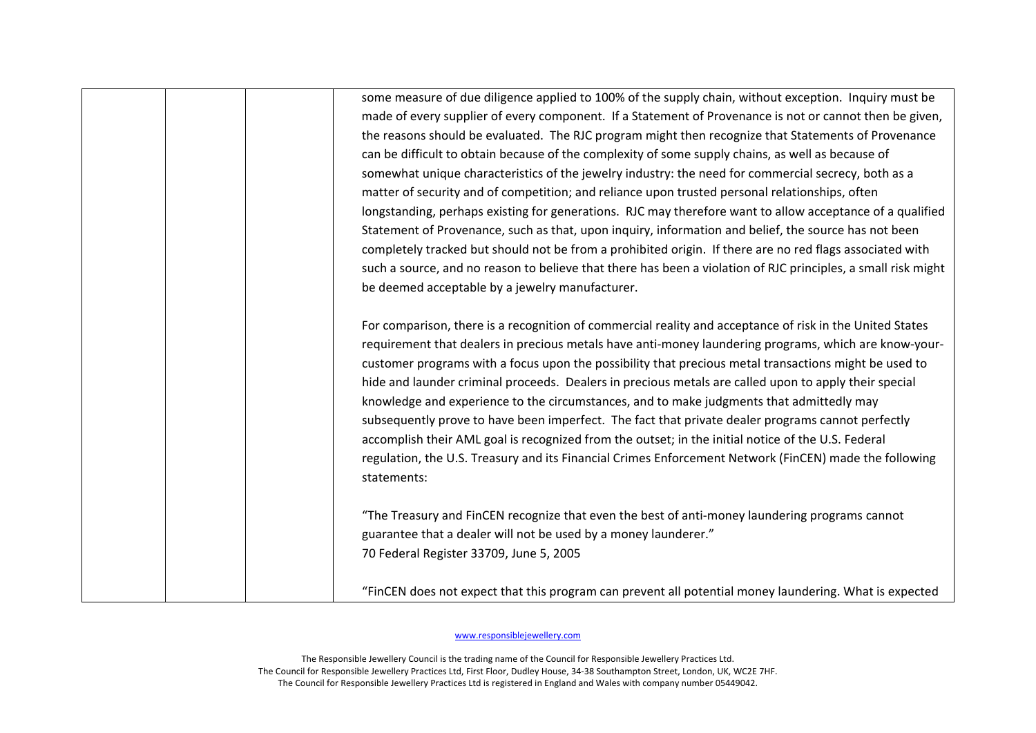| | | | |
|---|---|---|---|
| | | | some measure of due diligence applied to 100% of the supply chain, without exception. Inquiry must be made of every supplier of every component. If a Statement of Provenance is not or cannot then be given, the reasons should be evaluated. The RJC program might then recognize that Statements of Provenance can be difficult to obtain because of the complexity of some supply chains, as well as because of somewhat unique characteristics of the jewelry industry: the need for commercial secrecy, both as a matter of security and of competition; and reliance upon trusted personal relationships, often longstanding, perhaps existing for generations. RJC may therefore want to allow acceptance of a qualified Statement of Provenance, such as that, upon inquiry, information and belief, the source has not been completely tracked but should not be from a prohibited origin. If there are no red flags associated with such a source, and no reason to believe that there has been a violation of RJC principles, a small risk might be deemed acceptable by a jewelry manufacturer.<br><br>For comparison, there is a recognition of commercial reality and acceptance of risk in the United States requirement that dealers in precious metals have anti-money laundering programs, which are know-your-customer programs with a focus upon the possibility that precious metal transactions might be used to hide and launder criminal proceeds. Dealers in precious metals are called upon to apply their special knowledge and experience to the circumstances, and to make judgments that admittedly may subsequently prove to have been imperfect. The fact that private dealer programs cannot perfectly accomplish their AML goal is recognized from the outset; in the initial notice of the U.S. Federal regulation, the U.S. Treasury and its Financial Crimes Enforcement Network (FinCEN) made the following statements:<br><br>"The Treasury and FinCEN recognize that even the best of anti-money laundering programs cannot guarantee that a dealer will not be used by a money launderer."<br>70 Federal Register 33709, June 5, 2005<br><br>"FinCEN does not expect that this program can prevent all potential money laundering. What is expected |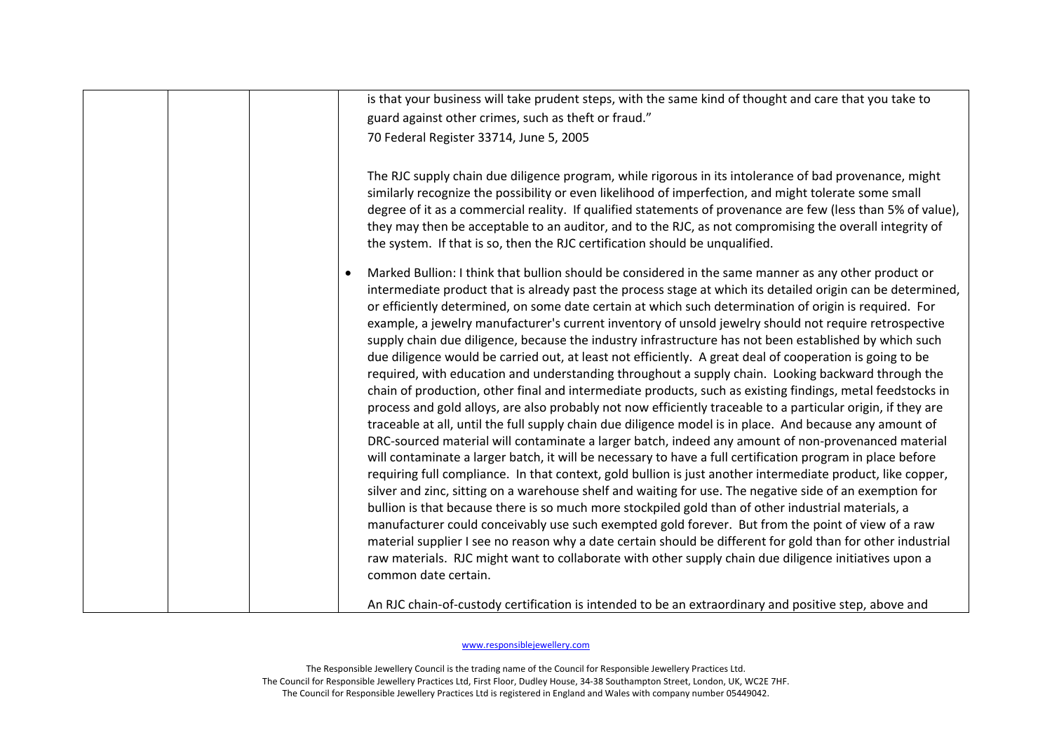| | | | is that your business will take prudent steps, with the same kind of thought and care that you take to guard against other crimes, such as theft or fraud."<br>70 Federal Register 33714, June 5, 2005<br><br>The RJC supply chain due diligence program, while rigorous in its intolerance of bad provenance, might similarly recognize the possibility or even likelihood of imperfection, and might tolerate some small degree of it as a commercial reality. If qualified statements of provenance are few (less than 5% of value), they may then be acceptable to an auditor, and to the RJC, as not compromising the overall integrity of the system. If that is so, then the RJC certification should be unqualified.<br><br>• Marked Bullion: I think that bullion should be considered in the same manner as any other product or intermediate product that is already past the process stage at which its detailed origin can be determined, or efficiently determined, on some date certain at which such determination of origin is required. For example, a jewelry manufacturer's current inventory of unsold jewelry should not require retrospective supply chain due diligence, because the industry infrastructure has not been established by which such due diligence would be carried out, at least not efficiently. A great deal of cooperation is going to be required, with education and understanding throughout a supply chain. Looking backward through the chain of production, other final and intermediate products, such as existing findings, metal feedstocks in process and gold alloys, are also probably not now efficiently traceable to a particular origin, if they are traceable at all, until the full supply chain due diligence model is in place. And because any amount of DRC-sourced material will contaminate a larger batch, indeed any amount of non-provenanced material will contaminate a larger batch, it will be necessary to have a full certification program in place before requiring full compliance. In that context, gold bullion is just another intermediate product, like copper, silver and zinc, sitting on a warehouse shelf and waiting for use. The negative side of an exemption for bullion is that because there is so much more stockpiled gold than of other industrial materials, a manufacturer could conceivably use such exempted gold forever. But from the point of view of a raw material supplier I see no reason why a date certain should be different for gold than for other industrial raw materials. RJC might want to collaborate with other supply chain due diligence initiatives upon a common date certain.<br><br>An RJC chain-of-custody certification is intended to be an extraordinary and positive step, above and |
|---|---|---|---|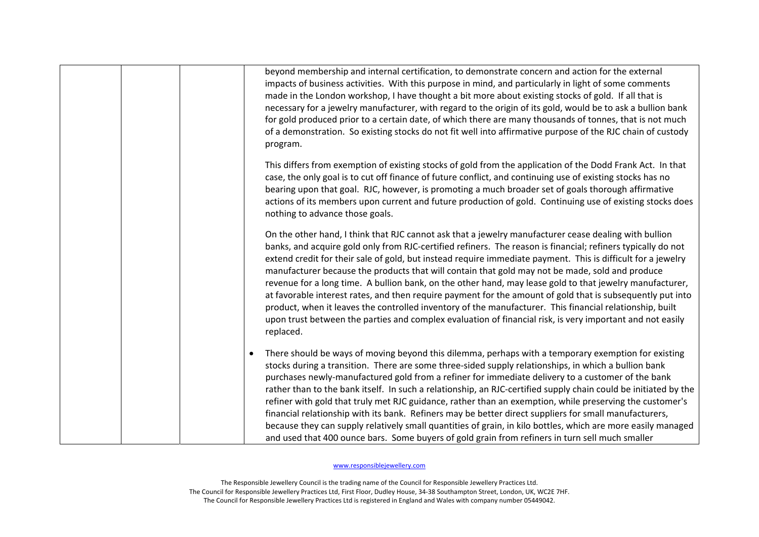| | | | beyond membership and internal certification, to demonstrate concern and action for the external impacts of business activities. With this purpose in mind, and particularly in light of some comments made in the London workshop, I have thought a bit more about existing stocks of gold. If all that is necessary for a jewelry manufacturer, with regard to the origin of its gold, would be to ask a bullion bank for gold produced prior to a certain date, of which there are many thousands of tonnes, that is not much of a demonstration. So existing stocks do not fit well into affirmative purpose of the RJC chain of custody program.<br><br>This differs from exemption of existing stocks of gold from the application of the Dodd Frank Act. In that case, the only goal is to cut off finance of future conflict, and continuing use of existing stocks has no bearing upon that goal. RJC, however, is promoting a much broader set of goals thorough affirmative actions of its members upon current and future production of gold. Continuing use of existing stocks does nothing to advance those goals.<br><br>On the other hand, I think that RJC cannot ask that a jewelry manufacturer cease dealing with bullion banks, and acquire gold only from RJC-certified refiners. The reason is financial; refiners typically do not extend credit for their sale of gold, but instead require immediate payment. This is difficult for a jewelry manufacturer because the products that will contain that gold may not be made, sold and produce revenue for a long time. A bullion bank, on the other hand, may lease gold to that jewelry manufacturer, at favorable interest rates, and then require payment for the amount of gold that is subsequently put into product, when it leaves the controlled inventory of the manufacturer. This financial relationship, built upon trust between the parties and complex evaluation of financial risk, is very important and not easily replaced.<br><br>• There should be ways of moving beyond this dilemma, perhaps with a temporary exemption for existing stocks during a transition. There are some three-sided supply relationships, in which a bullion bank purchases newly-manufactured gold from a refiner for immediate delivery to a customer of the bank rather than to the bank itself. In such a relationship, an RJC-certified supply chain could be initiated by the refiner with gold that truly met RJC guidance, rather than an exemption, while preserving the customer's financial relationship with its bank. Refiners may be better direct suppliers for small manufacturers, because they can supply relatively small quantities of grain, in kilo bottles, which are more easily managed and used that 400 ounce bars. Some buyers of gold grain from refiners in turn sell much smaller |
|---|---|---|---|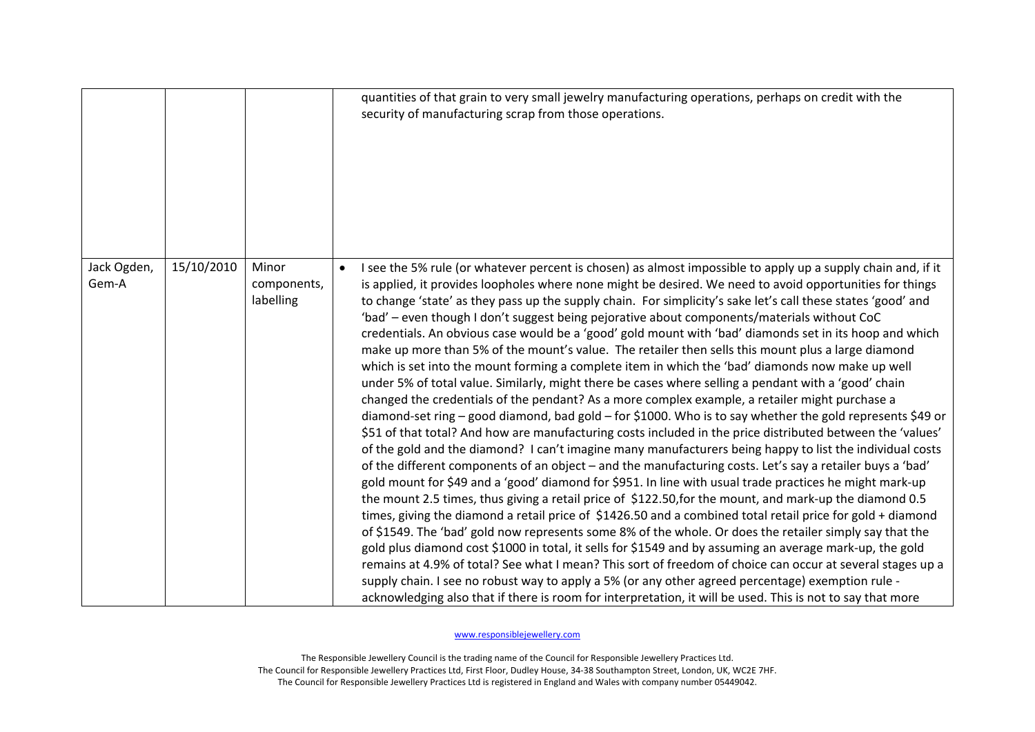| | | | |
|---|---|---|---|
| | | | quantities of that grain to very small jewelry manufacturing operations, perhaps on credit with the security of manufacturing scrap from those operations. |
| Jack Ogden, Gem-A | 15/10/2010 | Minor components, labelling | • I see the 5% rule (or whatever percent is chosen) as almost impossible to apply up a supply chain and, if it is applied, it provides loopholes where none might be desired. We need to avoid opportunities for things to change 'state' as they pass up the supply chain. For simplicity's sake let's call these states 'good' and 'bad' – even though I don't suggest being pejorative about components/materials without CoC credentials. An obvious case would be a 'good' gold mount with 'bad' diamonds set in its hoop and which make up more than 5% of the mount's value. The retailer then sells this mount plus a large diamond which is set into the mount forming a complete item in which the 'bad' diamonds now make up well under 5% of total value. Similarly, might there be cases where selling a pendant with a 'good' chain changed the credentials of the pendant? As a more complex example, a retailer might purchase a diamond-set ring – good diamond, bad gold – for $1000. Who is to say whether the gold represents $49 or $51 of that total? And how are manufacturing costs included in the price distributed between the 'values' of the gold and the diamond? I can't imagine many manufacturers being happy to list the individual costs of the different components of an object – and the manufacturing costs. Let's say a retailer buys a 'bad' gold mount for $49 and a 'good' diamond for $951. In line with usual trade practices he might mark-up the mount 2.5 times, thus giving a retail price of $122.50,for the mount, and mark-up the diamond 0.5 times, giving the diamond a retail price of $1426.50 and a combined total retail price for gold + diamond of $1549. The 'bad' gold now represents some 8% of the whole. Or does the retailer simply say that the gold plus diamond cost $1000 in total, it sells for $1549 and by assuming an average mark-up, the gold remains at 4.9% of total? See what I mean? This sort of freedom of choice can occur at several stages up a supply chain. I see no robust way to apply a 5% (or any other agreed percentage) exemption rule - acknowledging also that if there is room for interpretation, it will be used. This is not to say that more |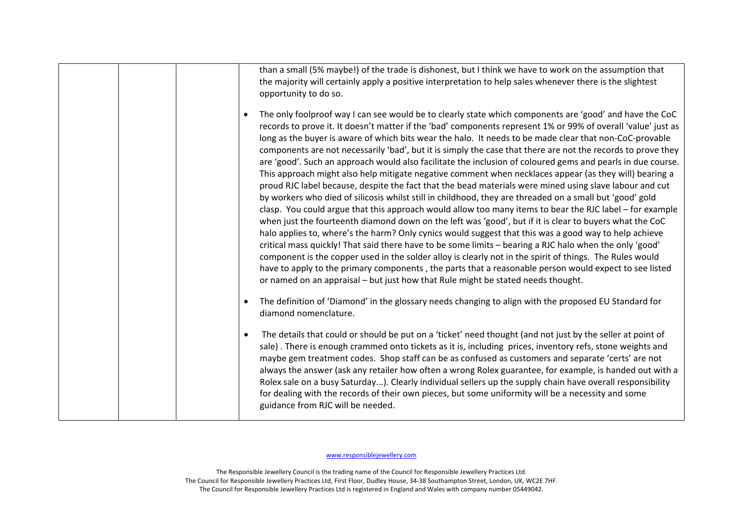| | | | than a small (5% maybe!) of the trade is dishonest, but I think we have to work on the assumption that the majority will certainly apply a positive interpretation to help sales whenever there is the slightest opportunity to do so.<br><br>• The only foolproof way I can see would be to clearly state which components are 'good' and have the CoC records to prove it. It doesn't matter if the 'bad' components represent 1% or 99% of overall 'value' just as long as the buyer is aware of which bits wear the halo. It needs to be made clear that non-CoC-provable components are not necessarily 'bad', but it is simply the case that there are not the records to prove they are 'good'. Such an approach would also facilitate the inclusion of coloured gems and pearls in due course. This approach might also help mitigate negative comment when necklaces appear (as they will) bearing a proud RJC label because, despite the fact that the bead materials were mined using slave labour and cut by workers who died of silicosis whilst still in childhood, they are threaded on a small but 'good' gold clasp. You could argue that this approach would allow too many items to bear the RJC label – for example when just the fourteenth diamond down on the left was 'good', but if it is clear to buyers what the CoC halo applies to, where's the harm? Only cynics would suggest that this was a good way to help achieve critical mass quickly! That said there have to be some limits – bearing a RJC halo when the only 'good' component is the copper used in the solder alloy is clearly not in the spirit of things. The Rules would have to apply to the primary components , the parts that a reasonable person would expect to see listed or named on an appraisal – but just how that Rule might be stated needs thought.<br><br>• The definition of 'Diamond' in the glossary needs changing to align with the proposed EU Standard for diamond nomenclature.<br><br>• The details that could or should be put on a 'ticket' need thought (and not just by the seller at point of sale) . There is enough crammed onto tickets as it is, including prices, inventory refs, stone weights and maybe gem treatment codes. Shop staff can be as confused as customers and separate 'certs' are not always the answer (ask any retailer how often a wrong Rolex guarantee, for example, is handed out with a Rolex sale on a busy Saturday...). Clearly individual sellers up the supply chain have overall responsibility for dealing with the records of their own pieces, but some uniformity will be a necessity and some guidance from RJC will be needed. |
|---|---|---|---|

www.responsiblejewellery.com

The Responsible Jewellery Council is the trading name of the Council for Responsible Jewellery Practices Ltd.
The Council for Responsible Jewellery Practices Ltd, First Floor, Dudley House, 34-38 Southampton Street, London, UK, WC2E 7HF.
The Council for Responsible Jewellery Practices Ltd is registered in England and Wales with company number 05449042.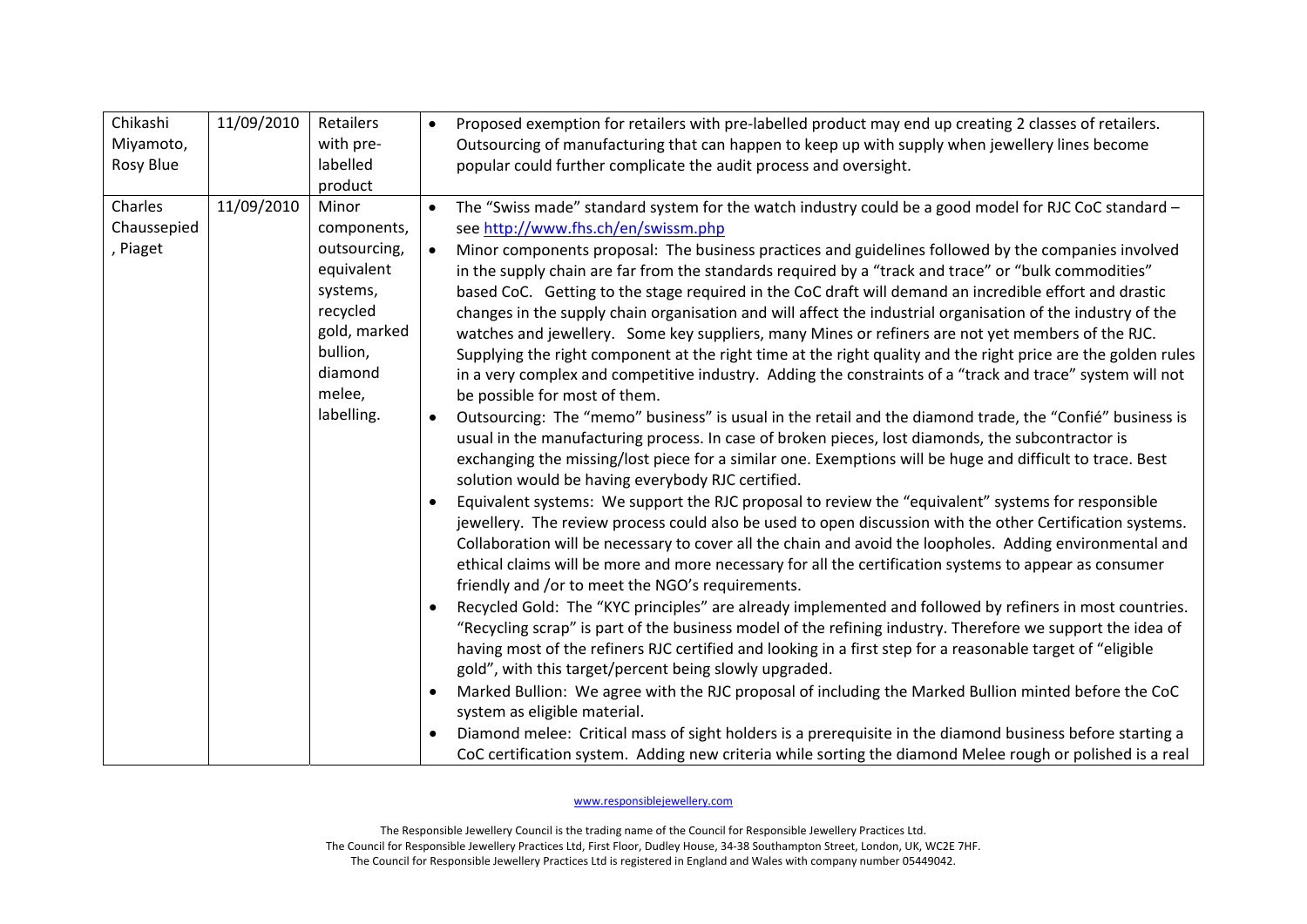| | | | |
|---|---|---|---|
| Chikashi Miyamoto, Rosy Blue | 11/09/2010 | Retailers with pre-labelled product | • Proposed exemption for retailers with pre-labelled product may end up creating 2 classes of retailers. Outsourcing of manufacturing that can happen to keep up with supply when jewellery lines become popular could further complicate the audit process and oversight. |
| Charles Chaussepied, Piaget | 11/09/2010 | Minor components, outsourcing, equivalent systems, recycled gold, marked bullion, diamond melee, labelling. | • The "Swiss made" standard system for the watch industry could be a good model for RJC CoC standard – see http://www.fhs.ch/en/swissm.php<br>• Minor components proposal: The business practices and guidelines followed by the companies involved in the supply chain are far from the standards required by a "track and trace" or "bulk commodities" based CoC. Getting to the stage required in the CoC draft will demand an incredible effort and drastic changes in the supply chain organisation and will affect the industrial organisation of the industry of the watches and jewellery. Some key suppliers, many Mines or refiners are not yet members of the RJC. Supplying the right component at the right time at the right quality and the right price are the golden rules in a very complex and competitive industry. Adding the constraints of a "track and trace" system will not be possible for most of them.<br>• Outsourcing: The "memo" business" is usual in the retail and the diamond trade, the "Confié" business is usual in the manufacturing process. In case of broken pieces, lost diamonds, the subcontractor is exchanging the missing/lost piece for a similar one. Exemptions will be huge and difficult to trace. Best solution would be having everybody RJC certified.<br>• Equivalent systems: We support the RJC proposal to review the "equivalent" systems for responsible jewellery. The review process could also be used to open discussion with the other Certification systems. Collaboration will be necessary to cover all the chain and avoid the loopholes. Adding environmental and ethical claims will be more and more necessary for all the certification systems to appear as consumer friendly and /or to meet the NGO's requirements.<br>• Recycled Gold: The "KYC principles" are already implemented and followed by refiners in most countries. "Recycling scrap" is part of the business model of the refining industry. Therefore we support the idea of having most of the refiners RJC certified and looking in a first step for a reasonable target of "eligible gold", with this target/percent being slowly upgraded.<br>• Marked Bullion: We agree with the RJC proposal of including the Marked Bullion minted before the CoC system as eligible material.<br>• Diamond melee: Critical mass of sight holders is a prerequisite in the diamond business before starting a CoC certification system. Adding new criteria while sorting the diamond Melee rough or polished is a real |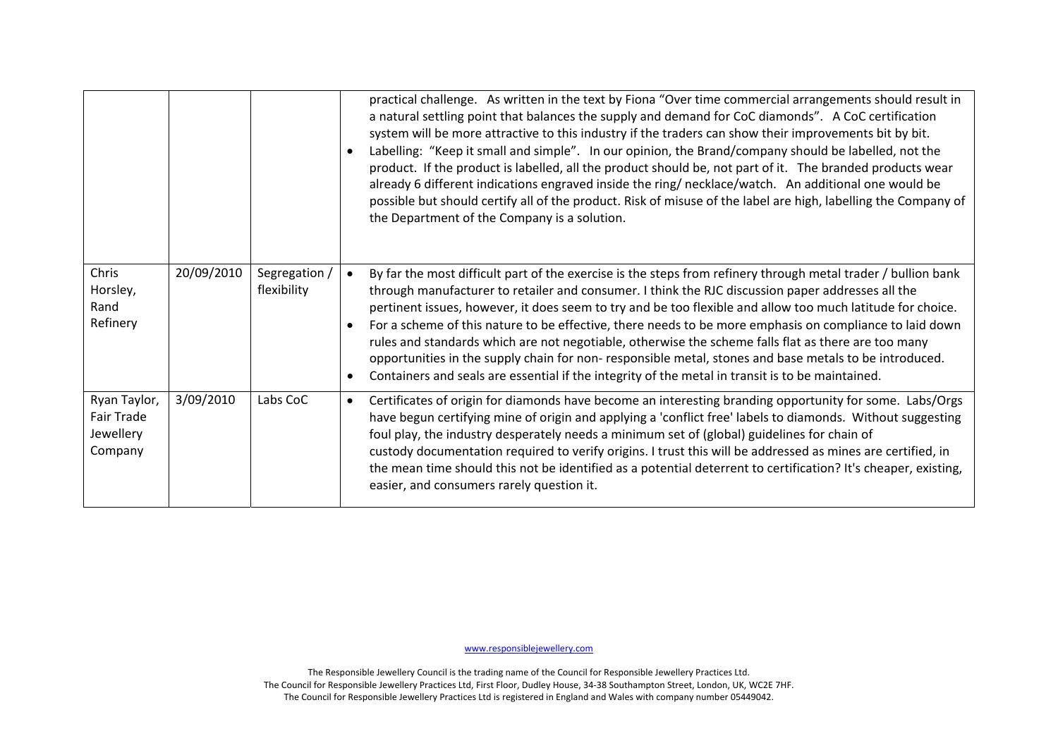| | | | |
|---|---|---|---|
| | | | practical challenge. As written in the text by Fiona "Over time commercial arrangements should result in a natural settling point that balances the supply and demand for CoC diamonds". A CoC certification system will be more attractive to this industry if the traders can show their improvements bit by bit.<br>• Labelling: "Keep it small and simple". In our opinion, the Brand/company should be labelled, not the product. If the product is labelled, all the product should be, not part of it. The branded products wear already 6 different indications engraved inside the ring/ necklace/watch. An additional one would be possible but should certify all of the product. Risk of misuse of the label are high, labelling the Company of the Department of the Company is a solution. |
| Chris Horsley, Rand Refinery | 20/09/2010 | Segregation / flexibility | • By far the most difficult part of the exercise is the steps from refinery through metal trader / bullion bank through manufacturer to retailer and consumer. I think the RJC discussion paper addresses all the pertinent issues, however, it does seem to try and be too flexible and allow too much latitude for choice.<br>• For a scheme of this nature to be effective, there needs to be more emphasis on compliance to laid down rules and standards which are not negotiable, otherwise the scheme falls flat as there are too many opportunities in the supply chain for non- responsible metal, stones and base metals to be introduced.<br>• Containers and seals are essential if the integrity of the metal in transit is to be maintained. |
| Ryan Taylor, Fair Trade Jewellery Company | 3/09/2010 | Labs CoC | • Certificates of origin for diamonds have become an interesting branding opportunity for some. Labs/Orgs have begun certifying mine of origin and applying a 'conflict free' labels to diamonds. Without suggesting foul play, the industry desperately needs a minimum set of (global) guidelines for chain of custody documentation required to verify origins. I trust this will be addressed as mines are certified, in the mean time should this not be identified as a potential deterrent to certification? It's cheaper, existing, easier, and consumers rarely question it. |

www.responsiblejewellery.com

The Responsible Jewellery Council is the trading name of the Council for Responsible Jewellery Practices Ltd.
The Council for Responsible Jewellery Practices Ltd, First Floor, Dudley House, 34-38 Southampton Street, London, UK, WC2E 7HF.
The Council for Responsible Jewellery Practices Ltd is registered in England and Wales with company number 05449042.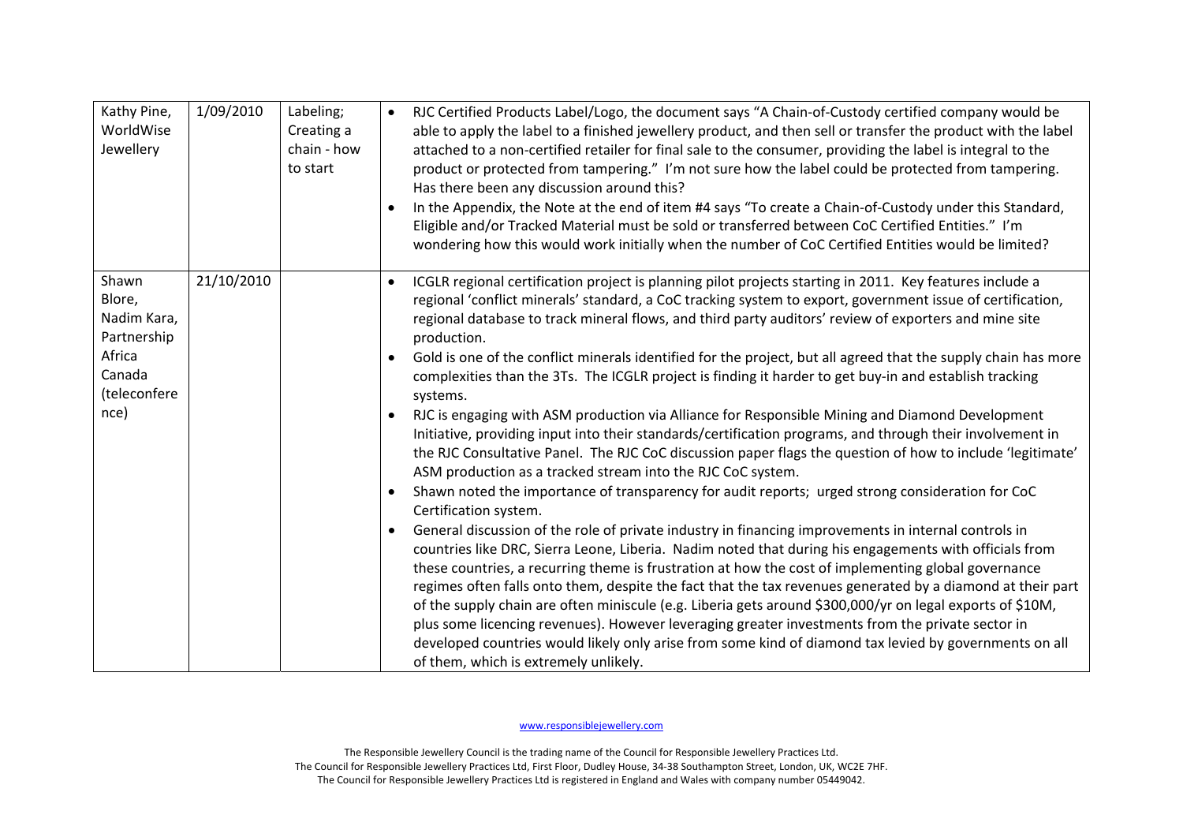| | | | |
|---|---|---|---|
| Kathy Pine, WorldWise Jewellery | 1/09/2010 | Labeling; Creating a chain - how to start | • RJC Certified Products Label/Logo, the document says "A Chain-of-Custody certified company would be able to apply the label to a finished jewellery product, and then sell or transfer the product with the label attached to a non-certified retailer for final sale to the consumer, providing the label is integral to the product or protected from tampering." I'm not sure how the label could be protected from tampering. Has there been any discussion around this?<br>• In the Appendix, the Note at the end of item #4 says "To create a Chain-of-Custody under this Standard, Eligible and/or Tracked Material must be sold or transferred between CoC Certified Entities." I'm wondering how this would work initially when the number of CoC Certified Entities would be limited? |
| Shawn Blore, Nadim Kara, Partnership Africa Canada (teleconference) | 21/10/2010 | | • ICGLR regional certification project is planning pilot projects starting in 2011. Key features include a regional 'conflict minerals' standard, a CoC tracking system to export, government issue of certification, regional database to track mineral flows, and third party auditors' review of exporters and mine site production.<br>• Gold is one of the conflict minerals identified for the project, but all agreed that the supply chain has more complexities than the 3Ts. The ICGLR project is finding it harder to get buy-in and establish tracking systems.<br>• RJC is engaging with ASM production via Alliance for Responsible Mining and Diamond Development Initiative, providing input into their standards/certification programs, and through their involvement in the RJC Consultative Panel. The RJC CoC discussion paper flags the question of how to include 'legitimate' ASM production as a tracked stream into the RJC CoC system.<br>• Shawn noted the importance of transparency for audit reports; urged strong consideration for CoC Certification system.<br>• General discussion of the role of private industry in financing improvements in internal controls in countries like DRC, Sierra Leone, Liberia. Nadim noted that during his engagements with officials from these countries, a recurring theme is frustration at how the cost of implementing global governance regimes often falls onto them, despite the fact that the tax revenues generated by a diamond at their part of the supply chain are often miniscule (e.g. Liberia gets around $300,000/yr on legal exports of $10M, plus some licencing revenues). However leveraging greater investments from the private sector in developed countries would likely only arise from some kind of diamond tax levied by governments on all of them, which is extremely unlikely. |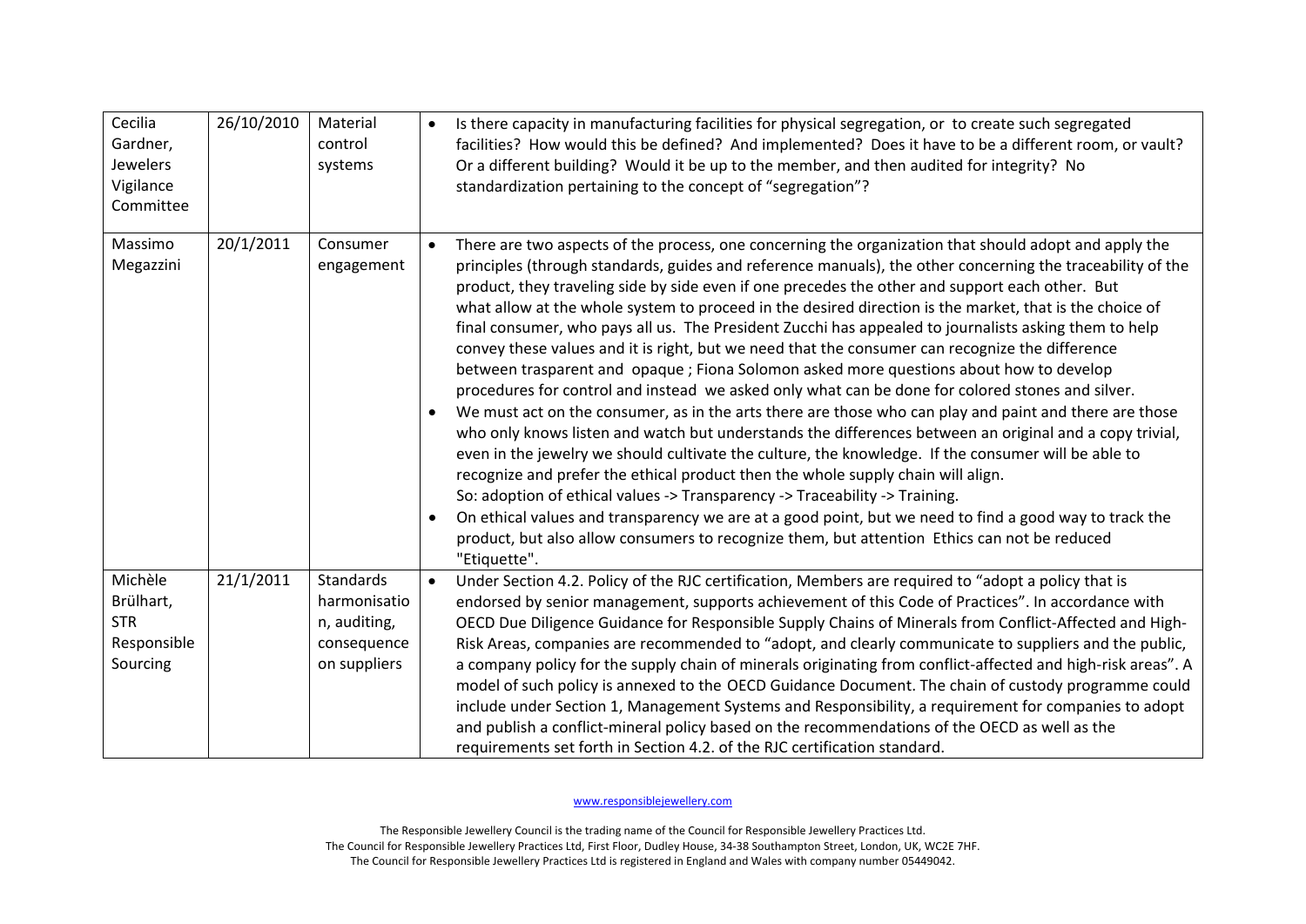| | | | |
|---|---|---|---|
| Cecilia Gardner, Jewelers Vigilance Committee | 26/10/2010 | Material control systems | • Is there capacity in manufacturing facilities for physical segregation, or to create such segregated facilities? How would this be defined? And implemented? Does it have to be a different room, or vault? Or a different building? Would it be up to the member, and then audited for integrity? No standardization pertaining to the concept of "segregation"? |
| Massimo Megazzini | 20/1/2011 | Consumer engagement | • There are two aspects of the process, one concerning the organization that should adopt and apply the principles (through standards, guides and reference manuals), the other concerning the traceability of the product, they traveling side by side even if one precedes the other and support each other. But what allow at the whole system to proceed in the desired direction is the market, that is the choice of final consumer, who pays all us. The President Zucchi has appealed to journalists asking them to help convey these values and it is right, but we need that the consumer can recognize the difference between trasparent and opaque ; Fiona Solomon asked more questions about how to develop procedures for control and instead we asked only what can be done for colored stones and silver.<br>• We must act on the consumer, as in the arts there are those who can play and paint and there are those who only knows listen and watch but understands the differences between an original and a copy trivial, even in the jewelry we should cultivate the culture, the knowledge. If the consumer will be able to recognize and prefer the ethical product then the whole supply chain will align.<br>So: adoption of ethical values -> Transparency -> Traceability -> Training.<br>• On ethical values and transparency we are at a good point, but we need to find a good way to track the product, but also allow consumers to recognize them, but attention Ethics can not be reduced "Etiquette". |
| Michèle Brülhart, STR Responsible Sourcing | 21/1/2011 | Standards harmonisation, auditing, consequence on suppliers | • Under Section 4.2. Policy of the RJC certification, Members are required to "adopt a policy that is endorsed by senior management, supports achievement of this Code of Practices". In accordance with OECD Due Diligence Guidance for Responsible Supply Chains of Minerals from Conflict-Affected and High-Risk Areas, companies are recommended to "adopt, and clearly communicate to suppliers and the public, a company policy for the supply chain of minerals originating from conflict-affected and high-risk areas". A model of such policy is annexed to the OECD Guidance Document. The chain of custody programme could include under Section 1, Management Systems and Responsibility, a requirement for companies to adopt and publish a conflict-mineral policy based on the recommendations of the OECD as well as the requirements set forth in Section 4.2. of the RJC certification standard. |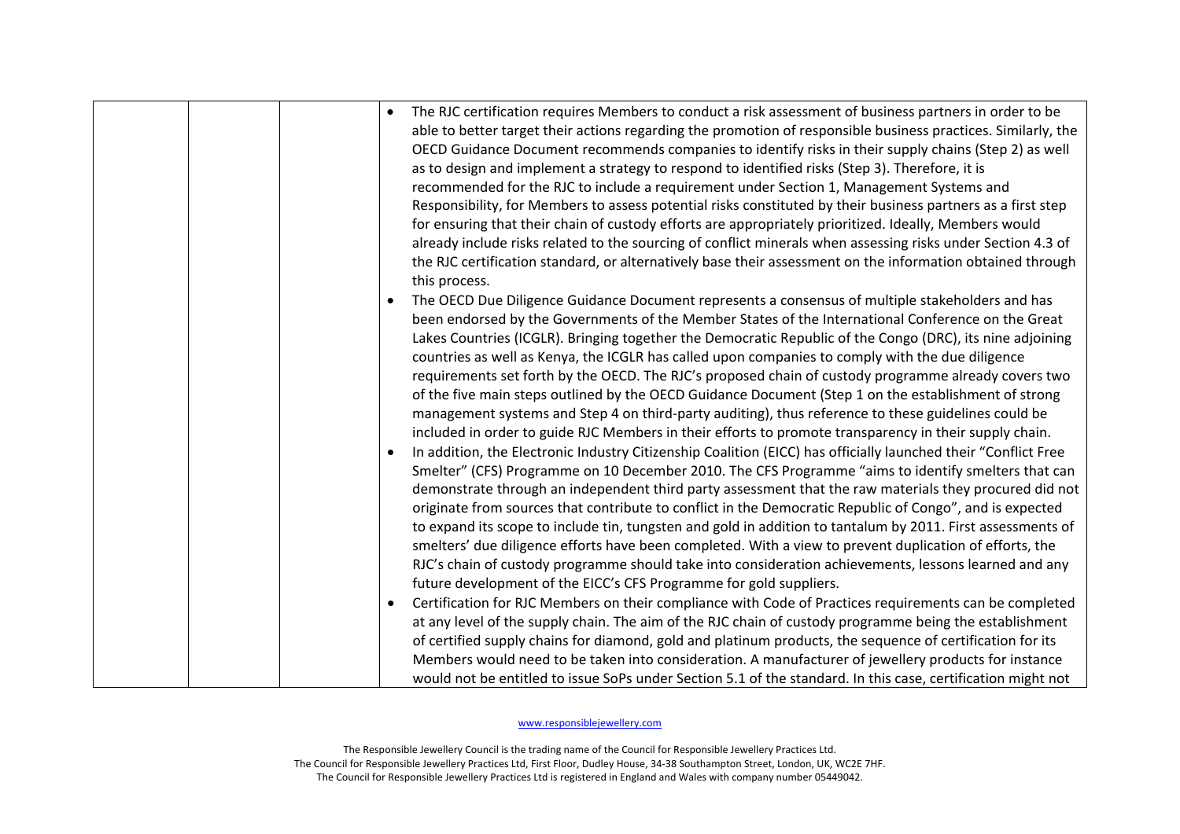| | | | |
|---|---|---|---|
| | | | • The RJC certification requires Members to conduct a risk assessment of business partners in order to be able to better target their actions regarding the promotion of responsible business practices. Similarly, the OECD Guidance Document recommends companies to identify risks in their supply chains (Step 2) as well as to design and implement a strategy to respond to identified risks (Step 3). Therefore, it is recommended for the RJC to include a requirement under Section 1, Management Systems and Responsibility, for Members to assess potential risks constituted by their business partners as a first step for ensuring that their chain of custody efforts are appropriately prioritized. Ideally, Members would already include risks related to the sourcing of conflict minerals when assessing risks under Section 4.3 of the RJC certification standard, or alternatively base their assessment on the information obtained through this process.<br>• The OECD Due Diligence Guidance Document represents a consensus of multiple stakeholders and has been endorsed by the Governments of the Member States of the International Conference on the Great Lakes Countries (ICGLR). Bringing together the Democratic Republic of the Congo (DRC), its nine adjoining countries as well as Kenya, the ICGLR has called upon companies to comply with the due diligence requirements set forth by the OECD. The RJC's proposed chain of custody programme already covers two of the five main steps outlined by the OECD Guidance Document (Step 1 on the establishment of strong management systems and Step 4 on third-party auditing), thus reference to these guidelines could be included in order to guide RJC Members in their efforts to promote transparency in their supply chain.<br>• In addition, the Electronic Industry Citizenship Coalition (EICC) has officially launched their "Conflict Free Smelter" (CFS) Programme on 10 December 2010. The CFS Programme "aims to identify smelters that can demonstrate through an independent third party assessment that the raw materials they procured did not originate from sources that contribute to conflict in the Democratic Republic of Congo", and is expected to expand its scope to include tin, tungsten and gold in addition to tantalum by 2011. First assessments of smelters' due diligence efforts have been completed. With a view to prevent duplication of efforts, the RJC's chain of custody programme should take into consideration achievements, lessons learned and any future development of the EICC's CFS Programme for gold suppliers.<br>• Certification for RJC Members on their compliance with Code of Practices requirements can be completed at any level of the supply chain. The aim of the RJC chain of custody programme being the establishment of certified supply chains for diamond, gold and platinum products, the sequence of certification for its Members would need to be taken into consideration. A manufacturer of jewellery products for instance would not be entitled to issue SoPs under Section 5.1 of the standard. In this case, certification might not |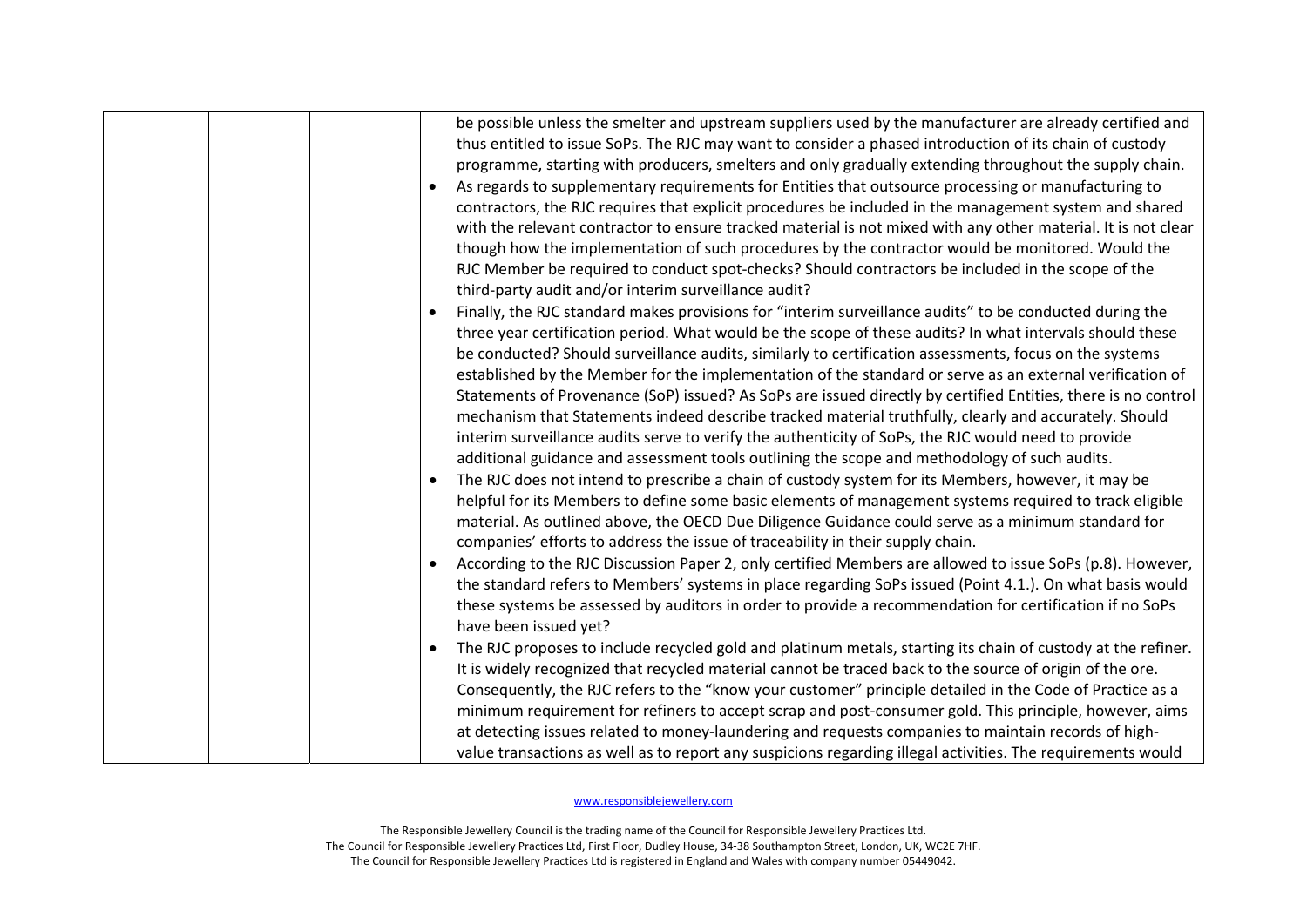| | | | be possible unless the smelter and upstream suppliers used by the manufacturer are already certified and thus entitled to issue SoPs. The RJC may want to consider a phased introduction of its chain of custody programme, starting with producers, smelters and only gradually extending throughout the supply chain.<br>• As regards to supplementary requirements for Entities that outsource processing or manufacturing to contractors, the RJC requires that explicit procedures be included in the management system and shared with the relevant contractor to ensure tracked material is not mixed with any other material. It is not clear though how the implementation of such procedures by the contractor would be monitored. Would the RJC Member be required to conduct spot-checks? Should contractors be included in the scope of the third-party audit and/or interim surveillance audit?<br>• Finally, the RJC standard makes provisions for "interim surveillance audits" to be conducted during the three year certification period. What would be the scope of these audits? In what intervals should these be conducted? Should surveillance audits, similarly to certification assessments, focus on the systems established by the Member for the implementation of the standard or serve as an external verification of Statements of Provenance (SoP) issued? As SoPs are issued directly by certified Entities, there is no control mechanism that Statements indeed describe tracked material truthfully, clearly and accurately. Should interim surveillance audits serve to verify the authenticity of SoPs, the RJC would need to provide additional guidance and assessment tools outlining the scope and methodology of such audits.<br>• The RJC does not intend to prescribe a chain of custody system for its Members, however, it may be helpful for its Members to define some basic elements of management systems required to track eligible material. As outlined above, the OECD Due Diligence Guidance could serve as a minimum standard for companies' efforts to address the issue of traceability in their supply chain.<br>• According to the RJC Discussion Paper 2, only certified Members are allowed to issue SoPs (p.8). However, the standard refers to Members' systems in place regarding SoPs issued (Point 4.1.). On what basis would these systems be assessed by auditors in order to provide a recommendation for certification if no SoPs have been issued yet?<br>• The RJC proposes to include recycled gold and platinum metals, starting its chain of custody at the refiner. It is widely recognized that recycled material cannot be traced back to the source of origin of the ore. Consequently, the RJC refers to the "know your customer" principle detailed in the Code of Practice as a minimum requirement for refiners to accept scrap and post-consumer gold. This principle, however, aims at detecting issues related to money-laundering and requests companies to maintain records of high-value transactions as well as to report any suspicions regarding illegal activities. The requirements would |
|---|---|---|---|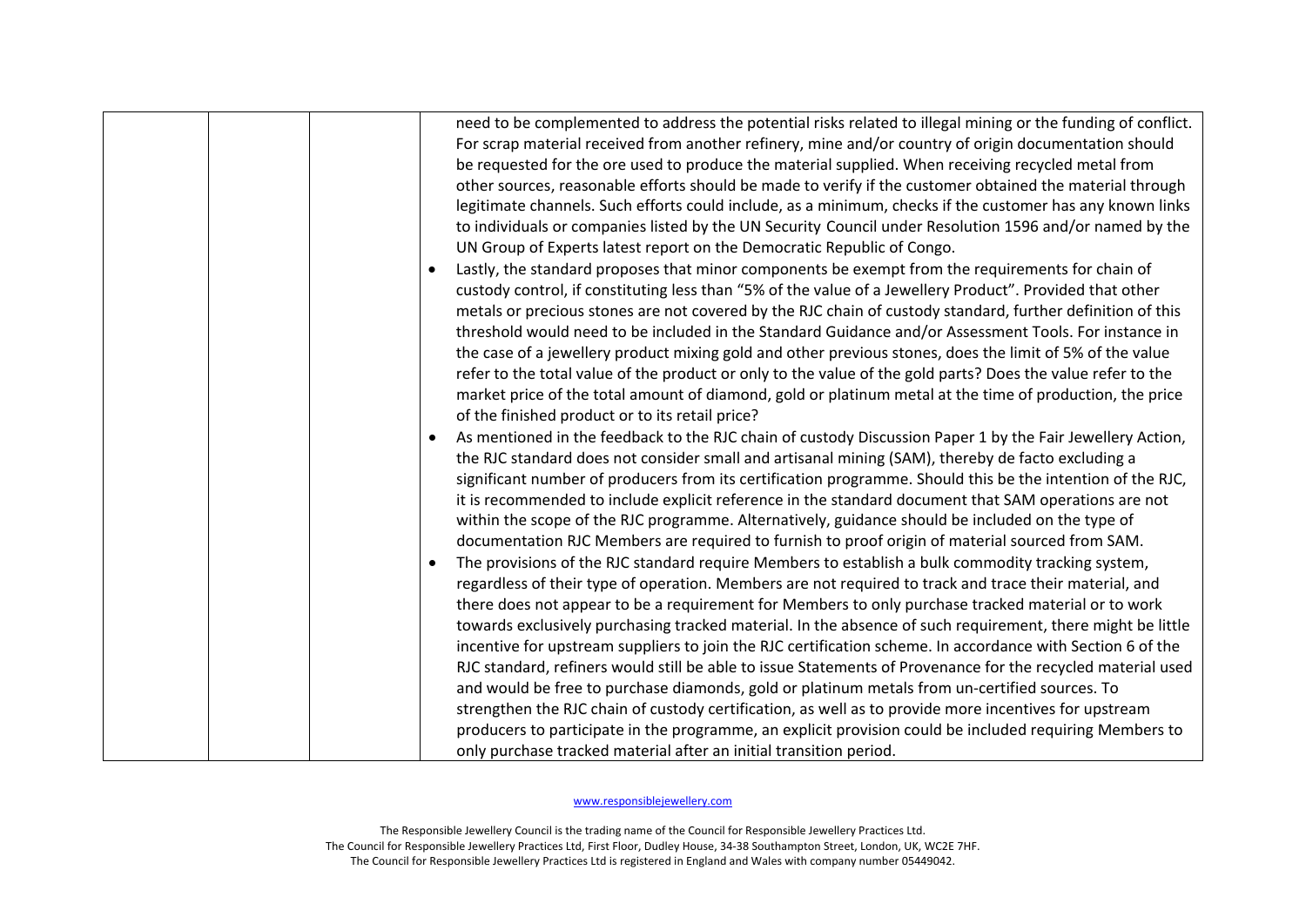| | | | need to be complemented to address the potential risks related to illegal mining or the funding of conflict. For scrap material received from another refinery, mine and/or country of origin documentation should be requested for the ore used to produce the material supplied. When receiving recycled metal from other sources, reasonable efforts should be made to verify if the customer obtained the material through legitimate channels. Such efforts could include, as a minimum, checks if the customer has any known links to individuals or companies listed by the UN Security Council under Resolution 1596 and/or named by the UN Group of Experts latest report on the Democratic Republic of Congo.<br>• Lastly, the standard proposes that minor components be exempt from the requirements for chain of custody control, if constituting less than "5% of the value of a Jewellery Product". Provided that other metals or precious stones are not covered by the RJC chain of custody standard, further definition of this threshold would need to be included in the Standard Guidance and/or Assessment Tools. For instance in the case of a jewellery product mixing gold and other previous stones, does the limit of 5% of the value refer to the total value of the product or only to the value of the gold parts? Does the value refer to the market price of the total amount of diamond, gold or platinum metal at the time of production, the price of the finished product or to its retail price?<br>• As mentioned in the feedback to the RJC chain of custody Discussion Paper 1 by the Fair Jewellery Action, the RJC standard does not consider small and artisanal mining (SAM), thereby de facto excluding a significant number of producers from its certification programme. Should this be the intention of the RJC, it is recommended to include explicit reference in the standard document that SAM operations are not within the scope of the RJC programme. Alternatively, guidance should be included on the type of documentation RJC Members are required to furnish to proof origin of material sourced from SAM.<br>• The provisions of the RJC standard require Members to establish a bulk commodity tracking system, regardless of their type of operation. Members are not required to track and trace their material, and there does not appear to be a requirement for Members to only purchase tracked material or to work towards exclusively purchasing tracked material. In the absence of such requirement, there might be little incentive for upstream suppliers to join the RJC certification scheme. In accordance with Section 6 of the RJC standard, refiners would still be able to issue Statements of Provenance for the recycled material used and would be free to purchase diamonds, gold or platinum metals from un-certified sources. To strengthen the RJC chain of custody certification, as well as to provide more incentives for upstream producers to participate in the programme, an explicit provision could be included requiring Members to only purchase tracked material after an initial transition period. |
|---|---|---|---|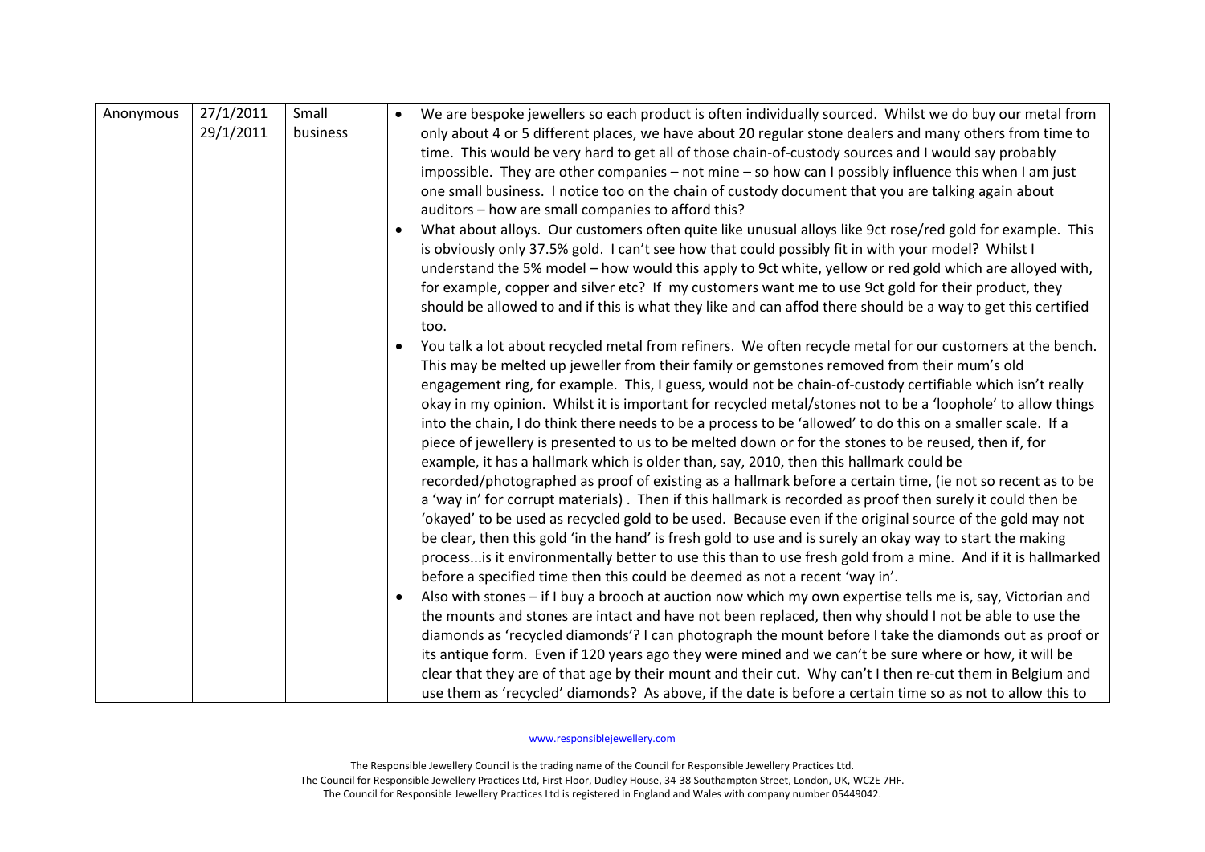| Anonymous | 27/1/2011<br>29/1/2011 | Small business | • We are bespoke jewellers so each product is often individually sourced. Whilst we do buy our metal from only about 4 or 5 different places, we have about 20 regular stone dealers and many others from time to time. This would be very hard to get all of those chain-of-custody sources and I would say probably impossible. They are other companies – not mine – so how can I possibly influence this when I am just one small business. I notice too on the chain of custody document that you are talking again about auditors – how are small companies to afford this?<br>• What about alloys. Our customers often quite like unusual alloys like 9ct rose/red gold for example. This is obviously only 37.5% gold. I can't see how that could possibly fit in with your model? Whilst I understand the 5% model – how would this apply to 9ct white, yellow or red gold which are alloyed with, for example, copper and silver etc? If my customers want me to use 9ct gold for their product, they should be allowed to and if this is what they like and can affod there should be a way to get this certified too.<br>• You talk a lot about recycled metal from refiners. We often recycle metal for our customers at the bench. This may be melted up jeweller from their family or gemstones removed from their mum's old engagement ring, for example. This, I guess, would not be chain-of-custody certifiable which isn't really okay in my opinion. Whilst it is important for recycled metal/stones not to be a 'loophole' to allow things into the chain, I do think there needs to be a process to be 'allowed' to do this on a smaller scale. If a piece of jewellery is presented to us to be melted down or for the stones to be reused, then if, for example, it has a hallmark which is older than, say, 2010, then this hallmark could be recorded/photographed as proof of existing as a hallmark before a certain time, (ie not so recent as to be a 'way in' for corrupt materials) . Then if this hallmark is recorded as proof then surely it could then be 'okayed' to be used as recycled gold to be used. Because even if the original source of the gold may not be clear, then this gold 'in the hand' is fresh gold to use and is surely an okay way to start the making process...is it environmentally better to use this than to use fresh gold from a mine. And if it is hallmarked before a specified time then this could be deemed as not a recent 'way in'.<br>• Also with stones – if I buy a brooch at auction now which my own expertise tells me is, say, Victorian and the mounts and stones are intact and have not been replaced, then why should I not be able to use the diamonds as 'recycled diamonds'? I can photograph the mount before I take the diamonds out as proof or its antique form. Even if 120 years ago they were mined and we can't be sure where or how, it will be clear that they are of that age by their mount and their cut. Why can't I then re-cut them in Belgium and use them as 'recycled' diamonds? As above, if the date is before a certain time so as not to allow this to |
|---|---|---|---|

www.responsiblejewellery.com

The Responsible Jewellery Council is the trading name of the Council for Responsible Jewellery Practices Ltd.
The Council for Responsible Jewellery Practices Ltd, First Floor, Dudley House, 34-38 Southampton Street, London, UK, WC2E 7HF.
The Council for Responsible Jewellery Practices Ltd is registered in England and Wales with company number 05449042.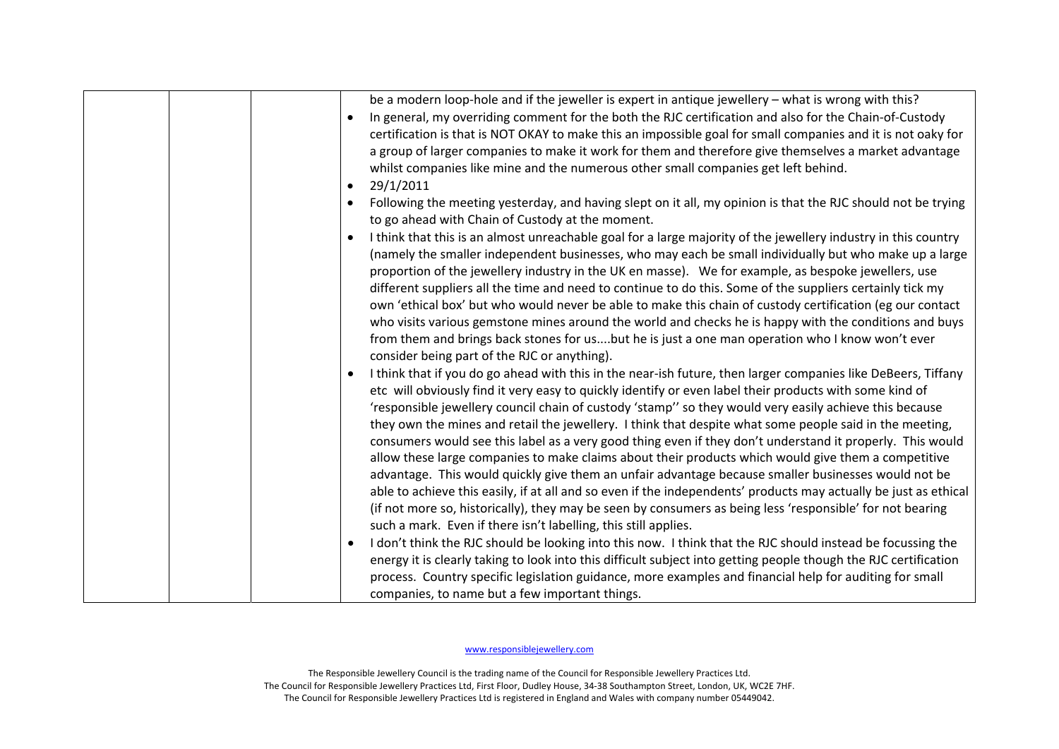| | | | be a modern loop-hole and if the jeweller is expert in antique jewellery – what is wrong with this?<br>• In general, my overriding comment for the both the RJC certification and also for the Chain-of-Custody certification is that is NOT OKAY to make this an impossible goal for small companies and it is not oaky for a group of larger companies to make it work for them and therefore give themselves a market advantage whilst companies like mine and the numerous other small companies get left behind.<br>• 29/1/2011<br>• Following the meeting yesterday, and having slept on it all, my opinion is that the RJC should not be trying to go ahead with Chain of Custody at the moment.<br>• I think that this is an almost unreachable goal for a large majority of the jewellery industry in this country (namely the smaller independent businesses, who may each be small individually but who make up a large proportion of the jewellery industry in the UK en masse). We for example, as bespoke jewellers, use different suppliers all the time and need to continue to do this. Some of the suppliers certainly tick my own 'ethical box' but who would never be able to make this chain of custody certification (eg our contact who visits various gemstone mines around the world and checks he is happy with the conditions and buys from them and brings back stones for us....but he is just a one man operation who I know won't ever consider being part of the RJC or anything).<br>• I think that if you do go ahead with this in the near-ish future, then larger companies like DeBeers, Tiffany etc will obviously find it very easy to quickly identify or even label their products with some kind of 'responsible jewellery council chain of custody 'stamp'' so they would very easily achieve this because they own the mines and retail the jewellery. I think that despite what some people said in the meeting, consumers would see this label as a very good thing even if they don't understand it properly. This would allow these large companies to make claims about their products which would give them a competitive advantage. This would quickly give them an unfair advantage because smaller businesses would not be able to achieve this easily, if at all and so even if the independents' products may actually be just as ethical (if not more so, historically), they may be seen by consumers as being less 'responsible' for not bearing such a mark. Even if there isn't labelling, this still applies.<br>• I don't think the RJC should be looking into this now. I think that the RJC should instead be focussing the energy it is clearly taking to look into this difficult subject into getting people though the RJC certification process. Country specific legislation guidance, more examples and financial help for auditing for small companies, to name but a few important things. |
|---|---|---|---|

www.responsiblejewellery.com

The Responsible Jewellery Council is the trading name of the Council for Responsible Jewellery Practices Ltd.
The Council for Responsible Jewellery Practices Ltd, First Floor, Dudley House, 34-38 Southampton Street, London, UK, WC2E 7HF.
The Council for Responsible Jewellery Practices Ltd is registered in England and Wales with company number 05449042.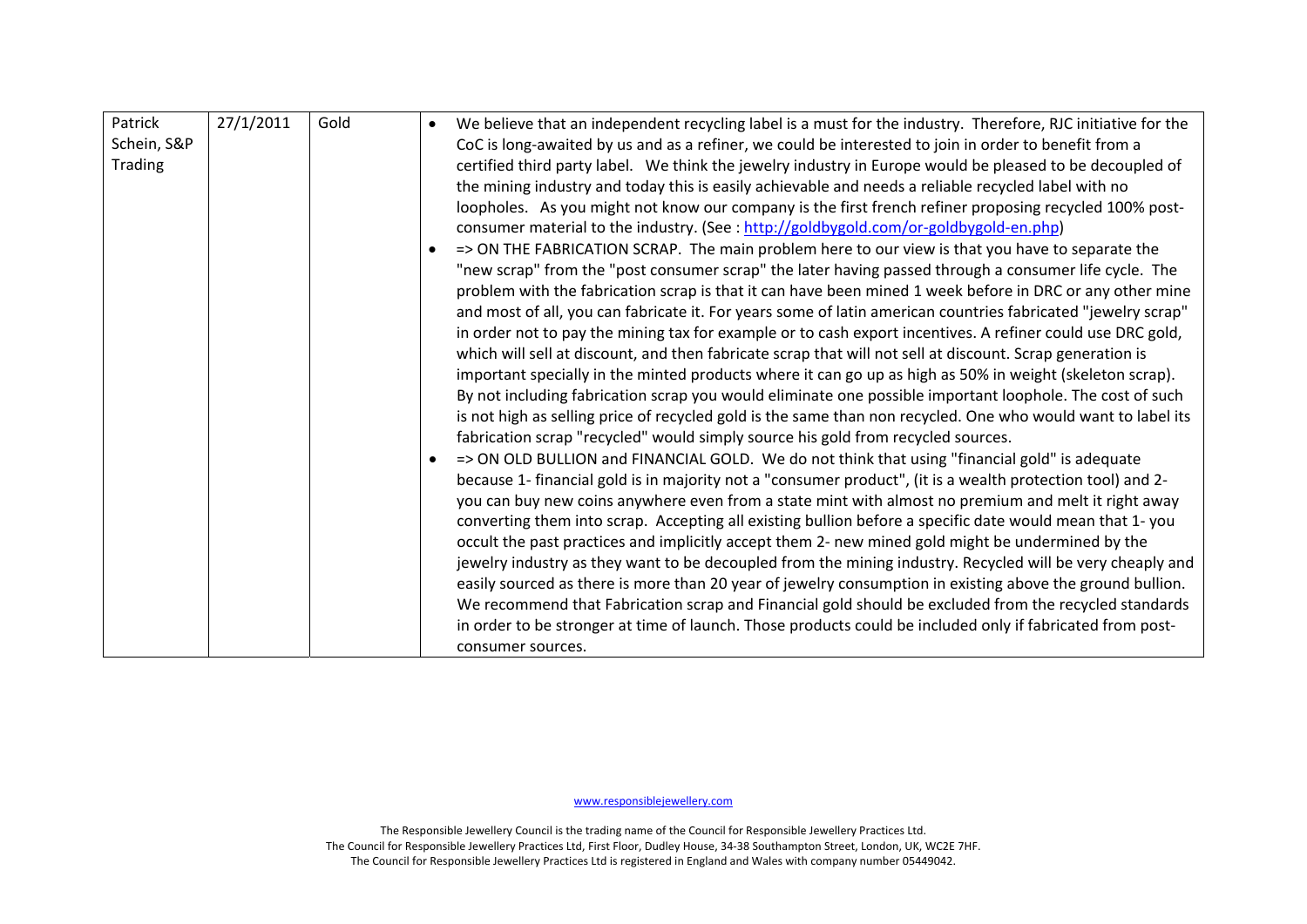| | | | |
|---|---|---|---|
| Patrick Schein, S&P Trading | 27/1/2011 | Gold | • We believe that an independent recycling label is a must for the industry. Therefore, RJC initiative for the CoC is long-awaited by us and as a refiner, we could be interested to join in order to benefit from a certified third party label. We think the jewelry industry in Europe would be pleased to be decoupled of the mining industry and today this is easily achievable and needs a reliable recycled label with no loopholes. As you might not know our company is the first french refiner proposing recycled 100% post-consumer material to the industry. (See : [http://goldbygold.com/or-goldbygold-en.php](http://goldbygold.com/or-goldbygold-en.php))<br>• => ON THE FABRICATION SCRAP. The main problem here to our view is that you have to separate the "new scrap" from the "post consumer scrap" the later having passed through a consumer life cycle. The problem with the fabrication scrap is that it can have been mined 1 week before in DRC or any other mine and most of all, you can fabricate it. For years some of latin american countries fabricated "jewelry scrap" in order not to pay the mining tax for example or to cash export incentives. A refiner could use DRC gold, which will sell at discount, and then fabricate scrap that will not sell at discount. Scrap generation is important specially in the minted products where it can go up as high as 50% in weight (skeleton scrap). By not including fabrication scrap you would eliminate one possible important loophole. The cost of such is not high as selling price of recycled gold is the same than non recycled. One who would want to label its fabrication scrap "recycled" would simply source his gold from recycled sources.<br>• => ON OLD BULLION and FINANCIAL GOLD. We do not think that using "financial gold" is adequate because 1- financial gold is in majority not a "consumer product", (it is a wealth protection tool) and 2- you can buy new coins anywhere even from a state mint with almost no premium and melt it right away converting them into scrap. Accepting all existing bullion before a specific date would mean that 1- you occult the past practices and implicitly accept them 2- new mined gold might be undermined by the jewelry industry as they want to be decoupled from the mining industry. Recycled will be very cheaply and easily sourced as there is more than 20 year of jewelry consumption in existing above the ground bullion. We recommend that Fabrication scrap and Financial gold should be excluded from the recycled standards in order to be stronger at time of launch. Those products could be included only if fabricated from post-consumer sources. |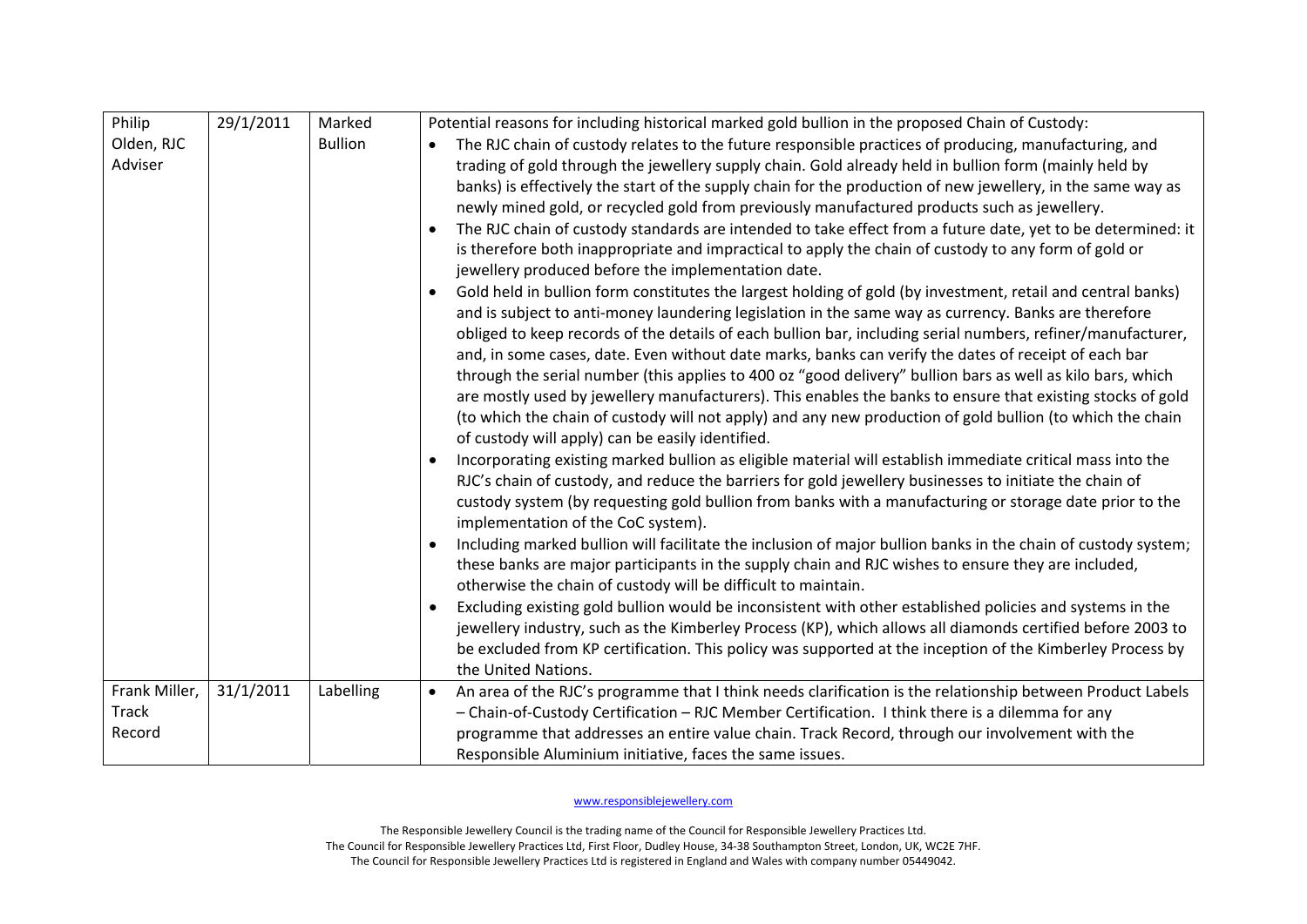| | | | |
|---|---|---|---|
| Philip Olden, RJC Adviser | 29/1/2011 | Marked Bullion | Potential reasons for including historical marked gold bullion in the proposed Chain of Custody:<br>• The RJC chain of custody relates to the future responsible practices of producing, manufacturing, and trading of gold through the jewellery supply chain. Gold already held in bullion form (mainly held by banks) is effectively the start of the supply chain for the production of new jewellery, in the same way as newly mined gold, or recycled gold from previously manufactured products such as jewellery.<br>• The RJC chain of custody standards are intended to take effect from a future date, yet to be determined: it is therefore both inappropriate and impractical to apply the chain of custody to any form of gold or jewellery produced before the implementation date.<br>• Gold held in bullion form constitutes the largest holding of gold (by investment, retail and central banks) and is subject to anti-money laundering legislation in the same way as currency. Banks are therefore obliged to keep records of the details of each bullion bar, including serial numbers, refiner/manufacturer, and, in some cases, date. Even without date marks, banks can verify the dates of receipt of each bar through the serial number (this applies to 400 oz "good delivery" bullion bars as well as kilo bars, which are mostly used by jewellery manufacturers). This enables the banks to ensure that existing stocks of gold (to which the chain of custody will not apply) and any new production of gold bullion (to which the chain of custody will apply) can be easily identified.<br>• Incorporating existing marked bullion as eligible material will establish immediate critical mass into the RJC's chain of custody, and reduce the barriers for gold jewellery businesses to initiate the chain of custody system (by requesting gold bullion from banks with a manufacturing or storage date prior to the implementation of the CoC system).<br>• Including marked bullion will facilitate the inclusion of major bullion banks in the chain of custody system; these banks are major participants in the supply chain and RJC wishes to ensure they are included, otherwise the chain of custody will be difficult to maintain.<br>• Excluding existing gold bullion would be inconsistent with other established policies and systems in the jewellery industry, such as the Kimberley Process (KP), which allows all diamonds certified before 2003 to be excluded from KP certification. This policy was supported at the inception of the Kimberley Process by the United Nations. |
| Frank Miller, Track Record | 31/1/2011 | Labelling | • An area of the RJC's programme that I think needs clarification is the relationship between Product Labels – Chain-of-Custody Certification – RJC Member Certification. I think there is a dilemma for any programme that addresses an entire value chain. Track Record, through our involvement with the Responsible Aluminium initiative, faces the same issues. |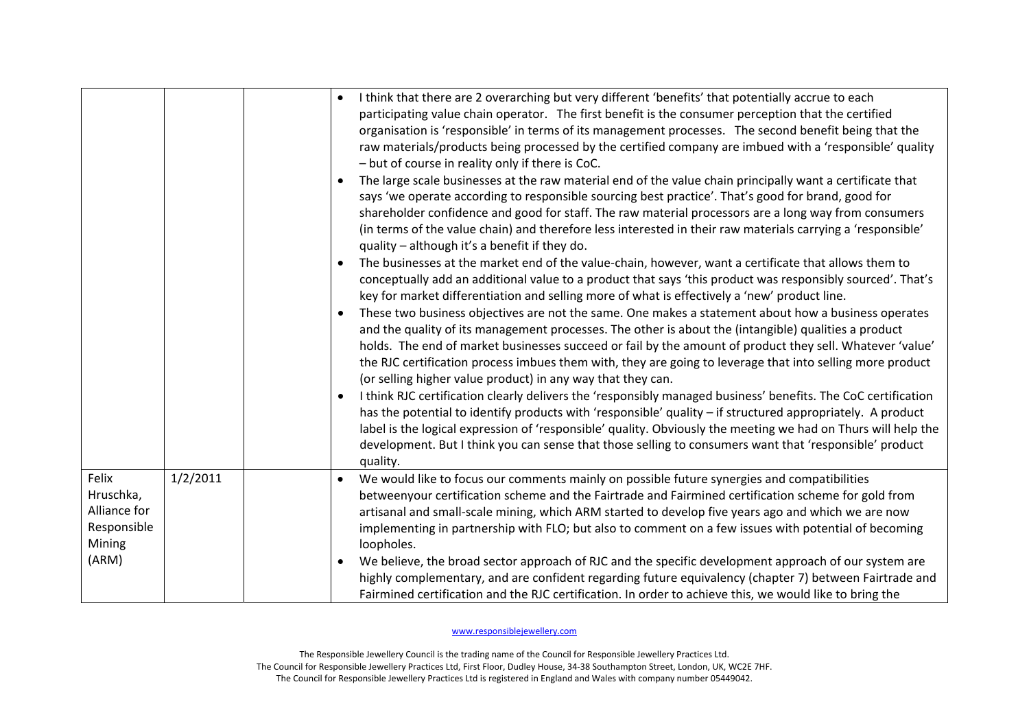| | | | |
|---|---|---|---|
| | | | • I think that there are 2 overarching but very different 'benefits' that potentially accrue to each participating value chain operator. The first benefit is the consumer perception that the certified organisation is 'responsible' in terms of its management processes. The second benefit being that the raw materials/products being processed by the certified company are imbued with a 'responsible' quality – but of course in reality only if there is CoC.<br>• The large scale businesses at the raw material end of the value chain principally want a certificate that says 'we operate according to responsible sourcing best practice'. That's good for brand, good for shareholder confidence and good for staff. The raw material processors are a long way from consumers (in terms of the value chain) and therefore less interested in their raw materials carrying a 'responsible' quality – although it's a benefit if they do.<br>• The businesses at the market end of the value-chain, however, want a certificate that allows them to conceptually add an additional value to a product that says 'this product was responsibly sourced'. That's key for market differentiation and selling more of what is effectively a 'new' product line.<br>• These two business objectives are not the same. One makes a statement about how a business operates and the quality of its management processes. The other is about the (intangible) qualities a product holds. The end of market businesses succeed or fail by the amount of product they sell. Whatever 'value' the RJC certification process imbues them with, they are going to leverage that into selling more product (or selling higher value product) in any way that they can.<br>• I think RJC certification clearly delivers the 'responsibly managed business' benefits. The CoC certification has the potential to identify products with 'responsible' quality – if structured appropriately. A product label is the logical expression of 'responsible' quality. Obviously the meeting we had on Thurs will help the development. But I think you can sense that those selling to consumers want that 'responsible' product quality. |
| Felix Hruschka, Alliance for Responsible Mining (ARM) | 1/2/2011 | | • We would like to focus our comments mainly on possible future synergies and compatibilities betweenyour certification scheme and the Fairtrade and Fairmined certification scheme for gold from artisanal and small-scale mining, which ARM started to develop five years ago and which we are now implementing in partnership with FLO; but also to comment on a few issues with potential of becoming loopholes.<br>• We believe, the broad sector approach of RJC and the specific development approach of our system are highly complementary, and are confident regarding future equivalency (chapter 7) between Fairtrade and Fairmined certification and the RJC certification. In order to achieve this, we would like to bring the |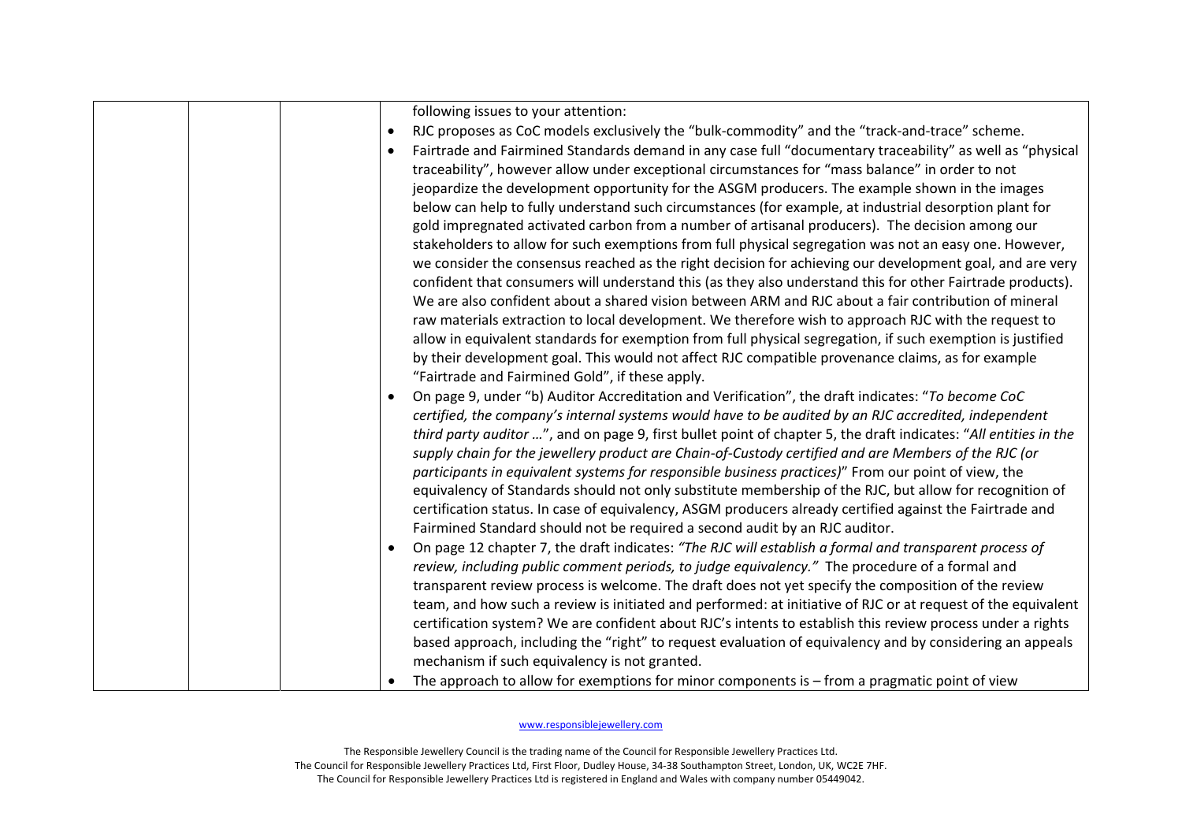| | | | following issues to your attention:<br>• RJC proposes as CoC models exclusively the "bulk-commodity" and the "track-and-trace" scheme.<br>• Fairtrade and Fairmined Standards demand in any case full "documentary traceability" as well as "physical traceability", however allow under exceptional circumstances for "mass balance" in order to not jeopardize the development opportunity for the ASGM producers. The example shown in the images below can help to fully understand such circumstances (for example, at industrial desorption plant for gold impregnated activated carbon from a number of artisanal producers). The decision among our stakeholders to allow for such exemptions from full physical segregation was not an easy one. However, we consider the consensus reached as the right decision for achieving our development goal, and are very confident that consumers will understand this (as they also understand this for other Fairtrade products). We are also confident about a shared vision between ARM and RJC about a fair contribution of mineral raw materials extraction to local development. We therefore wish to approach RJC with the request to allow in equivalent standards for exemption from full physical segregation, if such exemption is justified by their development goal. This would not affect RJC compatible provenance claims, as for example "Fairtrade and Fairmined Gold", if these apply.<br>• On page 9, under "b) Auditor Accreditation and Verification", the draft indicates: "*To become CoC certified, the company's internal systems would have to be audited by an RJC accredited, independent third party auditor …*", and on page 9, first bullet point of chapter 5, the draft indicates: "*All entities in the supply chain for the jewellery product are Chain-of-Custody certified and are Members of the RJC (or participants in equivalent systems for responsible business practices)*" From our point of view, the equivalency of Standards should not only substitute membership of the RJC, but allow for recognition of certification status. In case of equivalency, ASGM producers already certified against the Fairtrade and Fairmined Standard should not be required a second audit by an RJC auditor.<br>• On page 12 chapter 7, the draft indicates: *"The RJC will establish a formal and transparent process of review, including public comment periods, to judge equivalency."* The procedure of a formal and transparent review process is welcome. The draft does not yet specify the composition of the review team, and how such a review is initiated and performed: at initiative of RJC or at request of the equivalent certification system? We are confident about RJC's intents to establish this review process under a rights based approach, including the "right" to request evaluation of equivalency and by considering an appeals mechanism if such equivalency is not granted.<br>• The approach to allow for exemptions for minor components is – from a pragmatic point of view |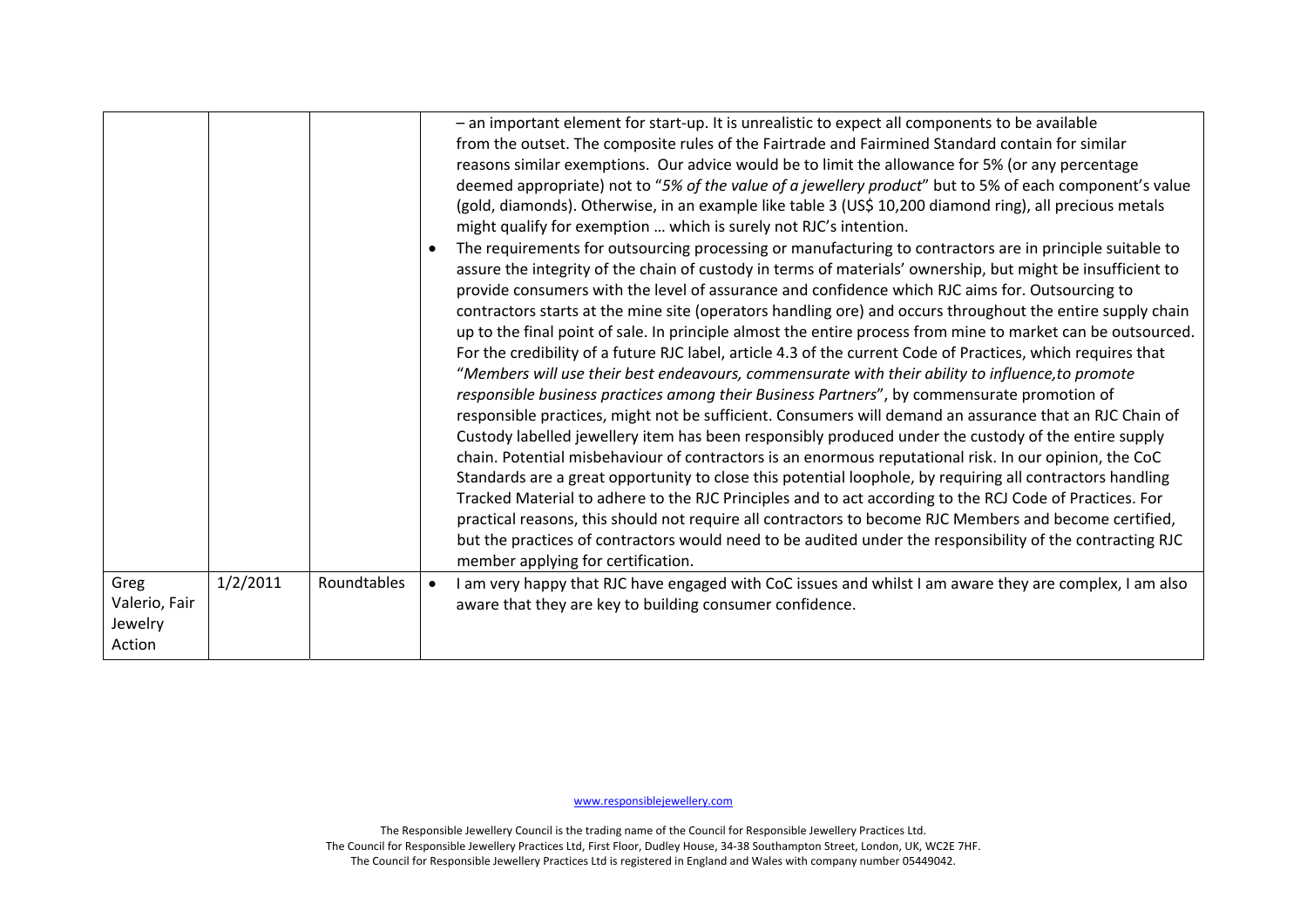| | | | |
|---|---|---|---|
| | | | – an important element for start-up. It is unrealistic to expect all components to be available from the outset. The composite rules of the Fairtrade and Fairmined Standard contain for similar reasons similar exemptions. Our advice would be to limit the allowance for 5% (or any percentage deemed appropriate) not to "*5% of the value of a jewellery product*" but to 5% of each component's value (gold, diamonds). Otherwise, in an example like table 3 (US$ 10,200 diamond ring), all precious metals might qualify for exemption … which is surely not RJC's intention.<br>• The requirements for outsourcing processing or manufacturing to contractors are in principle suitable to assure the integrity of the chain of custody in terms of materials' ownership, but might be insufficient to provide consumers with the level of assurance and confidence which RJC aims for. Outsourcing to contractors starts at the mine site (operators handling ore) and occurs throughout the entire supply chain up to the final point of sale. In principle almost the entire process from mine to market can be outsourced. For the credibility of a future RJC label, article 4.3 of the current Code of Practices, which requires that "*Members will use their best endeavours, commensurate with their ability to influence,to promote responsible business practices among their Business Partners*", by commensurate promotion of responsible practices, might not be sufficient. Consumers will demand an assurance that an RJC Chain of Custody labelled jewellery item has been responsibly produced under the custody of the entire supply chain. Potential misbehaviour of contractors is an enormous reputational risk. In our opinion, the CoC Standards are a great opportunity to close this potential loophole, by requiring all contractors handling Tracked Material to adhere to the RJC Principles and to act according to the RCJ Code of Practices. For practical reasons, this should not require all contractors to become RJC Members and become certified, but the practices of contractors would need to be audited under the responsibility of the contracting RJC member applying for certification. |
| Greg Valerio, Fair Jewelry Action | 1/2/2011 | Roundtables | • I am very happy that RJC have engaged with CoC issues and whilst I am aware they are complex, I am also aware that they are key to building consumer confidence. |

www.responsiblejewellery.com

The Responsible Jewellery Council is the trading name of the Council for Responsible Jewellery Practices Ltd.
The Council for Responsible Jewellery Practices Ltd, First Floor, Dudley House, 34-38 Southampton Street, London, UK, WC2E 7HF.
The Council for Responsible Jewellery Practices Ltd is registered in England and Wales with company number 05449042.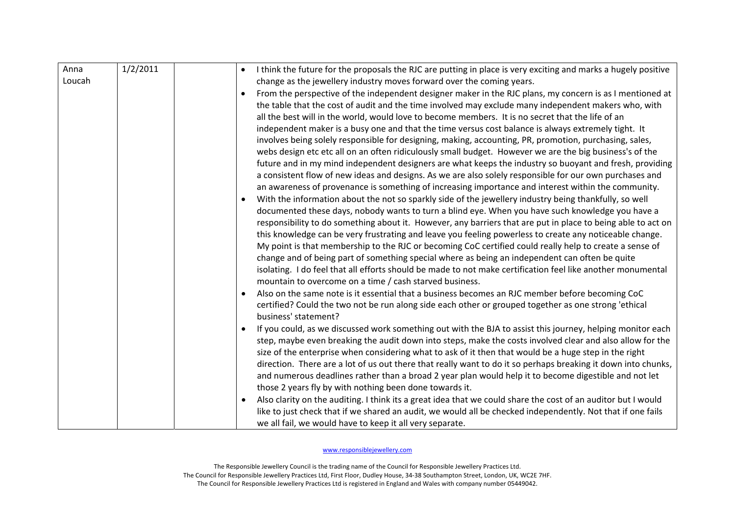| Anna Loucah | 1/2/2011 | | • I think the future for the proposals the RJC are putting in place is very exciting and marks a hugely positive change as the jewellery industry moves forward over the coming years.<br>• From the perspective of the independent designer maker in the RJC plans, my concern is as I mentioned at the table that the cost of audit and the time involved may exclude many independent makers who, with all the best will in the world, would love to become members. It is no secret that the life of an independent maker is a busy one and that the time versus cost balance is always extremely tight. It involves being solely responsible for designing, making, accounting, PR, promotion, purchasing, sales, webs design etc etc all on an often ridiculously small budget. However we are the big business's of the future and in my mind independent designers are what keeps the industry so buoyant and fresh, providing a consistent flow of new ideas and designs. As we are also solely responsible for our own purchases and an awareness of provenance is something of increasing importance and interest within the community.<br>• With the information about the not so sparkly side of the jewellery industry being thankfully, so well documented these days, nobody wants to turn a blind eye. When you have such knowledge you have a responsibility to do something about it. However, any barriers that are put in place to being able to act on this knowledge can be very frustrating and leave you feeling powerless to create any noticeable change. My point is that membership to the RJC or becoming CoC certified could really help to create a sense of change and of being part of something special where as being an independent can often be quite isolating. I do feel that all efforts should be made to not make certification feel like another monumental mountain to overcome on a time / cash starved business.<br>• Also on the same note is it essential that a business becomes an RJC member before becoming CoC certified? Could the two not be run along side each other or grouped together as one strong 'ethical business' statement?<br>• If you could, as we discussed work something out with the BJA to assist this journey, helping monitor each step, maybe even breaking the audit down into steps, make the costs involved clear and also allow for the size of the enterprise when considering what to ask of it then that would be a huge step in the right direction. There are a lot of us out there that really want to do it so perhaps breaking it down into chunks, and numerous deadlines rather than a broad 2 year plan would help it to become digestible and not let those 2 years fly by with nothing been done towards it.<br>• Also clarity on the auditing. I think its a great idea that we could share the cost of an auditor but I would like to just check that if we shared an audit, we would all be checked independently. Not that if one fails we all fail, we would have to keep it all very separate. |
|---|---|---|---|

www.responsiblejewellery.com

The Responsible Jewellery Council is the trading name of the Council for Responsible Jewellery Practices Ltd.
The Council for Responsible Jewellery Practices Ltd, First Floor, Dudley House, 34-38 Southampton Street, London, UK, WC2E 7HF.
The Council for Responsible Jewellery Practices Ltd is registered in England and Wales with company number 05449042.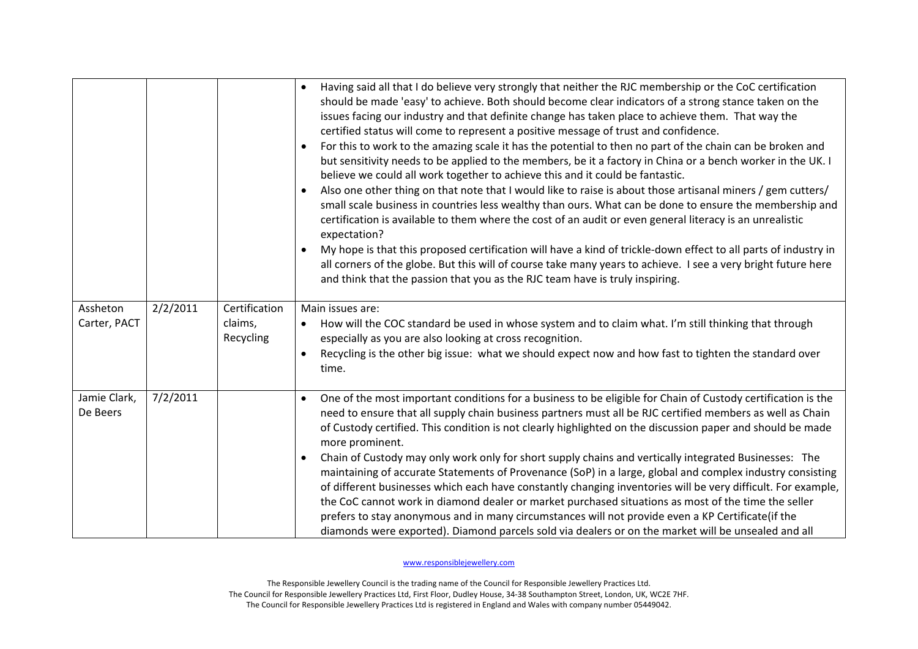| | | | |
|---|---|---|---|
| | | | • Having said all that I do believe very strongly that neither the RJC membership or the CoC certification should be made 'easy' to achieve. Both should become clear indicators of a strong stance taken on the issues facing our industry and that definite change has taken place to achieve them. That way the certified status will come to represent a positive message of trust and confidence.<br>• For this to work to the amazing scale it has the potential to then no part of the chain can be broken and but sensitivity needs to be applied to the members, be it a factory in China or a bench worker in the UK. I believe we could all work together to achieve this and it could be fantastic.<br>• Also one other thing on that note that I would like to raise is about those artisanal miners / gem cutters/ small scale business in countries less wealthy than ours. What can be done to ensure the membership and certification is available to them where the cost of an audit or even general literacy is an unrealistic expectation?<br>• My hope is that this proposed certification will have a kind of trickle-down effect to all parts of industry in all corners of the globe. But this will of course take many years to achieve. I see a very bright future here and think that the passion that you as the RJC team have is truly inspiring. |
| Assheton Carter, PACT | 2/2/2011 | Certification claims, Recycling | Main issues are:<br>• How will the COC standard be used in whose system and to claim what. I'm still thinking that through especially as you are also looking at cross recognition.<br>• Recycling is the other big issue: what we should expect now and how fast to tighten the standard over time. |
| Jamie Clark, De Beers | 7/2/2011 | | • One of the most important conditions for a business to be eligible for Chain of Custody certification is the need to ensure that all supply chain business partners must all be RJC certified members as well as Chain of Custody certified. This condition is not clearly highlighted on the discussion paper and should be made more prominent.<br>• Chain of Custody may only work only for short supply chains and vertically integrated Businesses: The maintaining of accurate Statements of Provenance (SoP) in a large, global and complex industry consisting of different businesses which each have constantly changing inventories will be very difficult. For example, the CoC cannot work in diamond dealer or market purchased situations as most of the time the seller prefers to stay anonymous and in many circumstances will not provide even a KP Certificate(if the diamonds were exported). Diamond parcels sold via dealers or on the market will be unsealed and all |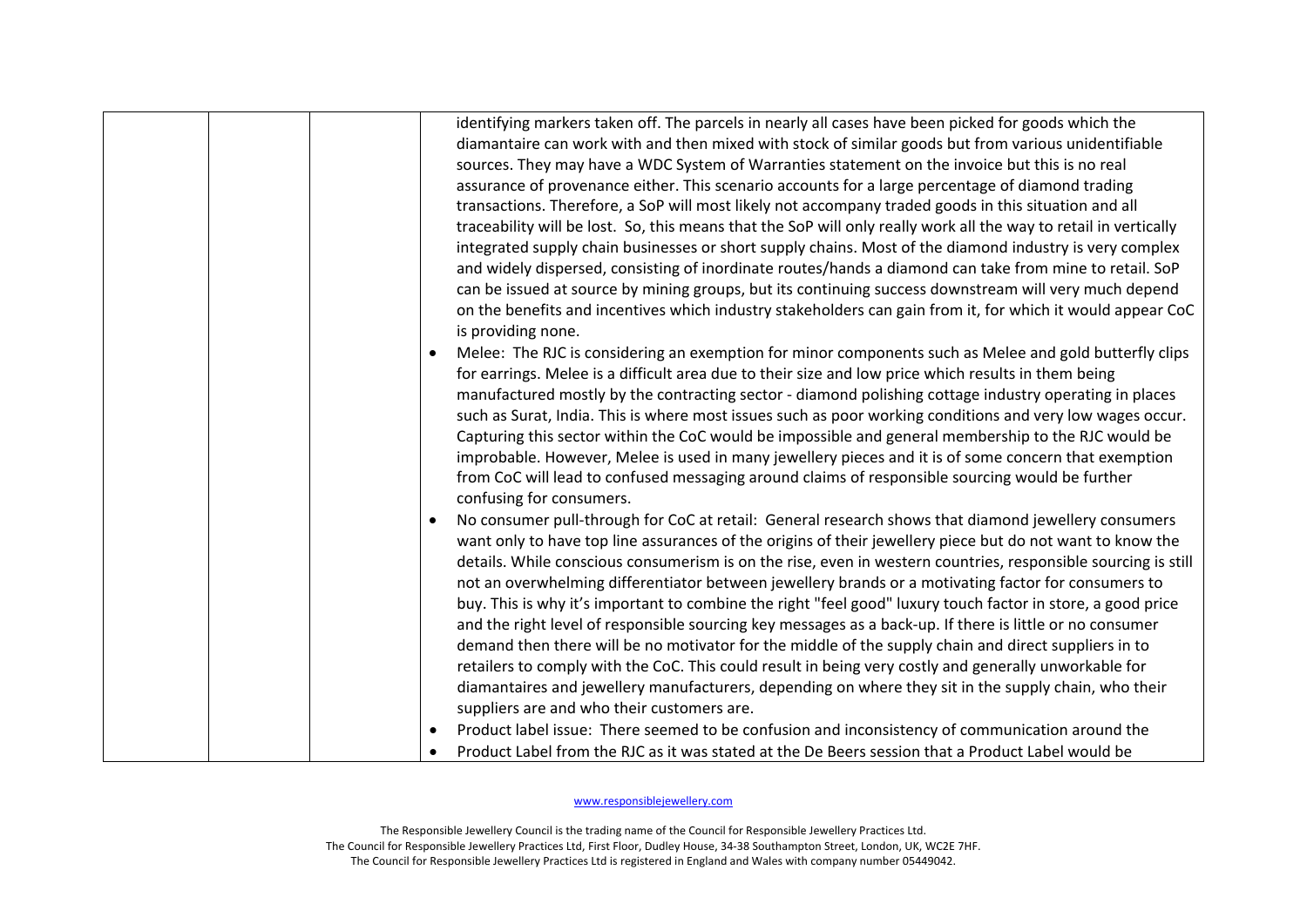| | | | identifying markers taken off. The parcels in nearly all cases have been picked for goods which the diamantaire can work with and then mixed with stock of similar goods but from various unidentifiable sources. They may have a WDC System of Warranties statement on the invoice but this is no real assurance of provenance either. This scenario accounts for a large percentage of diamond trading transactions. Therefore, a SoP will most likely not accompany traded goods in this situation and all traceability will be lost. So, this means that the SoP will only really work all the way to retail in vertically integrated supply chain businesses or short supply chains. Most of the diamond industry is very complex and widely dispersed, consisting of inordinate routes/hands a diamond can take from mine to retail. SoP can be issued at source by mining groups, but its continuing success downstream will very much depend on the benefits and incentives which industry stakeholders can gain from it, for which it would appear CoC is providing none.<br>• Melee: The RJC is considering an exemption for minor components such as Melee and gold butterfly clips for earrings. Melee is a difficult area due to their size and low price which results in them being manufactured mostly by the contracting sector - diamond polishing cottage industry operating in places such as Surat, India. This is where most issues such as poor working conditions and very low wages occur. Capturing this sector within the CoC would be impossible and general membership to the RJC would be improbable. However, Melee is used in many jewellery pieces and it is of some concern that exemption from CoC will lead to confused messaging around claims of responsible sourcing would be further confusing for consumers.<br>• No consumer pull-through for CoC at retail: General research shows that diamond jewellery consumers want only to have top line assurances of the origins of their jewellery piece but do not want to know the details. While conscious consumerism is on the rise, even in western countries, responsible sourcing is still not an overwhelming differentiator between jewellery brands or a motivating factor for consumers to buy. This is why it's important to combine the right "feel good" luxury touch factor in store, a good price and the right level of responsible sourcing key messages as a back-up. If there is little or no consumer demand then there will be no motivator for the middle of the supply chain and direct suppliers in to retailers to comply with the CoC. This could result in being very costly and generally unworkable for diamantaires and jewellery manufacturers, depending on where they sit in the supply chain, who their suppliers are and who their customers are.<br>• Product label issue: There seemed to be confusion and inconsistency of communication around the<br>• Product Label from the RJC as it was stated at the De Beers session that a Product Label would be |
|---|---|---|---|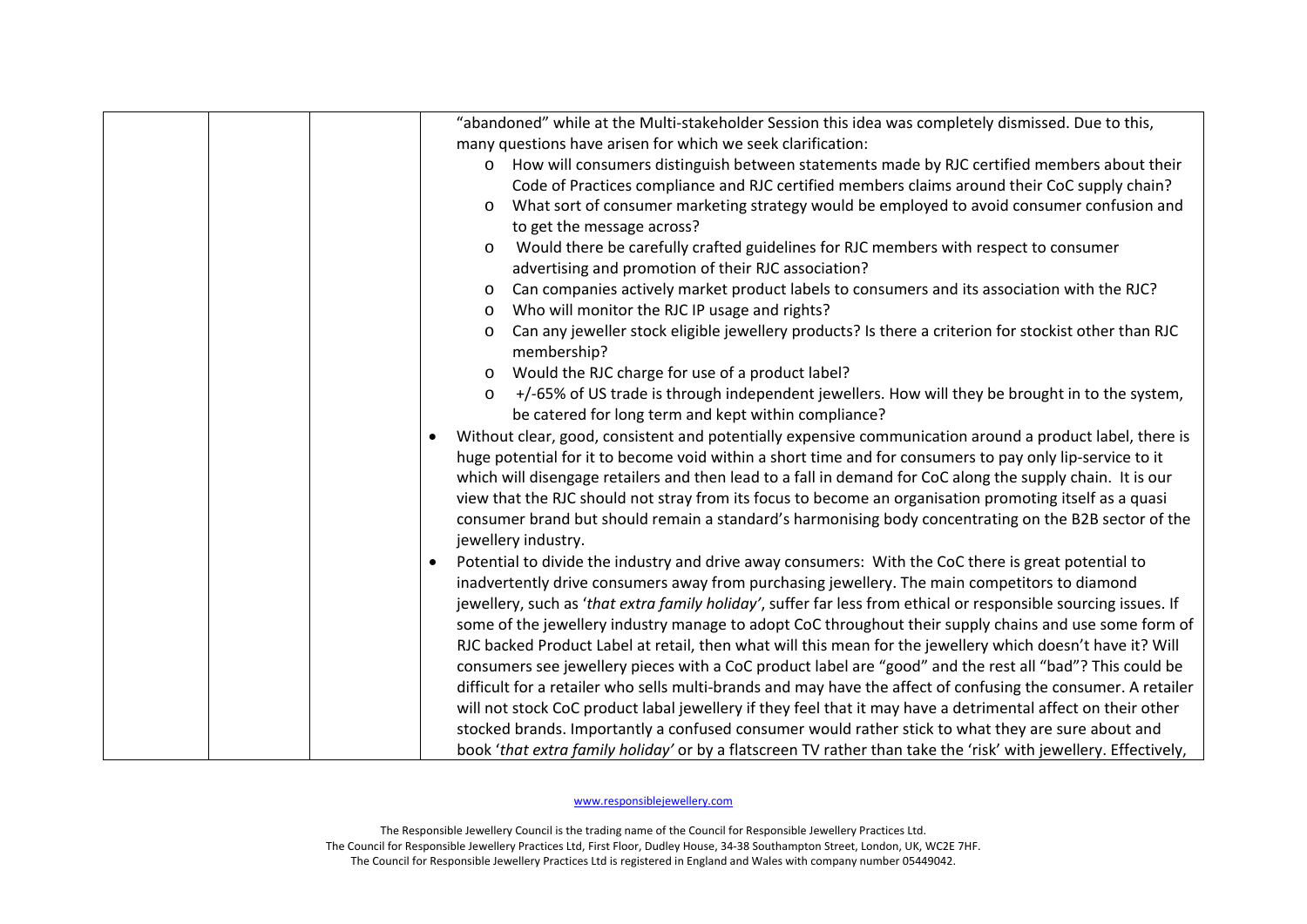| | | | "abandoned" while at the Multi-stakeholder Session this idea was completely dismissed. Due to this, many questions have arisen for which we seek clarification:<br>o How will consumers distinguish between statements made by RJC certified members about their Code of Practices compliance and RJC certified members claims around their CoC supply chain?<br>o What sort of consumer marketing strategy would be employed to avoid consumer confusion and to get the message across?<br>o Would there be carefully crafted guidelines for RJC members with respect to consumer advertising and promotion of their RJC association?<br>o Can companies actively market product labels to consumers and its association with the RJC?<br>o Who will monitor the RJC IP usage and rights?<br>o Can any jeweller stock eligible jewellery products? Is there a criterion for stockist other than RJC membership?<br>o Would the RJC charge for use of a product label?<br>o +/-65% of US trade is through independent jewellers. How will they be brought in to the system, be catered for long term and kept within compliance?<br>• Without clear, good, consistent and potentially expensive communication around a product label, there is huge potential for it to become void within a short time and for consumers to pay only lip-service to it which will disengage retailers and then lead to a fall in demand for CoC along the supply chain. It is our view that the RJC should not stray from its focus to become an organisation promoting itself as a quasi consumer brand but should remain a standard's harmonising body concentrating on the B2B sector of the jewellery industry.<br>• Potential to divide the industry and drive away consumers: With the CoC there is great potential to inadvertently drive consumers away from purchasing jewellery. The main competitors to diamond jewellery, such as '*that extra family holiday*', suffer far less from ethical or responsible sourcing issues. If some of the jewellery industry manage to adopt CoC throughout their supply chains and use some form of RJC backed Product Label at retail, then what will this mean for the jewellery which doesn't have it? Will consumers see jewellery pieces with a CoC product label are "good" and the rest all "bad"? This could be difficult for a retailer who sells multi-brands and may have the affect of confusing the consumer. A retailer will not stock CoC product labal jewellery if they feel that it may have a detrimental affect on their other stocked brands. Importantly a confused consumer would rather stick to what they are sure about and book '*that extra family holiday'* or by a flatscreen TV rather than take the 'risk' with jewellery. Effectively, |
|---|---|---|---|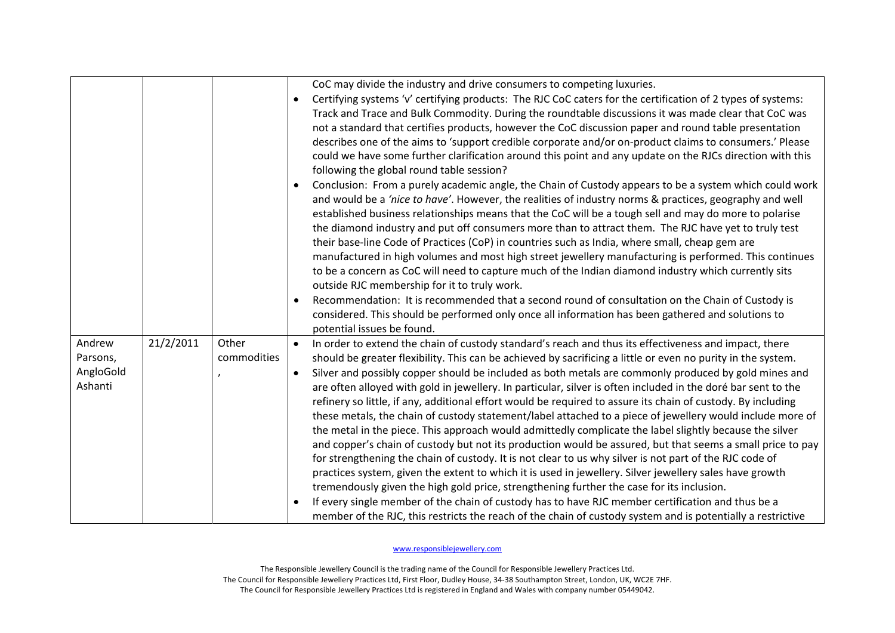| | | | |
|---|---|---|---|
| | | | CoC may divide the industry and drive consumers to competing luxuries.<br>• Certifying systems 'v' certifying products: The RJC CoC caters for the certification of 2 types of systems: Track and Trace and Bulk Commodity. During the roundtable discussions it was made clear that CoC was not a standard that certifies products, however the CoC discussion paper and round table presentation describes one of the aims to 'support credible corporate and/or on-product claims to consumers.' Please could we have some further clarification around this point and any update on the RJCs direction with this following the global round table session?<br>• Conclusion: From a purely academic angle, the Chain of Custody appears to be a system which could work and would be a *'nice to have'*. However, the realities of industry norms & practices, geography and well established business relationships means that the CoC will be a tough sell and may do more to polarise the diamond industry and put off consumers more than to attract them. The RJC have yet to truly test their base-line Code of Practices (CoP) in countries such as India, where small, cheap gem are manufactured in high volumes and most high street jewellery manufacturing is performed. This continues to be a concern as CoC will need to capture much of the Indian diamond industry which currently sits outside RJC membership for it to truly work.<br>• Recommendation: It is recommended that a second round of consultation on the Chain of Custody is considered. This should be performed only once all information has been gathered and solutions to potential issues be found. |
| Andrew Parsons, AngloGold Ashanti | 21/2/2011 | Other commodities , | • In order to extend the chain of custody standard's reach and thus its effectiveness and impact, there should be greater flexibility. This can be achieved by sacrificing a little or even no purity in the system.<br>• Silver and possibly copper should be included as both metals are commonly produced by gold mines and are often alloyed with gold in jewellery. In particular, silver is often included in the doré bar sent to the refinery so little, if any, additional effort would be required to assure its chain of custody. By including these metals, the chain of custody statement/label attached to a piece of jewellery would include more of the metal in the piece. This approach would admittedly complicate the label slightly because the silver and copper's chain of custody but not its production would be assured, but that seems a small price to pay for strengthening the chain of custody. It is not clear to us why silver is not part of the RJC code of practices system, given the extent to which it is used in jewellery. Silver jewellery sales have growth tremendously given the high gold price, strengthening further the case for its inclusion.<br>• If every single member of the chain of custody has to have RJC member certification and thus be a member of the RJC, this restricts the reach of the chain of custody system and is potentially a restrictive |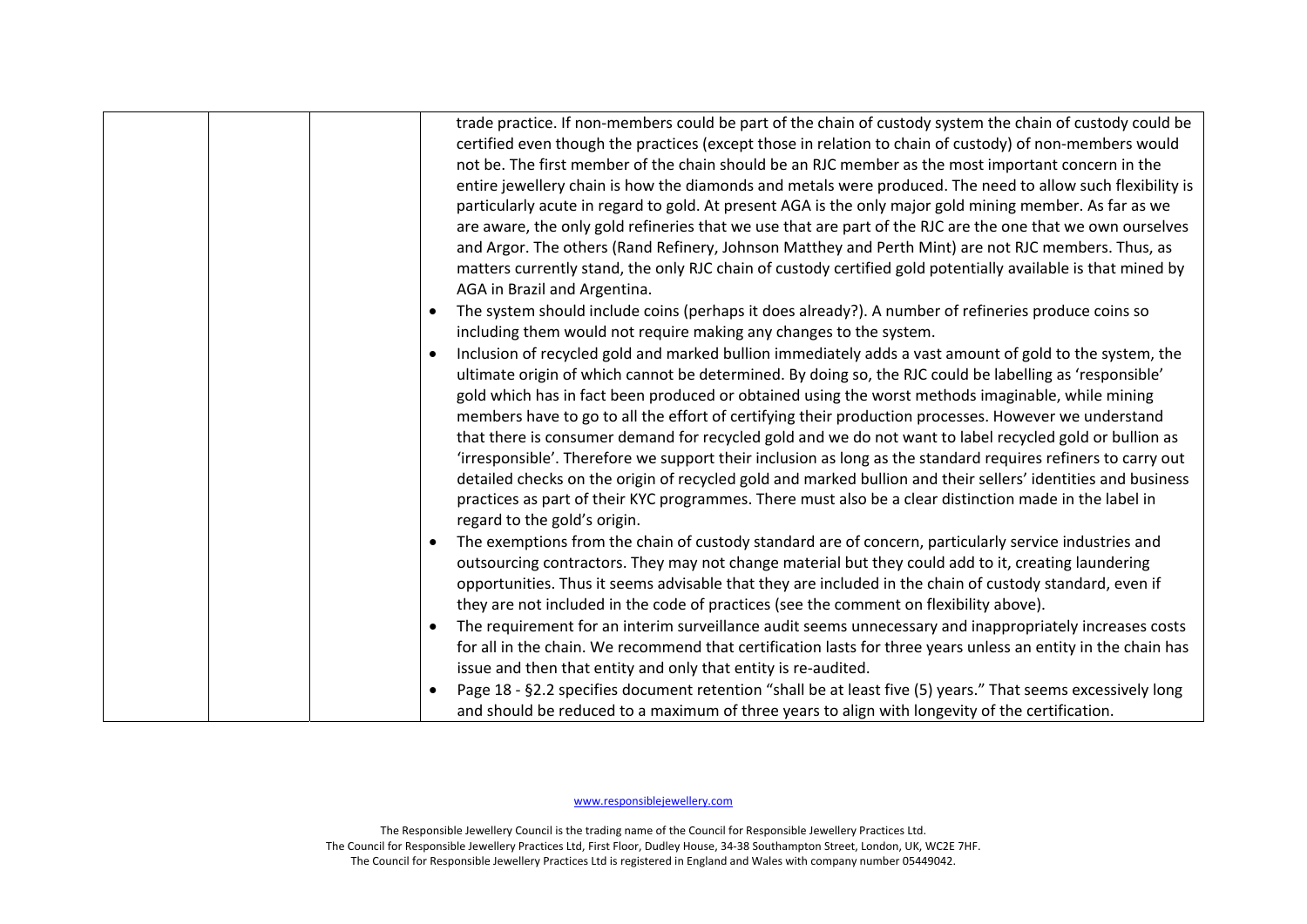| | | | |
|---|---|---|---|
| | | | trade practice. If non-members could be part of the chain of custody system the chain of custody could be certified even though the practices (except those in relation to chain of custody) of non-members would not be. The first member of the chain should be an RJC member as the most important concern in the entire jewellery chain is how the diamonds and metals were produced. The need to allow such flexibility is particularly acute in regard to gold. At present AGA is the only major gold mining member. As far as we are aware, the only gold refineries that we use that are part of the RJC are the one that we own ourselves and Argor. The others (Rand Refinery, Johnson Matthey and Perth Mint) are not RJC members. Thus, as matters currently stand, the only RJC chain of custody certified gold potentially available is that mined by AGA in Brazil and Argentina.<br>• The system should include coins (perhaps it does already?). A number of refineries produce coins so including them would not require making any changes to the system.<br>• Inclusion of recycled gold and marked bullion immediately adds a vast amount of gold to the system, the ultimate origin of which cannot be determined. By doing so, the RJC could be labelling as 'responsible' gold which has in fact been produced or obtained using the worst methods imaginable, while mining members have to go to all the effort of certifying their production processes. However we understand that there is consumer demand for recycled gold and we do not want to label recycled gold or bullion as 'irresponsible'. Therefore we support their inclusion as long as the standard requires refiners to carry out detailed checks on the origin of recycled gold and marked bullion and their sellers' identities and business practices as part of their KYC programmes. There must also be a clear distinction made in the label in regard to the gold's origin.<br>• The exemptions from the chain of custody standard are of concern, particularly service industries and outsourcing contractors. They may not change material but they could add to it, creating laundering opportunities. Thus it seems advisable that they are included in the chain of custody standard, even if they are not included in the code of practices (see the comment on flexibility above).<br>• The requirement for an interim surveillance audit seems unnecessary and inappropriately increases costs for all in the chain. We recommend that certification lasts for three years unless an entity in the chain has issue and then that entity and only that entity is re-audited.<br>• Page 18 - §2.2 specifies document retention "shall be at least five (5) years." That seems excessively long and should be reduced to a maximum of three years to align with longevity of the certification. |